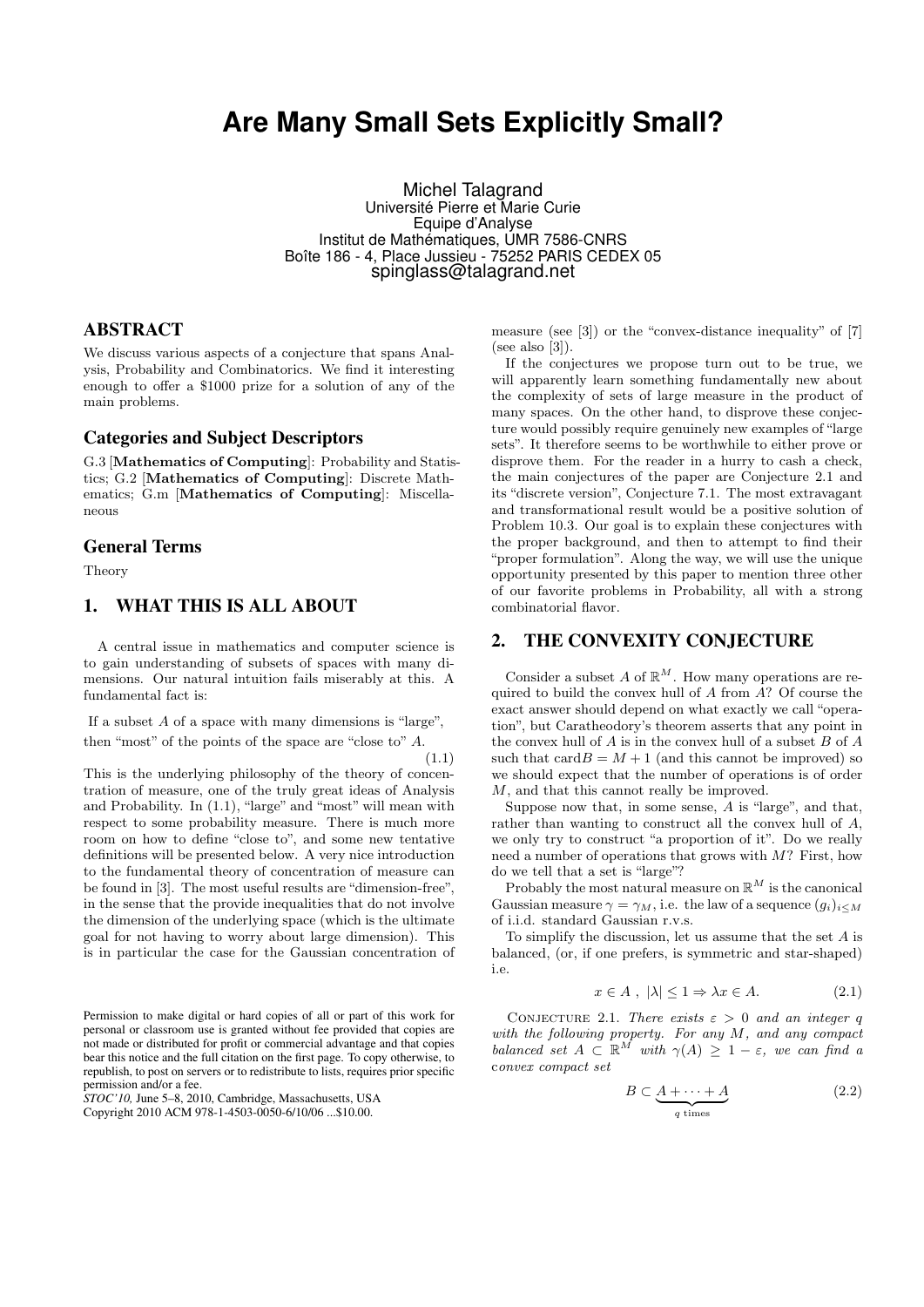# Are Many Small Sets Explicitly Small?

Michel Talagrand
Université Pierre et Marie Curie
Equipe d'Analyse
Institut de Mathématiques, UMR 7586-CNRS
Boîte 186 - 4, Place Jussieu - 75252 PARIS CEDEX 05
spinglass@talagrand.net

## ABSTRACT

We discuss various aspects of a conjecture that spans Analysis, Probability and Combinatorics. We find it interesting enough to offer a $1000 prize for a solution of any of the main problems.

### Categories and Subject Descriptors

G.3 [**Mathematics of Computing**]: Probability and Statistics; G.2 [**Mathematics of Computing**]: Discrete Mathematics; G.m [**Mathematics of Computing**]: Miscellaneous

### General Terms

Theory

## 1. WHAT THIS IS ALL ABOUT

A central issue in mathematics and computer science is to gain understanding of subsets of spaces with many dimensions. Our natural intuition fails miserably at this. A fundamental fact is:

If a subset $A$ of a space with many dimensions is "large", then "most" of the points of the space are "close to" $A$. (1.1)

This is the underlying philosophy of the theory of concentration of measure, one of the truly great ideas of Analysis and Probability. In (1.1), "large" and "most" will mean with respect to some probability measure. There is much more room on how to define "close to", and some new tentative definitions will be presented below. A very nice introduction to the fundamental theory of concentration of measure can be found in [3]. The most useful results are "dimension-free", in the sense that the provide inequalities that do not involve the dimension of the underlying space (which is the ultimate goal for not having to worry about large dimension). This is in particular the case for the Gaussian concentration of measure (see [3]) or the "convex-distance inequality" of [7] (see also [3]).

If the conjectures we propose turn out to be true, we will apparently learn something fundamentally new about the complexity of sets of large measure in the product of many spaces. On the other hand, to disprove these conjecture would possibly require genuinely new examples of "large sets". It therefore seems to be worthwhile to either prove or disprove them. For the reader in a hurry to cash a check, the main conjectures of the paper are Conjecture 2.1 and its "discrete version", Conjecture 7.1. The most extravagant and transformational result would be a positive solution of Problem 10.3. Our goal is to explain these conjectures with the proper background, and then to attempt to find their "proper formulation". Along the way, we will use the unique opportunity presented by this paper to mention three other of our favorite problems in Probability, all with a strong combinatorial flavor.

## 2. THE CONVEXITY CONJECTURE

Consider a subset $A$ of $\mathbb{R}^M$. How many operations are required to build the convex hull of $A$ from $A$? Of course the exact answer should depend on what exactly we call "operation", but Caratheodory's theorem asserts that any point in the convex hull of $A$ is in the convex hull of a subset $B$ of $A$ such that $\mathrm{card}B = M + 1$ (and this cannot be improved) so we should expect that the number of operations is of order $M$, and that this cannot really be improved.

Suppose now that, $A$ is "large", and that, rather than wanting to construct all the convex hull of $A$, we only try to construct "a proportion of it". Do we really need a number of operations that grows with $M$? First, how do we tell that a set is "large"?

Probably the most natural measure on $\mathbb{R}^M$ is the canonical Gaussian measure $\gamma = \gamma_M$, i.e. the law of a sequence $(g_i)_{i \le M}$ of i.i.d. standard Gaussian r.v.s.

To simplify the discussion, let us assume that the set $A$ is balanced, (or, if one prefers, is symmetric and star-shaped) i.e.

$$x \in A \ , \ |\lambda| \le 1 \Rightarrow \lambda x \in A. \tag{2.1}$$

Conjecture 2.1. *There exists $\varepsilon > 0$ and an integer $q$ with the following property. For any $M$, and any compact balanced set $A \subset \mathbb{R}^M$ with $\gamma(A) \ge 1 - \varepsilon$, we can find a convex compact set*

$$B \subset \underbrace{A + \cdots + A}_{q \text{ times}} \tag{2.2}$$

Permission to make digital or hard copies of all or part of this work for personal or classroom use is granted without fee provided that copies are not made or distributed for profit or commercial advantage and that copies bear this notice and the full citation on the first page. To copy otherwise, to republish, to post on servers or to redistribute to lists, requires prior specific permission and/or a fee.
*STOC'10,* June 5–8, 2010, Cambridge, Massachusetts, USA
Copyright 2010 ACM 978-1-4503-0050-6/10/06 ...$10.00.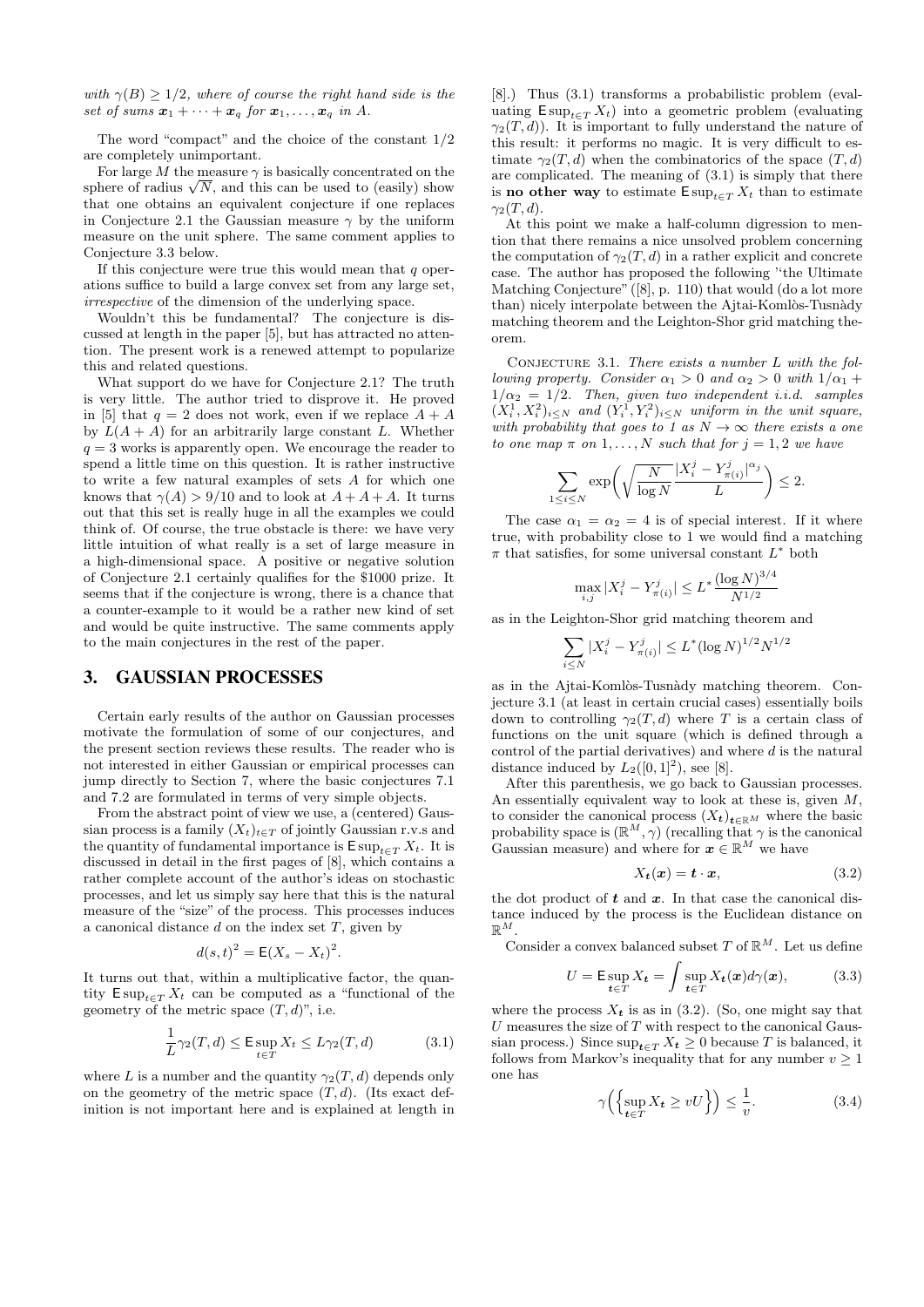*with $\gamma(B) \geq 1/2$, where of course the right hand side is the set of sums $\boldsymbol{x}_1 + \cdots + \boldsymbol{x}_q$ for $\boldsymbol{x}_1, \ldots, \boldsymbol{x}_q$ in $A$.*

The word "compact" and the choice of the constant $1/2$ are completely unimportant.

For large $M$ the measure $\gamma$ is basically concentrated on the sphere of radius $\sqrt{N}$, and this can be used to (easily) show that one obtains an equivalent conjecture if one replaces in Conjecture 2.1 the Gaussian measure $\gamma$ by the uniform measure on the unit sphere. The same comment applies to Conjecture 3.3 below.

If this conjecture were true this would mean that $q$ operations suffice to build a large convex set from any large set, *irrespective* of the dimension of the underlying space.

Wouldn't this be fundamental? The conjecture is discussed at length in the paper [5], but has attracted no attention. The present work is a renewed attempt to popularize this and related questions.

What support do we have for Conjecture 2.1? The truth is very little. The author tried to disprove it. He proved in [5] that $q = 2$ does not work, even if we replace $A + A$ by $L(A + A)$ for an arbitrarily large constant $L$. Whether $q = 3$ works is apparently open. We encourage the reader to spend a little time on this question. It is rather instructive to write a few natural examples of sets $A$ for which one knows that $\gamma(A) > 9/10$ and to look at $A + A + A$. It turns out that this set is really huge in all the examples we could think of. Of course, the true obstacle is there: we have very little intuition of what really is a set of large measure in a high-dimensional space. A positive or negative solution of Conjecture 2.1 certainly qualifies for the \$1000 prize. It seems that if the conjecture is wrong, there is a chance that a counter-example to it would be a rather new kind of set and would be quite instructive. The same comments apply to the main conjectures in the rest of the paper.

## 3. GAUSSIAN PROCESSES

Certain early results of the author on Gaussian processes motivate the formulation of some of our conjectures, and the present section reviews these results. The reader who is not interested in either Gaussian or empirical processes can jump directly to Section 7, where the basic conjectures 7.1 and 7.2 are formulated in terms of very simple objects.

From the abstract point of view we use, a (centered) Gaussian process is a family $(X_t)_{t \in T}$ of jointly Gaussian r.v.s and the quantity of fundamental importance is $\mathsf{E} \sup_{t \in T} X_t$. It is discussed in detail in the first pages of [8], which contains a rather complete account of the author's ideas on stochastic processes, and let us simply say here that this is the natural measure of the "size" of the process. This processes induces a canonical distance $d$ on the index set $T$, given by

$$d(s,t)^2 = \mathsf{E}(X_s - X_t)^2.$$

It turns out that, within a multiplicative factor, the quantity $\mathsf{E} \sup_{t \in T} X_t$ can be computed as a "functional of the geometry of the metric space $(T, d)$", i.e.

$$\frac{1}{L}\gamma_2(T,d) \leq \mathsf{E} \sup_{t \in T} X_t \leq L\gamma_2(T,d) \tag{3.1}$$

where $L$ is a number and the quantity $\gamma_2(T, d)$ depends only on the geometry of the metric space $(T, d)$. (Its exact definition is not important here and is explained at length in [8].) Thus (3.1) transforms a probabilistic problem (evaluating $\mathsf{E} \sup_{t \in T} X_t$) into a geometric problem (evaluating $\gamma_2(T, d)$). It is important to fully understand the nature of this result: it performs no magic. It is very difficult to estimate $\gamma_2(T, d)$ when the combinatorics of the space $(T, d)$ are complicated. The meaning of (3.1) is simply that there is **no other way** to estimate $\mathsf{E} \sup_{t \in T} X_t$ than to estimate $\gamma_2(T, d)$.

At this point we make a half-column digression to mention that there remains a nice unsolved problem concerning the computation of $\gamma_2(T, d)$ in a rather explicit and concrete case. The author has proposed the following "the Ultimate Matching Conjecture" ([8], p. 110) that would (do a lot more than) nicely interpolate between the Ajtai-Komlòs-Tusnàdy matching theorem and the Leighton-Shor grid matching theorem.

Conjecture 3.1. *There exists a number $L$ with the following property. Consider $\alpha_1 > 0$ and $\alpha_2 > 0$ with $1/\alpha_1 + 1/\alpha_2 = 1/2$. Then, given two independent i.i.d. samples $(X_i^1, X_i^2)_{i \leq N}$ and $(Y_i^1, Y_i^2)_{i \leq N}$ uniform in the unit square, with probability that goes to 1 as $N \to \infty$ there exists a one to one map $\pi$ on $1, \ldots, N$ such that for $j = 1, 2$ we have*

$$\sum_{1 \leq i \leq N} \exp\left(\sqrt{\frac{N}{\log N}} \frac{|X_i^j - Y_{\pi(i)}^j|^{\alpha_j}}{L}\right) \leq 2.$$

The case $\alpha_1 = \alpha_2 = 4$ is of special interest. If it where true, with probability close to 1 we would find a matching $\pi$ that satisfies, for some universal constant $L^*$ both

$$\max_{i,j} |X_i^j - Y_{\pi(i)}^j| \leq L^* \frac{(\log N)^{3/4}}{N^{1/2}}$$

as in the Leighton-Shor grid matching theorem and

$$\sum_{i \leq N} |X_i^j - Y_{\pi(i)}^j| \leq L^* (\log N)^{1/2} N^{1/2}$$

as in the Ajtai-Komlòs-Tusnàdy matching theorem. Conjecture 3.1 (at least in certain crucial cases) essentially boils down to controlling $\gamma_2(T, d)$ where $T$ is a certain class of functions on the unit square (which is defined through a control of the partial derivatives) and where $d$ is the natural distance induced by $L_2([0, 1]^2)$, see [8].

After this parenthesis, we go back to Gaussian processes. An essentially equivalent way to look at these is, given $M$, to consider the canonical process $(X_{\boldsymbol{t}})_{\boldsymbol{t} \in \mathbb{R}^M}$ where the basic probability space is $(\mathbb{R}^M, \gamma)$ (recalling that $\gamma$ is the canonical Gaussian measure) and where for $\boldsymbol{x} \in \mathbb{R}^M$ we have

$$X_{\boldsymbol{t}}(\boldsymbol{x}) = \boldsymbol{t} \cdot \boldsymbol{x}, \tag{3.2}$$

the dot product of $\boldsymbol{t}$ and $\boldsymbol{x}$. In that case the canonical distance induced by the process is the Euclidean distance on $\mathbb{R}^M$.

Consider a convex balanced subset $T$ of $\mathbb{R}^M$. Let us define

$$U = \mathsf{E} \sup_{\boldsymbol{t} \in T} X_{\boldsymbol{t}} = \int \sup_{\boldsymbol{t} \in T} X_{\boldsymbol{t}}(\boldsymbol{x}) d\gamma(\boldsymbol{x}), \tag{3.3}$$

where the process $X_{\boldsymbol{t}}$ is as in (3.2). (So, one might say that $U$ measures the size of $T$ with respect to the canonical Gaussian process.) Since $\sup_{\boldsymbol{t} \in T} X_{\boldsymbol{t}} \geq 0$ because $T$ is balanced, it follows from Markov's inequality that for any number $v \geq 1$ one has

$$\gamma\Big(\Big\{\sup_{\boldsymbol{t} \in T} X_{\boldsymbol{t}} \geq vU\Big\}\Big) \leq \frac{1}{v}. \tag{3.4}$$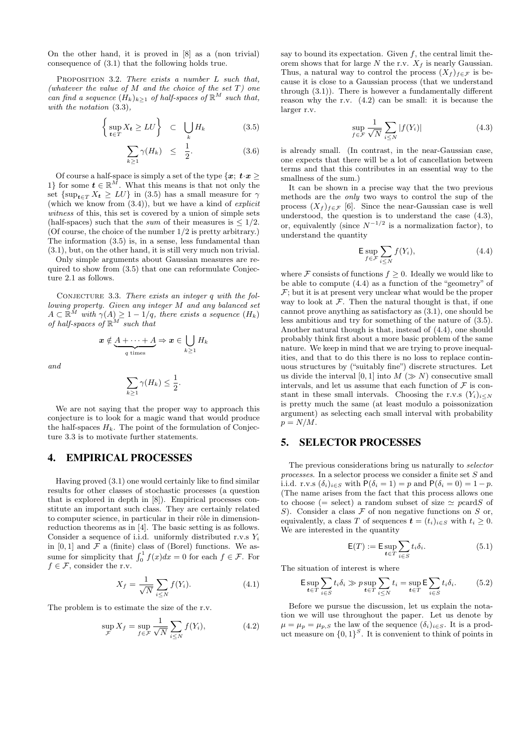On the other hand, it is proved in [8] as a (non trivial) consequence of (3.1) that the following holds true.

Proposition 3.2. *There exists a number $L$ such that, (whatever the value of $M$ and the choice of the set $T$) one can find a sequence $(H_k)_{k\geq 1}$ of half-spaces of $\mathbb{R}^M$ such that, with the notation* (3.3),

$$\left\{\sup_{\boldsymbol{t}\in T} X_{\boldsymbol{t}} \geq LU\right\} \quad \subset \quad \bigcup_k H_k \tag{3.5}$$

$$\sum_{k\geq 1}\gamma(H_k) \quad \leq \quad \frac{1}{2}. \tag{3.6}$$

Of course a half-space is simply a set of the type $\{\boldsymbol{x};\ \boldsymbol{t}\cdot\boldsymbol{x} \geq 1\}$ for some $\boldsymbol{t}\in\mathbb{R}^M$. What this means is that not only the set $\{\sup_{\boldsymbol{t}\in T} X_{\boldsymbol{t}} \geq LU\}$ in (3.5) has a small measure for $\gamma$ (which we know from (3.4)), but we have a kind of *explicit witness* of this, this set is covered by a union of simple sets (half-spaces) such that the *sum* of their measures is $\leq 1/2$. (Of course, the choice of the number $1/2$ is pretty arbitrary.) The information (3.5) is, in a sense, less fundamental than (3.1), but, on the other hand, it is still very much non trivial.

Only simple arguments about Gaussian measures are required to show from (3.5) that one can reformulate Conjecture 2.1 as follows.

Conjecture 3.3. *There exists an integer $q$ with the following property. Given any integer $M$ and any balanced set $A\subset\mathbb{R}^M$ with $\gamma(A)\geq 1-1/q$, there exists a sequence $(H_k)$ of half-spaces of $\mathbb{R}^M$ such that*

$$\boldsymbol{x}\notin \underbrace{A+\cdots+A}_{q\text{ times}} \Rightarrow \boldsymbol{x}\in\bigcup_{k\geq 1} H_k$$

*and*

$$\sum_{k\geq 1}\gamma(H_k)\leq\frac{1}{2}.$$

We are not saying that the proper way to approach this conjecture is to look for a magic wand that would produce the half-spaces $H_k$. The point of the formulation of Conjecture 3.3 is to motivate further statements.

## 4. EMPIRICAL PROCESSES

Having proved (3.1) one would certainly like to find similar results for other classes of stochastic processes (a question that is explored in depth in [8]). Empirical processes constitute an important such class. They are certainly related to computer science, in particular in their rôle in dimension-reduction theorems as in [4]. The basic setting is as follows. Consider a sequence of i.i.d. uniformly distributed r.v.s $Y_i$ in $[0,1]$ and $\mathcal{F}$ a (finite) class of (Borel) functions. We assume for simplicity that $\int_0^1 f(x)dx = 0$ for each $f\in\mathcal{F}$. For $f\in\mathcal{F}$, consider the r.v.

$$X_f = \frac{1}{\sqrt{N}}\sum_{i\leq N} f(Y_i). \tag{4.1}$$

The problem is to estimate the size of the r.v.

$$\sup_{\mathcal{F}} X_f = \sup_{f\in\mathcal{F}}\frac{1}{\sqrt{N}}\sum_{i\leq N} f(Y_i), \tag{4.2}$$

say to bound its expectation. Given $f$, the central limit theorem shows that for large $N$ the r.v. $X_f$ is nearly Gaussian. Thus, a natural way to control the process $(X_f)_{f\in\mathcal{F}}$ is because it is close to a Gaussian process (that we understand through (3.1)). There is however a fundamentally different reason why the r.v. (4.2) can be small: it is because the larger r.v.

$$\sup_{f\in\mathcal{F}}\frac{1}{\sqrt{N}}\sum_{i\leq N}|f(Y_i)| \tag{4.3}$$

is already small. (In contrast, in the near-Gaussian case, one expects that there will be a lot of cancellation between terms and that this contributes in an essential way to the smallness of the sum.)

It can be shown in a precise way that the two previous methods are the *only* two ways to control the sup of the process $(X_f)_{f\in\mathcal{F}}$ [6]. Since the near-Gaussian case is well understood, the question is to understand the case (4.3), or, equivalently (since $N^{-1/2}$ is a normalization factor), to understand the quantity

$$\mathsf{E}\sup_{f\in\mathcal{F}}\sum_{i\leq N} f(Y_i), \tag{4.4}$$

where $\mathcal{F}$ consists of functions $f\geq 0$. Ideally we would like to be able to compute (4.4) as a function of the "geometry" of $\mathcal{F}$; but it is at present very unclear what would be the proper way to look at $\mathcal{F}$. Then the natural thought is that, if one cannot prove anything as satisfactory as (3.1), one should be less ambitious and try for something of the nature of (3.5). Another natural though is that, instead of (4.4), one should probably think first about a more basic problem of the same nature. We keep in mind that we are trying to prove inequalities, and that to do this there is no loss to replace continuous structures by ("suitably fine") discrete structures. Let us divide the interval $[0,1]$ into $M$ ($\gg N$) consecutive small intervals, and let us assume that each function of $\mathcal{F}$ is constant in these small intervals. Choosing the r.v.s $(Y_i)_{i\leq N}$ is pretty much the same (at least modulo a poissonization argument) as selecting each small interval with probability $p = N/M$.

## 5. SELECTOR PROCESSES

The previous considerations bring us naturally to *selector processes*. In a selector process we consider a finite set $S$ and i.i.d. r.v.s $(\delta_i)_{i\in S}$ with $\mathsf{P}(\delta_i = 1) = p$ and $\mathsf{P}(\delta_i = 0) = 1-p$. (The name arises from the fact that this process allows one to choose (= select) a random subset of size $\simeq p\,\mathrm{card}S$ of $S$). Consider a class $\mathcal{F}$ of non negative functions on $S$ or, equivalently, a class $T$ of sequences $\boldsymbol{t} = (t_i)_{i\in S}$ with $t_i\geq 0$. We are interested in the quantity

$$\mathsf{E}(T) := \mathsf{E}\sup_{\boldsymbol{t}\in T}\sum_{i\in S} t_i\delta_i. \tag{5.1}$$

The situation of interest is where

$$\mathsf{E}\sup_{\boldsymbol{t}\in T}\sum_{i\in S} t_i\delta_i \gg p\sup_{\boldsymbol{t}\in T}\sum_{i\leq N} t_i = \sup_{\boldsymbol{t}\in T}\mathsf{E}\sum_{i\in S} t_i\delta_i. \tag{5.2}$$

Before we pursue the discussion, let us explain the notation we will use throughout the paper. Let us denote by $\mu = \mu_p = \mu_{p,S}$ the law of the sequence $(\delta_i)_{i\in S}$. It is a product measure on $\{0,1\}^S$. It is convenient to think of points in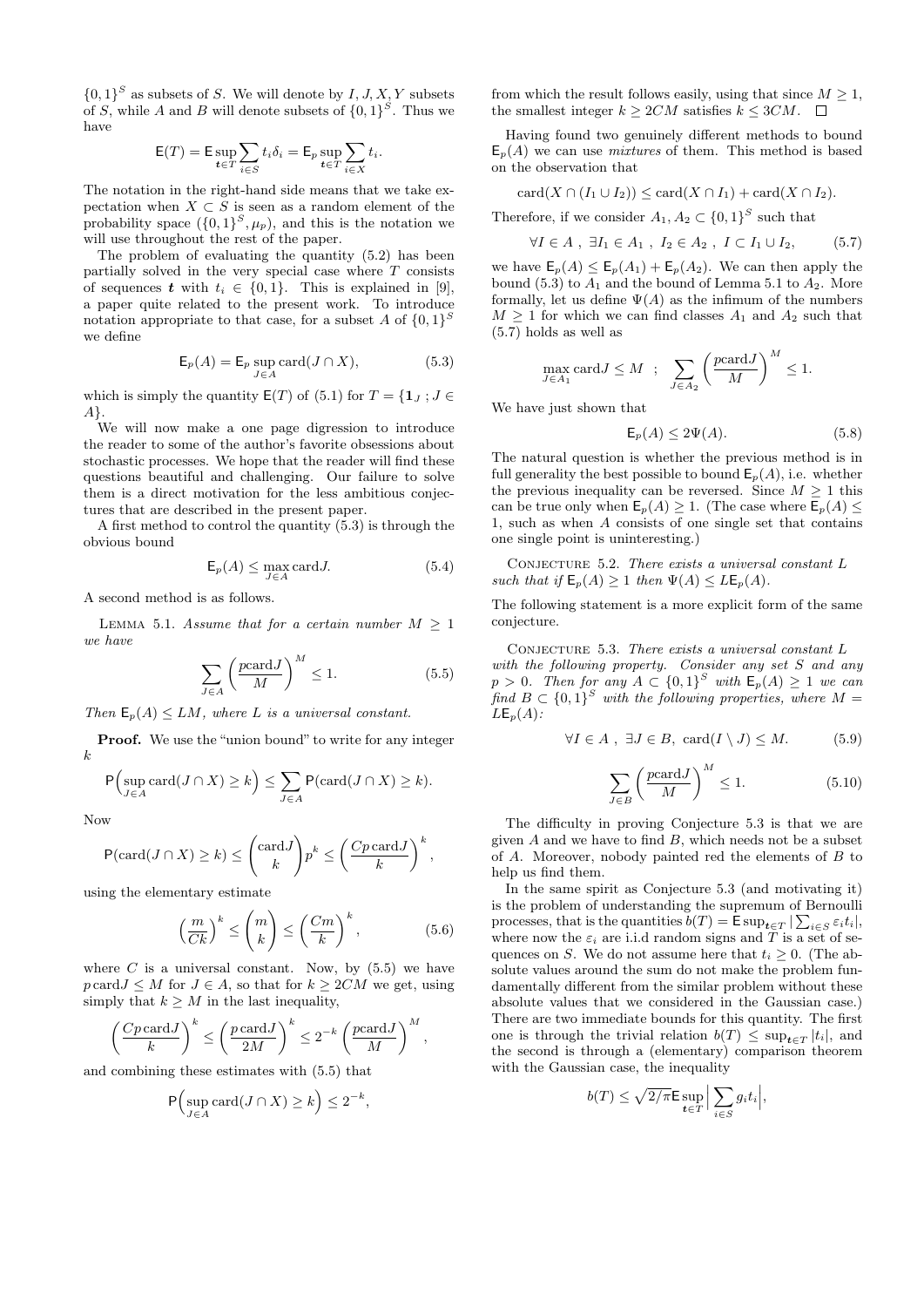$\{0,1\}^S$ as subsets of $S$. We will denote by $I, J, X, Y$ subsets of $S$, while $A$ and $B$ will denote subsets of $\{0,1\}^S$. Thus we have

$$\mathsf{E}(T) = \mathsf{E}\sup_{\boldsymbol{t}\in T}\sum_{i\in S} t_i\delta_i = \mathsf{E}_p \sup_{\boldsymbol{t}\in T}\sum_{i\in X} t_i.$$

The notation in the right-hand side means that we take expectation when $X \subset S$ is seen as a random element of the probability space $(\{0,1\}^S, \mu_p)$, and this is the notation we will use throughout the rest of the paper.

The problem of evaluating the quantity (5.2) has been partially solved in the very special case where $T$ consists of sequences $\boldsymbol{t}$ with $t_i \in \{0,1\}$. This is explained in [9], a paper quite related to the present work. To introduce notation appropriate to that case, for a subset $A$ of $\{0,1\}^S$ we define

$$\mathsf{E}_p(A) = \mathsf{E}_p \sup_{J\in A} \operatorname{card}(J\cap X), \tag{5.3}$$

which is simply the quantity $\mathsf{E}(T)$ of (5.1) for $T = \{\mathbf{1}_J \; ; J \in A\}$.

We will now make a one page digression to introduce the reader to some of the author's favorite obsessions about stochastic processes. We hope that the reader will find these questions beautiful and challenging. Our failure to solve them is a direct motivation for the less ambitious conjectures that are described in the present paper.

A first method to control the quantity (5.3) is through the obvious bound

$$\mathsf{E}_p(A) \le \max_{J\in A} \operatorname{card} J. \tag{5.4}$$

A second method is as follows.

Lemma 5.1. *Assume that for a certain number $M \ge 1$ we have*

$$\sum_{J\in A}\left(\frac{p\operatorname{card}J}{M}\right)^M \le 1. \tag{5.5}$$

*Then $\mathsf{E}_p(A) \le LM$, where $L$ is a universal constant.*

**Proof.** We use the "union bound" to write for any integer $k$

$$\mathsf{P}\Big(\sup_{J\in A}\operatorname{card}(J\cap X)\ge k\Big) \le \sum_{J\in A}\mathsf{P}(\operatorname{card}(J\cap X)\ge k).$$

Now

$$\mathsf{P}(\operatorname{card}(J\cap X)\ge k) \le \binom{\operatorname{card}J}{k}p^k \le \left(\frac{Cp\operatorname{card}J}{k}\right)^k,$$

using the elementary estimate

$$\left(\frac{m}{Ck}\right)^k \le \binom{m}{k} \le \left(\frac{Cm}{k}\right)^k, \tag{5.6}$$

where $C$ is a universal constant. Now, by (5.5) we have $p\operatorname{card}J \le M$ for $J\in A$, so that for $k \ge 2CM$ we get, using simply that $k\ge M$ in the last inequality,

$$\left(\frac{Cp\operatorname{card}J}{k}\right)^k \le \left(\frac{p\operatorname{card}J}{2M}\right)^k \le 2^{-k}\left(\frac{p\operatorname{card}J}{M}\right)^M,$$

and combining these estimates with (5.5) that

$$\mathsf{P}\Big(\sup_{J\in A}\operatorname{card}(J\cap X)\ge k\Big) \le 2^{-k},$$

from which the result follows easily, using that since $M\ge 1$, the smallest integer $k \ge 2CM$ satisfies $k \le 3CM$. $\square$

Having found two genuinely different methods to bound $\mathsf{E}_p(A)$ we can use *mixtures* of them. This method is based on the observation that

$$\operatorname{card}(X\cap(I_1\cup I_2)) \le \operatorname{card}(X\cap I_1) + \operatorname{card}(X\cap I_2).$$

Therefore, if we consider $A_1, A_2 \subset \{0,1\}^S$ such that

$$\forall I\in A\;,\;\exists I_1\in A_1\;,\; I_2\in A_2\;,\; I\subset I_1\cup I_2, \tag{5.7}$$

we have $\mathsf{E}_p(A) \le \mathsf{E}_p(A_1) + \mathsf{E}_p(A_2)$. We can then apply the bound (5.3) to $A_1$ and the bound of Lemma 5.1 to $A_2$. More formally, let us define $\Psi(A)$ as the infimum of the numbers $M\ge 1$ for which we can find classes $A_1$ and $A_2$ such that (5.7) holds as well as

$$\max_{J\in A_1}\operatorname{card}J \le M \;\;;\;\; \sum_{J\in A_2}\left(\frac{p\operatorname{card}J}{M}\right)^M \le 1.$$

We have just shown that

$$\mathsf{E}_p(A) \le 2\Psi(A). \tag{5.8}$$

The natural question is whether the previous method is in full generality the best possible to bound $\mathsf{E}_p(A)$, i.e. whether the previous inequality can be reversed. Since $M\ge 1$ this can be true only when $\mathsf{E}_p(A)\ge 1$. (The case where $\mathsf{E}_p(A) \le 1$, such as when $A$ consists of one single set that contains one single point is uninteresting.)

Conjecture 5.2. *There exists a universal constant $L$ such that if $\mathsf{E}_p(A) \ge 1$ then $\Psi(A) \le L\mathsf{E}_p(A)$.*

The following statement is a more explicit form of the same conjecture.

Conjecture 5.3. *There exists a universal constant $L$ with the following property. Consider any set $S$ and any $p>0$. Then for any $A\subset\{0,1\}^S$ with $\mathsf{E}_p(A)\ge 1$ we can find $B\subset\{0,1\}^S$ with the following properties, where $M = L\mathsf{E}_p(A)$:*

$$\forall I\in A\;,\;\exists J\in B,\; \operatorname{card}(I\setminus J)\le M. \tag{5.9}$$

$$\sum_{J\in B}\left(\frac{p\operatorname{card}J}{M}\right)^M \le 1. \tag{5.10}$$

The difficulty in proving Conjecture 5.3 is that we are given $A$ and we have to find $B$, which needs not be a subset of $A$. Moreover, nobody painted red the elements of $B$ to help us find them.

In the same spirit as Conjecture 5.3 (and motivating it) is the problem of understanding the supremum of Bernoulli processes, that is the quantities $b(T) = \mathsf{E}\sup_{\boldsymbol{t}\in T}|\sum_{i\in S}\varepsilon_i t_i|$, where now the $\varepsilon_i$ are i.i.d random signs and $T$ is a set of sequences on $S$. We do not assume here that $t_i \ge 0$. (The absolute values around the sum do not make the problem fundamentally different from the similar problem without these absolute values that we considered in the Gaussian case.) There are two immediate bounds for this quantity. The first one is through the trivial relation $b(T) \le \sup_{\boldsymbol{t}\in T}|t_i|$, and the second is through a (elementary) comparison theorem with the Gaussian case, the inequality

$$b(T) \le \sqrt{2/\pi}\,\mathsf{E}\sup_{\boldsymbol{t}\in T}\Big|\sum_{i\in S} g_i t_i\Big|,$$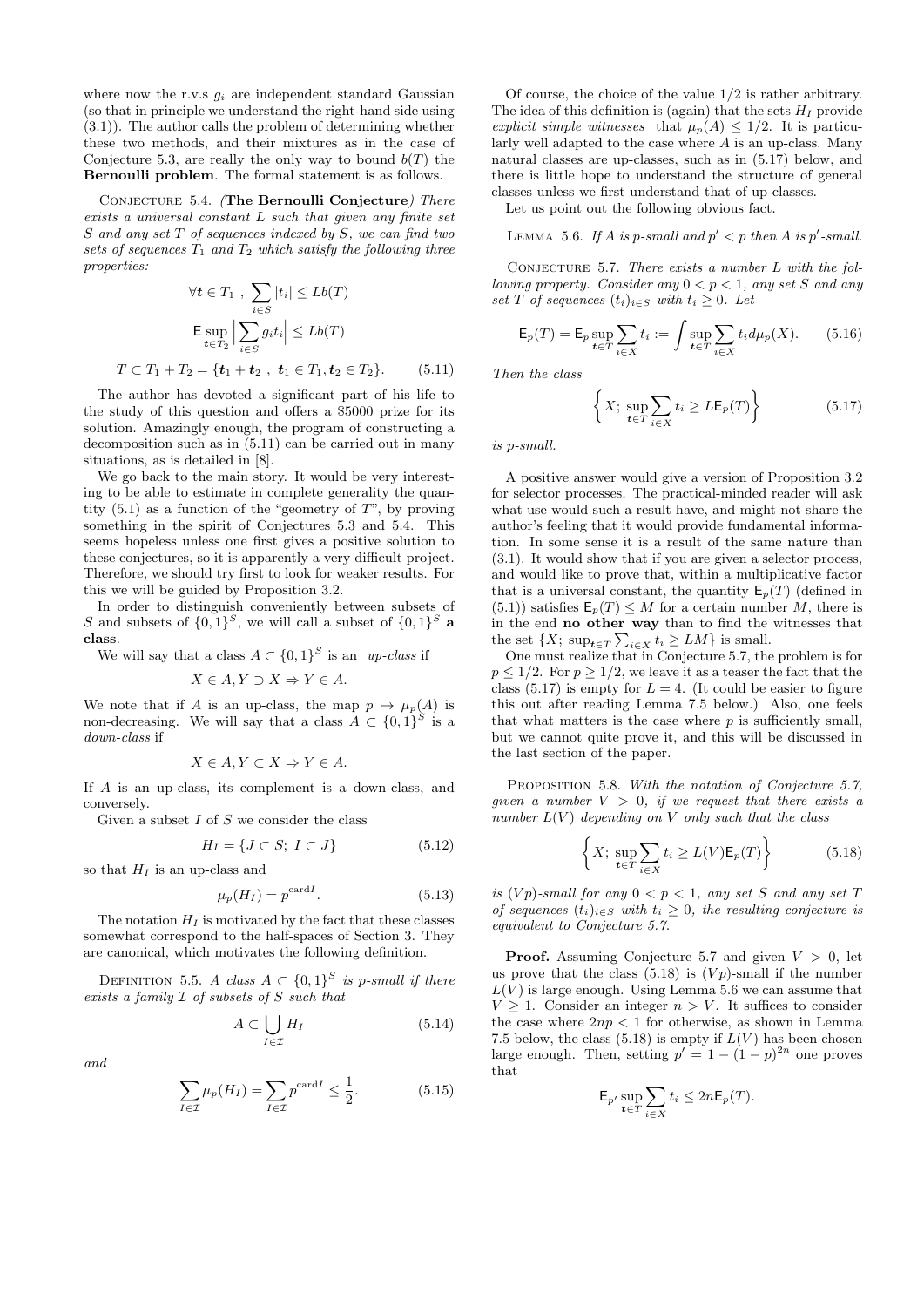where now the r.v.s $g_i$ are independent standard Gaussian (so that in principle we understand the right-hand side using (3.1)). The author calls the problem of determining whether these two methods, and their mixtures as in the case of Conjecture 5.3, are really the only way to bound $b(T)$ the **Bernoulli problem**. The formal statement is as follows.

Conjecture 5.4. *(**The Bernoulli Conjecture**) There exists a universal constant $L$ such that given any finite set $S$ and any set $T$ of sequences indexed by $S$, we can find two sets of sequences $T_1$ and $T_2$ which satisfy the following three properties:*

$$\forall \boldsymbol{t} \in T_1 \ , \ \sum_{i \in S} |t_i| \le Lb(T)$$

$$\mathsf{E} \sup_{\boldsymbol{t} \in T_2} \Big| \sum_{i \in S} g_i t_i \Big| \le Lb(T)$$

$$T \subset T_1 + T_2 = \{ \boldsymbol{t}_1 + \boldsymbol{t}_2 \ , \ \boldsymbol{t}_1 \in T_1, \boldsymbol{t}_2 \in T_2 \}. \tag{5.11}$$

The author has devoted a significant part of his life to the study of this question and offers a \$5000 prize for its solution. Amazingly enough, the program of constructing a decomposition such as in (5.11) can be carried out in many situations, as is detailed in [8].

We go back to the main story. It would be very interesting to be able to estimate in complete generality the quantity (5.1) as a function of the "geometry of $T$", by proving something in the spirit of Conjectures 5.3 and 5.4. This seems hopeless unless one first gives a positive solution to these conjectures, so it is apparently a very difficult project. Therefore, we should try first to look for weaker results. For this we will be guided by Proposition 3.2.

In order to distinguish conveniently between subsets of $S$ and subsets of $\{0,1\}^S$, we will call a subset of $\{0,1\}^S$ **a class**.

We will say that a class $A \subset \{0,1\}^S$ is an *up-class* if

$$X \in A, Y \supset X \Rightarrow Y \in A.$$

We note that if $A$ is an up-class, the map $p \mapsto \mu_p(A)$ is non-decreasing. We will say that a class $A \subset \{0,1\}^S$ is a *down-class* if

$$X \in A, Y \subset X \Rightarrow Y \in A.$$

If $A$ is an up-class, its complement is a down-class, and conversely.

Given a subset $I$ of $S$ we consider the class

$$H_I = \{ J \subset S; \ I \subset J \} \tag{5.12}$$

so that $H_I$ is an up-class and

$$\mu_p(H_I) = p^{\operatorname{card} I}. \tag{5.13}$$

The notation $H_I$ is motivated by the fact that these classes somewhat correspond to the half-spaces of Section 3. They are canonical, which motivates the following definition.

Definition 5.5. *A class $A \subset \{0,1\}^S$ is $p$-small if there exists a family $\mathcal{I}$ of subsets of $S$ such that*

$$A \subset \bigcup_{I \in \mathcal{I}} H_I \tag{5.14}$$

*and*

$$\sum_{I \in \mathcal{I}} \mu_p(H_I) = \sum_{I \in \mathcal{I}} p^{\operatorname{card} I} \le \frac{1}{2}. \tag{5.15}$$

Of course, the choice of the value $1/2$ is rather arbitrary. The idea of this definition is (again) that the sets $H_I$ provide *explicit simple witnesses* that $\mu_p(A) \le 1/2$. It is particularly well adapted to the case where $A$ is an up-class. Many natural classes are up-classes, such as in (5.17) below, and there is little hope to understand the structure of general classes unless we first understand that of up-classes.

Let us point out the following obvious fact.

Lemma 5.6. *If $A$ is $p$-small and $p' < p$ then $A$ is $p'$-small.*

Conjecture 5.7. *There exists a number $L$ with the following property. Consider any $0 < p < 1$, any set $S$ and any set $T$ of sequences $(t_i)_{i \in S}$ with $t_i \ge 0$. Let*

$$\mathsf{E}_p(T) = \mathsf{E}_p \sup_{\boldsymbol{t} \in T} \sum_{i \in X} t_i := \int \sup_{\boldsymbol{t} \in T} \sum_{i \in X} t_i d\mu_p(X). \tag{5.16}$$

*Then the class*

$$\left\{ X; \ \sup_{\boldsymbol{t} \in T} \sum_{i \in X} t_i \ge L \mathsf{E}_p(T) \right\} \tag{5.17}$$

*is $p$-small.*

A positive answer would give a version of Proposition 3.2 for selector processes. The practical-minded reader will ask what use would such a result have, and might not share the author's feeling that it would provide fundamental information. In some sense it is a result of the same nature than (3.1). It would show that if you are given a selector process, and would like to prove that, within a multiplicative factor that is a universal constant, the quantity $\mathsf{E}_p(T)$ (defined in (5.1)) satisfies $\mathsf{E}_p(T) \le M$ for a certain number $M$, there is in the end **no other way** than to find the witnesses that the set $\{X; \ \sup_{\boldsymbol{t} \in T} \sum_{i \in X} t_i \ge LM\}$ is small.

One must realize that in Conjecture 5.7, the problem is for $p \le 1/2$. For $p \ge 1/2$, we leave it as a teaser the fact that the class (5.17) is empty for $L = 4$. (It could be easier to figure this out after reading Lemma 7.5 below.) Also, one feels that what matters is the case where $p$ is sufficiently small, but we cannot quite prove it, and this will be discussed in the last section of the paper.

Proposition 5.8. *With the notation of Conjecture 5.7, given a number $V > 0$, if we request that there exists a number $L(V)$ depending on $V$ only such that the class*

$$\left\{ X; \ \sup_{\boldsymbol{t} \in T} \sum_{i \in X} t_i \ge L(V) \mathsf{E}_p(T) \right\} \tag{5.18}$$

*is $(Vp)$-small for any $0 < p < 1$, any set $S$ and any set $T$ of sequences $(t_i)_{i \in S}$ with $t_i \ge 0$, the resulting conjecture is equivalent to Conjecture 5.7.*

**Proof.** Assuming Conjecture 5.7 and given $V > 0$, let us prove that the class (5.18) is $(Vp)$-small if the number $L(V)$ is large enough. Using Lemma 5.6 we can assume that $V \ge 1$. Consider an integer $n > V$. It suffices to consider the case where $2np < 1$ for otherwise, as shown in Lemma 7.5 below, the class (5.18) is empty if $L(V)$ has been chosen large enough. Then, setting $p' = 1 - (1-p)^{2n}$ one proves that

$$\mathsf{E}_{p'} \sup_{\boldsymbol{t} \in T} \sum_{i \in X} t_i \le 2n \mathsf{E}_p(T).$$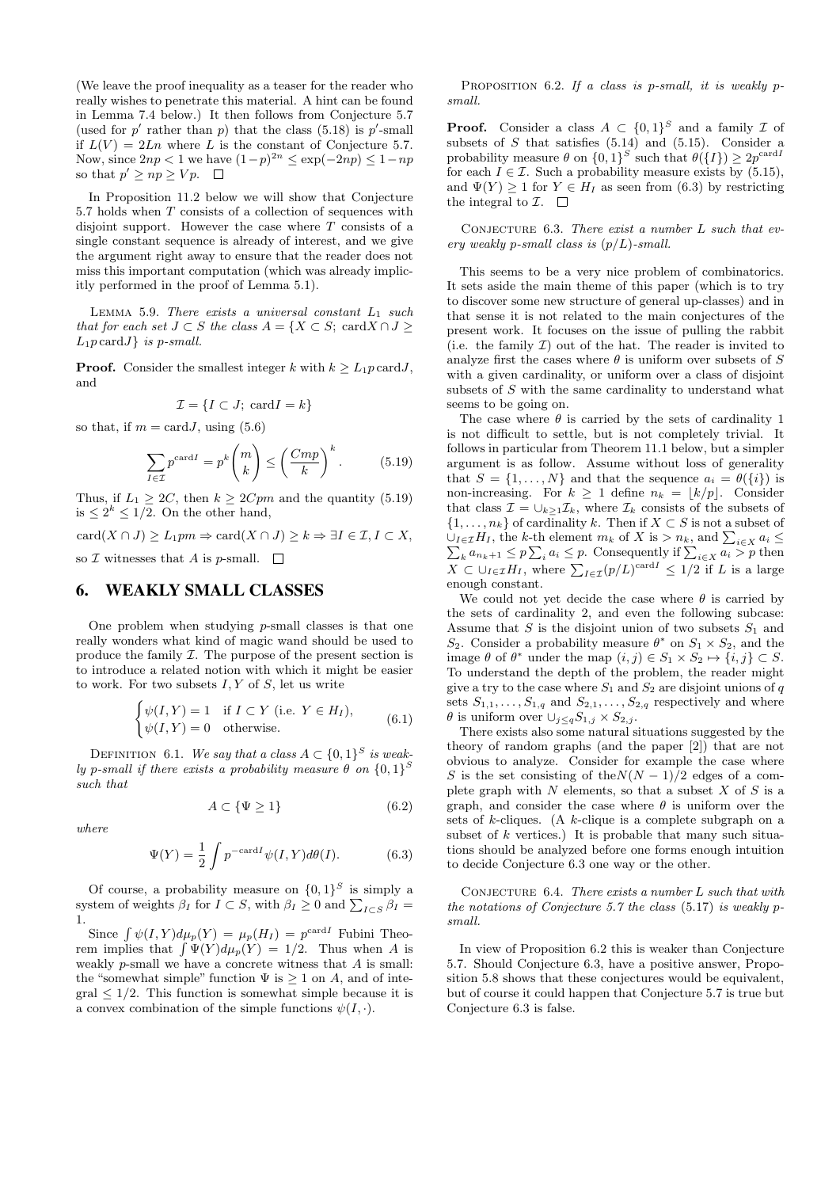(We leave the proof inequality as a teaser for the reader who really wishes to penetrate this material. A hint can be found in Lemma 7.4 below.) It then follows from Conjecture 5.7 (used for $p'$ rather than $p$) that the class (5.18) is $p'$-small if $L(V) = 2Ln$ where $L$ is the constant of Conjecture 5.7. Now, since $2np < 1$ we have $(1-p)^{2n} \le \exp(-2np) \le 1 - np$ so that $p' \ge np \ge Vp$. $\square$

In Proposition 11.2 below we will show that Conjecture 5.7 holds when $T$ consists of a collection of sequences with disjoint support. However the case where $T$ consists of a single constant sequence is already of interest, and we give the argument right away to ensure that the reader does not miss this important computation (which was already implicitly performed in the proof of Lemma 5.1).

Lemma 5.9. *There exists a universal constant $L_1$ such that for each set $J \subset S$ the class $A = \{X \subset S;\ \mathrm{card} X \cap J \ge L_1 p\, \mathrm{card} J\}$ is $p$-small.*

**Proof.** Consider the smallest integer $k$ with $k \ge L_1 p\, \mathrm{card} J$, and

$$\mathcal{I} = \{I \subset J;\ \mathrm{card} I = k\}$$

so that, if $m = \mathrm{card} J$, using (5.6)

$$\sum_{I \in \mathcal{I}} p^{\mathrm{card} I} = p^k \binom{m}{k} \le \left(\frac{Cmp}{k}\right)^k. \tag{5.19}$$

Thus, if $L_1 \ge 2C$, then $k \ge 2Cpm$ and the quantity (5.19) is $\le 2^k \le 1/2$. On the other hand,

$$\mathrm{card}(X \cap J) \ge L_1 pm \Rightarrow \mathrm{card}(X \cap J) \ge k \Rightarrow \exists I \in \mathcal{I}, I \subset X,$$

so $\mathcal{I}$ witnesses that $A$ is $p$-small. $\square$

## 6. WEAKLY SMALL CLASSES

One problem when studying $p$-small classes is that one really wonders what kind of magic wand should be used to produce the family $\mathcal{I}$. The purpose of the present section is to introduce a related notion with which it might be easier to work. For two subsets $I, Y$ of $S$, let us write

$$\begin{cases} \psi(I,Y) = 1 & \text{if } I \subset Y \text{ (i.e. } Y \in H_I), \\ \psi(I,Y) = 0 & \text{otherwise.} \end{cases} \tag{6.1}$$

Definition 6.1. *We say that a class $A \subset \{0,1\}^S$ is weakly $p$-small if there exists a probability measure $\theta$ on $\{0,1\}^S$ such that*

$$A \subset \{\Psi \ge 1\} \tag{6.2}$$

*where*

$$\Psi(Y) = \frac{1}{2} \int p^{-\mathrm{card} I} \psi(I,Y) d\theta(I). \tag{6.3}$$

Of course, a probability measure on $\{0,1\}^S$ is simply a system of weights $\beta_I$ for $I \subset S$, with $\beta_I \ge 0$ and $\sum_{I \subset S} \beta_I = 1$.

Since $\int \psi(I,Y) d\mu_p(Y) = \mu_p(H_I) = p^{\mathrm{card} I}$ Fubini Theorem implies that $\int \Psi(Y) d\mu_p(Y) = 1/2$. Thus when $A$ is weakly $p$-small we have a concrete witness that $A$ is small: the "somewhat simple" function $\Psi$ is $\ge 1$ on $A$, and of integral $\le 1/2$. This function is somewhat simple because it is a convex combination of the simple functions $\psi(I,\cdot)$.

Proposition 6.2. *If a class is $p$-small, it is weakly $p$-small.*

**Proof.** Consider a class $A \subset \{0,1\}^S$ and a family $\mathcal{I}$ of subsets of $S$ that satisfies (5.14) and (5.15). Consider a probability measure $\theta$ on $\{0,1\}^S$ such that $\theta(\{I\}) \ge 2p^{\mathrm{card} I}$ for each $I \in \mathcal{I}$. Such a probability measure exists by (5.15), and $\Psi(Y) \ge 1$ for $Y \in H_I$ as seen from (6.3) by restricting the integral to $\mathcal{I}$. $\square$

Conjecture 6.3. *There exist a number $L$ such that every weakly $p$-small class is $(p/L)$-small.*

This seems to be a very nice problem of combinatorics. It sets aside the main theme of this paper (which is to try to discover some new structure of general up-classes) and in that sense it is not related to the main conjectures of the present work. It focuses on the issue of pulling the rabbit (i.e. the family $\mathcal{I}$) out of the hat. The reader is invited to analyze first the cases where $\theta$ is uniform over subsets of $S$ with a given cardinality, or uniform over a class of disjoint subsets of $S$ with the same cardinality to understand what seems to be going on.

The case where $\theta$ is carried by the sets of cardinality 1 is not difficult to settle, but is not completely trivial. It follows in particular from Theorem 11.1 below, but a simpler argument is as follow. Assume without loss of generality that $S = \{1, \ldots, N\}$ and that the sequence $a_i = \theta(\{i\})$ is non-increasing. For $k \ge 1$ define $n_k = \lfloor k/p \rfloor$. Consider that class $\mathcal{I} = \cup_{k \ge 1} \mathcal{I}_k$, where $\mathcal{I}_k$ consists of the subsets of $\{1, \ldots, n_k\}$ of cardinality $k$. Then if $X \subset S$ is not a subset of $\cup_{I \in \mathcal{I}} H_I$, the $k$-th element $m_k$ of $X$ is $> n_k$, and $\sum_{i \in X} a_i \le \sum_k a_{n_k+1} \le p \sum_i a_i \le p$. Consequently if $\sum_{i \in X} a_i > p$ then $X \subset \cup_{I \in \mathcal{I}} H_I$, where $\sum_{I \in \mathcal{I}} (p/L)^{\mathrm{card} I} \le 1/2$ if $L$ is a large enough constant.

We could not yet decide the case where $\theta$ is carried by the sets of cardinality 2, and even the following subcase: Assume that $S$ is the disjoint union of two subsets $S_1$ and $S_2$. Consider a probability measure $\theta^*$ on $S_1 \times S_2$, and the image $\theta$ of $\theta^*$ under the map $(i,j) \in S_1 \times S_2 \mapsto \{i,j\} \subset S$. To understand the depth of the problem, the reader might give a try to the case where $S_1$ and $S_2$ are disjoint unions of $q$ sets $S_{1,1}, \ldots, S_{1,q}$ and $S_{2,1}, \ldots, S_{2,q}$ respectively and where $\theta$ is uniform over $\cup_{j \le q} S_{1,j} \times S_{2,j}$.

There exists also some natural situations suggested by the theory of random graphs (and the paper [2]) that are not obvious to analyze. Consider for example the case where $S$ is the set consisting of the $N(N-1)/2$ edges of a complete graph with $N$ elements, so that a subset $X$ of $S$ is a graph, and consider the case where $\theta$ is uniform over the sets of $k$-cliques. (A $k$-clique is a complete subgraph on a subset of $k$ vertices.) It is probable that many such situations should be analyzed before one forms enough intuition to decide Conjecture 6.3 one way or the other.

Conjecture 6.4. *There exists a number $L$ such that with the notations of Conjecture 5.7 the class (5.17) is weakly $p$-small.*

In view of Proposition 6.2 this is weaker than Conjecture 5.7. Should Conjecture 6.3, have a positive answer, Proposition 5.8 shows that these conjectures would be equivalent, but of course it could happen that Conjecture 5.7 is true but Conjecture 6.3 is false.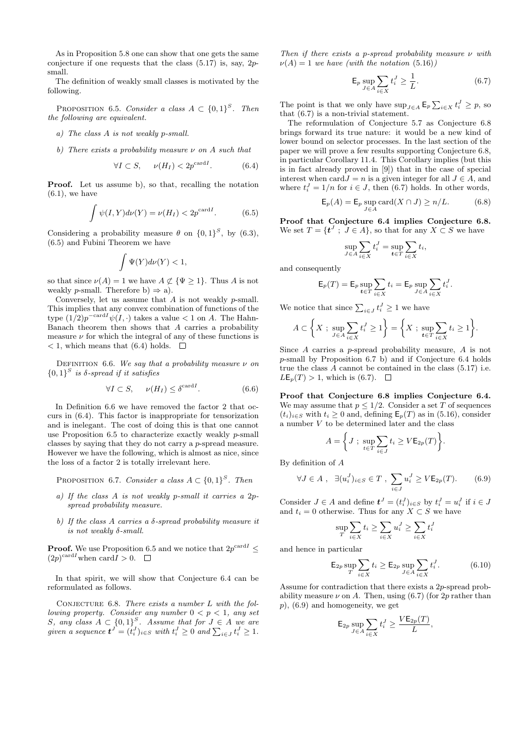As in Proposition 5.8 one can show that one gets the same conjecture if one requests that the class (5.17) is, say, $2p$-small.

The definition of weakly small classes is motivated by the following.

Proposition 6.5. *Consider a class $A \subset \{0,1\}^S$. Then the following are equivalent.*

- *a) The class $A$ is not weakly $p$-small.*
- *b) There exists a probability measure $\nu$ on $A$ such that*

$$\forall I \subset S, \quad \nu(H_I) < 2p^{\mathrm{card} I}. \tag{6.4}$$

**Proof.** Let us assume b), so that, recalling the notation (6.1), we have

$$\int \psi(I,Y)d\nu(Y) = \nu(H_I) < 2p^{\mathrm{card} I}. \tag{6.5}$$

Considering a probability measure $\theta$ on $\{0,1\}^S$, by (6.3), (6.5) and Fubini Theorem we have

$$\int \Psi(Y)d\nu(Y) < 1,$$

so that since $\nu(A) = 1$ we have $A \not\subset \{\Psi \geq 1\}$. Thus $A$ is not weakly $p$-small. Therefore b) $\Rightarrow$ a).

Conversely, let us assume that $A$ is not weakly $p$-small. This implies that any convex combination of functions of the type $(1/2)p^{-\mathrm{card} I}\psi(I,\cdot)$ takes a value $< 1$ on $A$. The Hahn-Banach theorem then shows that $A$ carries a probability measure $\nu$ for which the integral of any of these functions is $< 1$, which means that (6.4) holds. $\square$

Definition 6.6. *We say that a probability measure $\nu$ on $\{0,1\}^S$ is $\delta$-spread if it satisfies*

$$\forall I \subset S, \quad \nu(H_I) \leq \delta^{\mathrm{card} I}. \tag{6.6}$$

In Definition 6.6 we have removed the factor 2 that occurs in (6.4). This factor is inappropriate for tensorization and is inelegant. The cost of doing this is that one cannot use Proposition 6.5 to characterize exactly weakly $p$-small classes by saying that they do not carry a $p$-spread measure. However we have the following, which is almost as nice, since the loss of a factor 2 is totally irrelevant here.

Proposition 6.7. *Consider a class $A \subset \{0,1\}^S$. Then*

- *a) If the class $A$ is not weakly $p$-small it carries a $2p$-spread probability measure.*
- *b) If the class $A$ carries a $\delta$-spread probability measure it is not weakly $\delta$-small.*

**Proof.** We use Proposition 6.5 and we notice that $2p^{\mathrm{card} I} \leq (2p)^{\mathrm{card} I}$ when $\mathrm{card} I > 0$. $\square$

In that spirit, we will show that Conjecture 6.4 can be reformulated as follows.

Conjecture 6.8. *There exists a number $L$ with the following property. Consider any number $0 < p < 1$, any set $S$, any class $A \subset \{0,1\}^S$. Assume that for $J \in A$ we are given a sequence $\boldsymbol{t}^J = (t_i^J)_{i \in S}$ with $t_i^J \geq 0$ and $\sum_{i \in J} t_i^J \geq 1$. Then if there exists a $p$-spread probability measure $\nu$ with $\nu(A) = 1$ we have (with the notation (5.16))*

$$\mathsf{E}_p \sup_{J \in A} \sum_{i \in X} t_i^J \geq \frac{1}{L}. \tag{6.7}$$

The point is that we only have $\sup_{J \in A} \mathsf{E}_p \sum_{i \in X} t_i^J \geq p$, so that (6.7) is a non-trivial statement.

The reformulation of Conjecture 5.7 as Conjecture 6.8 brings forward its true nature: it would be a new kind of lower bound on selector processes. In the last section of the paper we will prove a few results supporting Conjecture 6.8, in particular Corollary 11.4. This Corollary implies (but this is in fact already proved in [9]) that in the case of special interest when $\mathrm{card} J = n$ is a given integer for all $J \in A$, and where $t_i^J = 1/n$ for $i \in J$, then (6.7) holds. In other words,

$$\mathsf{E}_p(A) = \mathsf{E}_p \sup_{J \in A} \mathrm{card}(X \cap J) \geq n/L. \tag{6.8}$$

**Proof that Conjecture 6.4 implies Conjecture 6.8.** We set $T = \{\boldsymbol{t}^J \; ; \; J \in A\}$, so that for any $X \subset S$ we have

$$\sup_{J \in A} \sum_{i \in X} t_i^J = \sup_{\boldsymbol{t} \in T} \sum_{i \in X} t_i,$$

and consequently

$$\mathsf{E}_p(T) = \mathsf{E}_p \sup_{\boldsymbol{t} \in T} \sum_{i \in X} t_i = \mathsf{E}_p \sup_{J \in A} \sum_{i \in X} t_i^J.$$

We notice that since $\sum_{i \in J} t_i^J \geq 1$ we have

$$A \subset \Big\{ X \; ; \; \sup_{J \in A} \sum_{i \in X} t_i^J \geq 1 \Big\} = \Big\{ X \; ; \; \sup_{\boldsymbol{t} \in T} \sum_{i \in X} t_i \geq 1 \Big\}.$$

Since $A$ carries a $p$-spread probability measure, $A$ is not $p$-small by Proposition 6.7 b) and if Conjecture 6.4 holds true the class $A$ cannot be contained in the class (5.17) i.e. $L\mathsf{E}_p(T) > 1$, which is (6.7). $\square$

**Proof that Conjecture 6.8 implies Conjecture 6.4.** We may assume that $p \leq 1/2$. Consider a set $T$ of sequences $(t_i)_{i \in S}$ with $t_i \geq 0$ and, defining $\mathsf{E}_p(T)$ as in (5.16), consider a number $V$ to be determined later and the class

$$A = \Big\{ J \; ; \; \sup_{t \in T} \sum_{i \in J} t_i \geq V \mathsf{E}_{2p}(T) \Big\}.$$

By definition of $A$

$$\forall J \in A \; , \; \; \exists (u_i^J)_{i \in S} \in T \; , \; \sum_{i \in J} u_i^J \geq V \mathsf{E}_{2p}(T). \tag{6.9}$$

Consider $J \in A$ and define $\boldsymbol{t}^J = (t_i^J)_{i \in S}$ by $t_i^J = u_i^J$ if $i \in J$ and $t_i = 0$ otherwise. Thus for any $X \subset S$ we have

$$\sup_T \sum_{i \in X} t_i \geq \sum_{i \in X} u_i^J \geq \sum_{i \in X} t_i^J$$

and hence in particular

$$\mathsf{E}_{2p} \sup_T \sum_{i \in X} t_i \geq \mathsf{E}_{2p} \sup_{J \in A} \sum_{i \in X} t_i^J. \tag{6.10}$$

Assume for contradiction that there exists a $2p$-spread probability measure $\nu$ on $A$. Then, using (6.7) (for $2p$ rather than $p$), (6.9) and homogeneity, we get

$$\mathsf{E}_{2p} \sup_{J \in A} \sum_{i \in X} t_i^J \geq \frac{V \mathsf{E}_{2p}(T)}{L},$$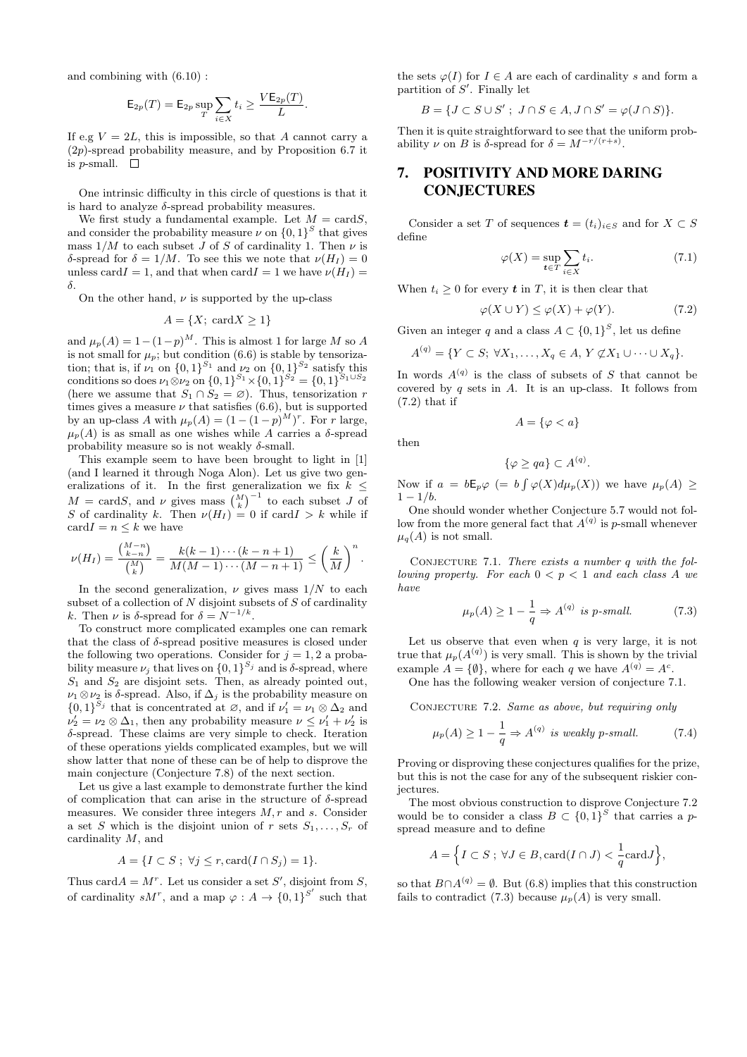and combining with (6.10) :

$$\mathsf{E}_{2p}(T) = \mathsf{E}_{2p} \sup_T \sum_{i \in X} t_i \geq \frac{V \mathsf{E}_{2p}(T)}{L}.$$

If e.g $V = 2L$, this is impossible, so that $A$ cannot carry a $(2p)$-spread probability measure, and by Proposition 6.7 it is $p$-small. $\square$

One intrinsic difficulty in this circle of questions is that it is hard to analyze $\delta$-spread probability measures.

We first study a fundamental example. Let $M = \text{card} S$, and consider the probability measure $\nu$ on $\{0,1\}^S$ that gives mass $1/M$ to each subset $J$ of $S$ of cardinality 1. Then $\nu$ is $\delta$-spread for $\delta = 1/M$. To see this we note that $\nu(H_I) = 0$ unless $\text{card} I = 1$, and that when $\text{card} I = 1$ we have $\nu(H_I) = \delta$.

On the other hand, $\nu$ is supported by the up-class

$$A = \{X;\ \text{card} X \geq 1\}$$

and $\mu_p(A) = 1 - (1-p)^M$. This is almost 1 for large $M$ so $A$ is not small for $\mu_p$; but condition (6.6) is stable by tensorization; that is, if $\nu_1$ on $\{0,1\}^{S_1}$ and $\nu_2$ on $\{0,1\}^{S_2}$ satisfy this conditions so does $\nu_1 \otimes \nu_2$ on $\{0,1\}^{S_1} \times \{0,1\}^{S_2} = \{0,1\}^{S_1 \cup S_2}$ (here we assume that $S_1 \cap S_2 = \varnothing$). Thus, tensorization $r$ times gives a measure $\nu$ that satisfies (6.6), but is supported by an up-class $A$ with $\mu_p(A) = (1-(1-p)^M)^r$. For $r$ large, $\mu_p(A)$ is as small as one wishes while $A$ carries a $\delta$-spread probability measure so is not weakly $\delta$-small.

This example seem to have been brought to light in [1] (and I learned it through Noga Alon). Let us give two generalizations of it. In the first generalization we fix $k \leq M = \text{card} S$, and $\nu$ gives mass $\binom{M}{k}^{-1}$ to each subset $J$ of $S$ of cardinality $k$. Then $\nu(H_I) = 0$ if $\text{card} I > k$ while if $\text{card} I = n \leq k$ we have

$$\nu(H_I) = \frac{\binom{M-n}{k-n}}{\binom{M}{k}} = \frac{k(k-1)\cdots(k-n+1)}{M(M-1)\cdots(M-n+1)} \leq \left(\frac{k}{M}\right)^n.$$

In the second generalization, $\nu$ gives mass $1/N$ to each subset of a collection of $N$ disjoint subsets of $S$ of cardinality $k$. Then $\nu$ is $\delta$-spread for $\delta = N^{-1/k}$.

To construct more complicated examples one can remark that the class of $\delta$-spread positive measures is closed under the following two operations. Consider for $j = 1, 2$ a probability measure $\nu_j$ that lives on $\{0,1\}^{S_j}$ and is $\delta$-spread, where $S_1$ and $S_2$ are disjoint sets. Then, as already pointed out, $\nu_1 \otimes \nu_2$ is $\delta$-spread. Also, if $\Delta_j$ is the probability measure on $\{0,1\}^{S_j}$ that is concentrated at $\varnothing$, and if $\nu_1' = \nu_1 \otimes \Delta_2$ and $\nu_2' = \nu_2 \otimes \Delta_1$, then any probability measure $\nu \leq \nu_1' + \nu_2'$ is $\delta$-spread. These claims are very simple to check. Iteration of these operations yields complicated examples, but we will show latter that none of these can be of help to disprove the main conjecture (Conjecture 7.8) of the next section.

Let us give a last example to demonstrate further the kind of complication that can arise in the structure of $\delta$-spread measures. We consider three integers $M, r$ and $s$. Consider a set $S$ which is the disjoint union of $r$ sets $S_1, \ldots, S_r$ of cardinality $M$, and

$$A = \{I \subset S\ ;\ \forall j \leq r, \text{card}(I \cap S_j) = 1\}.$$

Thus $\text{card} A = M^r$. Let us consider a set $S'$, disjoint from $S$, of cardinality $sM^r$, and a map $\varphi : A \to \{0,1\}^{S'}$ such that the sets $\varphi(I)$ for $I \in A$ are each of cardinality $s$ and form a partition of $S'$. Finally let

$$B = \{J \subset S \cup S'\ ;\ J \cap S \in A, J \cap S' = \varphi(J \cap S)\}.$$

Then it is quite straightforward to see that the uniform probability $\nu$ on $B$ is $\delta$-spread for $\delta = M^{-r/(r+s)}$.

# 7. POSITIVITY AND MORE DARING CONJECTURES

Consider a set $T$ of sequences $\boldsymbol{t} = (t_i)_{i \in S}$ and for $X \subset S$ define

$$\varphi(X) = \sup_{\boldsymbol{t} \in T} \sum_{i \in X} t_i. \tag{7.1}$$

When $t_i \geq 0$ for every $\boldsymbol{t}$ in $T$, it is then clear that

$$\varphi(X \cup Y) \leq \varphi(X) + \varphi(Y). \tag{7.2}$$

Given an integer $q$ and a class $A \subset \{0,1\}^S$, let us define

$$A^{(q)} = \{Y \subset S;\ \forall X_1, \ldots, X_q \in A,\ Y \not\subset X_1 \cup \cdots \cup X_q\}.$$

In words $A^{(q)}$ is the class of subsets of $S$ that cannot be covered by $q$ sets in $A$. It is an up-class. It follows from (7.2) that if

$$A = \{\varphi < a\}$$

then

$$\{\varphi \geq qa\} \subset A^{(q)}.$$

Now if $a = b\mathsf{E}_p\varphi$ $(= b\int \varphi(X) d\mu_p(X))$ we have $\mu_p(A) \geq 1 - 1/b$.

One should wonder whether Conjecture 5.7 would not follow from the more general fact that $A^{(q)}$ is $p$-small whenever $\mu_q(A)$ is not small.

Conjecture 7.1. *There exists a number $q$ with the following property. For each $0 < p < 1$ and each class $A$ we have*

$$\mu_p(A) \geq 1 - \frac{1}{q} \Rightarrow A^{(q)} \text{ is } p\text{-small}. \tag{7.3}$$

Let us observe that even when $q$ is very large, it is not true that $\mu_p(A^{(q)})$ is very small. This is shown by the trivial example $A = \{\emptyset\}$, where for each $q$ we have $A^{(q)} = A^c$.

One has the following weaker version of conjecture 7.1.

Conjecture 7.2. *Same as above, but requiring only*

$$\mu_p(A) \geq 1 - \frac{1}{q} \Rightarrow A^{(q)} \text{ is weakly } p\text{-small}. \tag{7.4}$$

Proving or disproving these conjectures qualifies for the prize, but this is not the case for any of the subsequent riskier conjectures.

The most obvious construction to disprove Conjecture 7.2 would be to consider a class $B \subset \{0,1\}^S$ that carries a $p$-spread measure and to define

$$A = \Big\{I \subset S\ ;\ \forall J \in B, \text{card}(I \cap J) < \frac{1}{q}\text{card} J\Big\},$$

so that $B \cap A^{(q)} = \emptyset$. But (6.8) implies that this construction fails to contradict (7.3) because $\mu_p(A)$ is very small.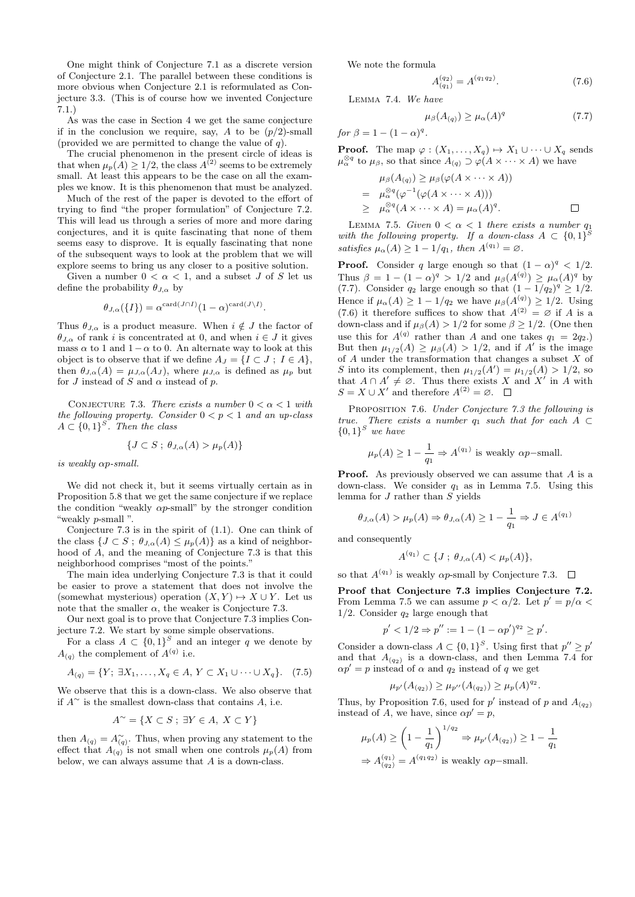One might think of Conjecture 7.1 as a discrete version of Conjecture 2.1. The parallel between these conditions is more obvious when Conjecture 2.1 is reformulated as Conjecture 3.3. (This is of course how we invented Conjecture 7.1.)

As was the case in Section 4 we get the same conjecture if in the conclusion we require, say, $A$ to be $(p/2)$-small (provided we are permitted to change the value of $q$).

The crucial phenomenon in the present circle of ideas is that when $\mu_p(A) \geq 1/2$, the class $A^{(2)}$ seems to be extremely small. At least this appears to be the case on all the examples we know. It is this phenomenon that must be analyzed.

Much of the rest of the paper is devoted to the effort of trying to find "the proper formulation" of Conjecture 7.2. This will lead us through a series of more and more daring conjectures, and it is quite fascinating that none of them seems easy to disprove. It is equally fascinating that none of the subsequent ways to look at the problem that we will explore seems to bring us any closer to a positive solution.

Given a number $0 < \alpha < 1$, and a subset $J$ of $S$ let us define the probability $\theta_{J,\alpha}$ by

$$\theta_{J,\alpha}(\{I\}) = \alpha^{\mathrm{card}(J\cap I)}(1-\alpha)^{\mathrm{card}(J\setminus I)}.$$

Thus $\theta_{J,\alpha}$ is a product measure. When $i \notin J$ the factor of $\theta_{J,\alpha}$ of rank $i$ is concentrated at 0, and when $i \in J$ it gives mass $\alpha$ to 1 and $1-\alpha$ to 0. An alternate way to look at this object is to observe that if we define $A_J = \{I \subset J\ ;\ I \in A\}$, then $\theta_{J,\alpha}(A) = \mu_{J,\alpha}(A_J)$, where $\mu_{J,\alpha}$ is defined as $\mu_p$ but for $J$ instead of $S$ and $\alpha$ instead of $p$.

Conjecture 7.3. *There exists a number $0 < \alpha < 1$ with the following property. Consider $0 < p < 1$ and an up-class $A \subset \{0,1\}^S$. Then the class*

$$\{J \subset S\ ;\ \theta_{J,\alpha}(A) > \mu_p(A)\}$$

*is weakly $\alpha p$-small.*

We did not check it, but it seems virtually certain as in Proposition 5.8 that we get the same conjecture if we replace the condition "weakly $\alpha p$-small" by the stronger condition "weakly $p$-small ".

Conjecture 7.3 is in the spirit of (1.1). One can think of the class $\{J \subset S\ ;\ \theta_{J,\alpha}(A) \leq \mu_p(A)\}$ as a kind of neighborhood of $A$, and the meaning of Conjecture 7.3 is that this neighborhood comprises "most of the points."

The main idea underlying Conjecture 7.3 is that it could be easier to prove a statement that does not involve the (somewhat mysterious) operation $(X,Y) \mapsto X \cup Y$. Let us note that the smaller $\alpha$, the weaker is Conjecture 7.3.

Our next goal is to prove that Conjecture 7.3 implies Conjecture 7.2. We start by some simple observations.

For a class $A \subset \{0,1\}^S$ and an integer $q$ we denote by $A_{(q)}$ the complement of $A^{(q)}$ i.e.

$$A_{(q)} = \{Y;\ \exists X_1,\ldots,X_q \in A,\ Y \subset X_1 \cup \cdots \cup X_q\}. \quad (7.5)$$

We observe that this is a down-class. We also observe that if $A^{\sim}$ is the smallest down-class that contains $A$, i.e.

$$A^{\sim} = \{X \subset S\ ;\ \exists Y \in A,\ X \subset Y\}$$

then $A_{(q)} = A^{\sim}_{(q)}$. Thus, when proving any statement to the effect that $A_{(q)}$ is not small when one controls $\mu_p(A)$ from below, we can always assume that $A$ is a down-class.

We note the formula

$$A^{(q_2)}_{(q_1)} = A^{(q_1 q_2)}. \quad (7.6)$$

Lemma 7.4. *We have*

$$\mu_\beta(A_{(q)}) \geq \mu_\alpha(A)^q \quad (7.7)$$

*for $\beta = 1-(1-\alpha)^q$.*

**Proof.** The map $\varphi : (X_1,\ldots,X_q) \mapsto X_1 \cup \cdots \cup X_q$ sends $\mu_\alpha^{\otimes q}$ to $\mu_\beta$, so that since $A_{(q)} \supset \varphi(A \times \cdots \times A)$ we have

$$\begin{aligned}
&\mu_\beta(A_{(q)}) \geq \mu_\beta(\varphi(A\times\cdots\times A))\\
=\ &\mu_\alpha^{\otimes q}(\varphi^{-1}(\varphi(A\times\cdots\times A)))\\
\geq\ &\mu_\alpha^{\otimes q}(A\times\cdots\times A) = \mu_\alpha(A)^q. \qquad \square
\end{aligned}$$

Lemma 7.5. *Given $0 < \alpha < 1$ there exists a number $q_1$ with the following property. If a down-class $A \subset \{0,1\}^S$ satisfies $\mu_\alpha(A) \geq 1 - 1/q_1$, then $A^{(q_1)} = \varnothing$.*

**Proof.** Consider $q$ large enough so that $(1-\alpha)^q < 1/2$. Thus $\beta = 1-(1-\alpha)^q > 1/2$ and $\mu_\beta(A^{(q)}) \geq \mu_\alpha(A)^q$ by (7.7). Consider $q_2$ large enough so that $(1-1/q_2)^q \geq 1/2$. Hence if $\mu_\alpha(A) \geq 1 - 1/q_2$ we have $\mu_\beta(A^{(q)}) \geq 1/2$. Using (7.6) it therefore suffices to show that $A^{(2)} = \varnothing$ if $A$ is a down-class and if $\mu_\beta(A) > 1/2$ for some $\beta \geq 1/2$. (One then use this for $A^{(q)}$ rather than $A$ and one takes $q_1 = 2q_2$.) But then $\mu_{1/2}(A) \geq \mu_\beta(A) > 1/2$, and if $A'$ is the image of $A$ under the transformation that changes a subset $X$ of $S$ into its complement, then $\mu_{1/2}(A') = \mu_{1/2}(A) > 1/2$, so that $A \cap A' \neq \varnothing$. Thus there exists $X$ and $X'$ in $A$ with $S = X \cup X'$ and therefore $A^{(2)} = \varnothing$. $\square$

Proposition 7.6. *Under Conjecture 7.3 the following is true. There exists a number $q_1$ such that for each $A \subset \{0,1\}^S$ we have*

$$\mu_p(A) \geq 1 - \frac{1}{q_1} \Rightarrow A^{(q_1)} \text{ is weakly } \alpha p\text{−small.}$$

**Proof.** As previously observed we can assume that $A$ is a down-class. We consider $q_1$ as in Lemma 7.5. Using this lemma for $J$ rather than $S$ yields

$$\theta_{J,\alpha}(A) > \mu_p(A) \Rightarrow \theta_{J,\alpha}(A) \geq 1 - \frac{1}{q_1} \Rightarrow J \in A^{(q_1)}$$

and consequently

$$A^{(q_1)} \subset \{J\ ;\ \theta_{J,\alpha}(A) < \mu_p(A)\},$$

so that $A^{(q_1)}$ is weakly $\alpha p$-small by Conjecture 7.3. $\square$

**Proof that Conjecture 7.3 implies Conjecture 7.2.** From Lemma 7.5 we can assume $p < \alpha/2$. Let $p' = p/\alpha < 1/2$. Consider $q_2$ large enough that

$$p' < 1/2 \Rightarrow p'' := 1-(1-\alpha p')^{q_2} \geq p'.$$

Consider a down-class $A \subset \{0,1\}^S$. Using first that $p'' \geq p'$ and that $A_{(q_2)}$ is a down-class, and then Lemma 7.4 for $\alpha p' = p$ instead of $\alpha$ and $q_2$ instead of $q$ we get

$$\mu_{p'}(A_{(q_2)}) \geq \mu_{p''}(A_{(q_2)}) \geq \mu_p(A)^{q_2}.$$

Thus, by Proposition 7.6, used for $p'$ instead of $p$ and $A_{(q_2)}$ instead of $A$, we have, since $\alpha p' = p$,

$$\begin{aligned}
&\mu_p(A) \geq \left(1 - \frac{1}{q_1}\right)^{1/q_2} \Rightarrow \mu_{p'}(A_{(q_2)}) \geq 1 - \frac{1}{q_1}\\
&\Rightarrow A^{(q_1)}_{(q_2)} = A^{(q_1 q_2)} \text{ is weakly } \alpha p\text{−small.}
\end{aligned}$$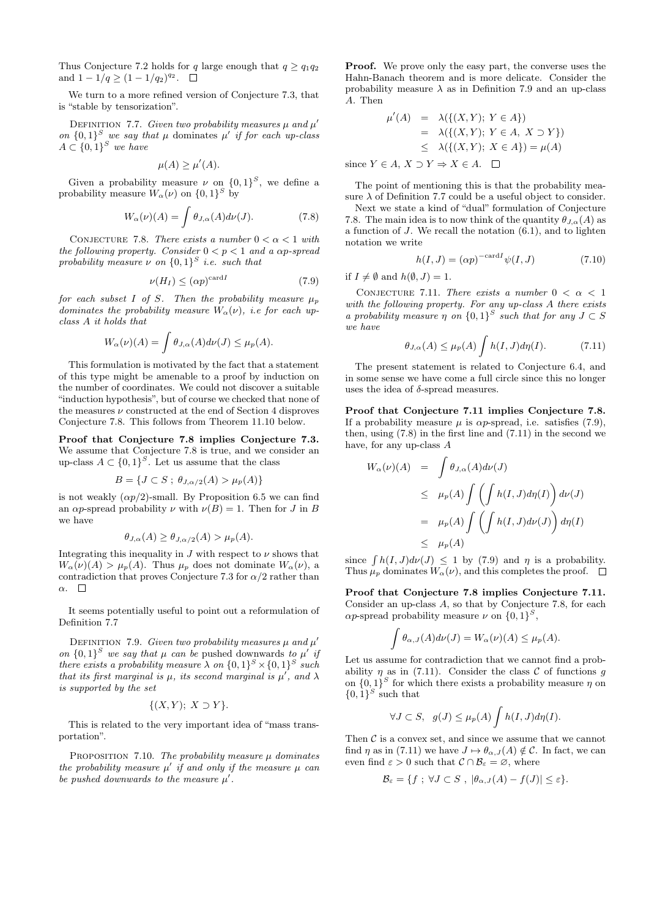Thus Conjecture 7.2 holds for $q$ large enough that $q \geq q_1 q_2$ and $1 - 1/q \geq (1 - 1/q_2)^{q_2}$. $\square$

We turn to a more refined version of Conjecture 7.3, that is "stable by tensorization".

DEFINITION 7.7. *Given two probability measures $\mu$ and $\mu'$ on $\{0,1\}^S$ we say that $\mu$ dominates $\mu'$ if for each up-class $A \subset \{0,1\}^S$ we have*

$$\mu(A) \geq \mu'(A).$$

Given a probability measure $\nu$ on $\{0,1\}^S$, we define a probability measure $W_\alpha(\nu)$ on $\{0,1\}^S$ by

$$W_\alpha(\nu)(A) = \int \theta_{J,\alpha}(A) d\nu(J). \tag{7.8}$$

CONJECTURE 7.8. *There exists a number $0 < \alpha < 1$ with the following property. Consider $0 < p < 1$ and a $\alpha p$-spread probability measure $\nu$ on $\{0,1\}^S$ i.e. such that*

$$\nu(H_I) \leq (\alpha p)^{\mathrm{card} I} \tag{7.9}$$

*for each subset $I$ of $S$. Then the probability measure $\mu_p$ dominates the probability measure $W_\alpha(\nu)$, i.e for each up-class $A$ it holds that*

$$W_\alpha(\nu)(A) = \int \theta_{J,\alpha}(A) d\nu(J) \leq \mu_p(A).$$

This formulation is motivated by the fact that a statement of this type might be amenable to a proof by induction on the number of coordinates. We could not discover a suitable "induction hypothesis", but of course we checked that none of the measures $\nu$ constructed at the end of Section 4 disproves Conjecture 7.8. This follows from Theorem 11.10 below.

**Proof that Conjecture 7.8 implies Conjecture 7.3.** We assume that Conjecture 7.8 is true, and we consider an up-class $A \subset \{0,1\}^S$. Let us assume that the class

$$B = \{J \subset S\ ;\ \theta_{J,\alpha/2}(A) > \mu_p(A)\}$$

is not weakly $(\alpha p/2)$-small. By Proposition 6.5 we can find an $\alpha p$-spread probability $\nu$ with $\nu(B) = 1$. Then for $J$ in $B$ we have

$$\theta_{J,\alpha}(A) \geq \theta_{J,\alpha/2}(A) > \mu_p(A).$$

Integrating this inequality in $J$ with respect to $\nu$ shows that $W_\alpha(\nu)(A) > \mu_p(A)$. Thus $\mu_p$ does not dominate $W_\alpha(\nu)$, a contradiction that proves Conjecture 7.3 for $\alpha/2$ rather than $\alpha$. $\square$

It seems potentially useful to point out a reformulation of Definition 7.7

DEFINITION 7.9. *Given two probability measures $\mu$ and $\mu'$ on $\{0,1\}^S$ we say that $\mu$ can be* pushed downwards *to $\mu'$ if there exists a probability measure $\lambda$ on $\{0,1\}^S \times \{0,1\}^S$ such that its first marginal is $\mu$, its second marginal is $\mu'$, and $\lambda$ is supported by the set*

$$\{(X,Y);\ X \supset Y\}.$$

This is related to the very important idea of "mass transportation".

PROPOSITION 7.10. *The probability measure $\mu$ dominates the probability measure $\mu'$ if and only if the measure $\mu$ can be pushed downwards to the measure $\mu'$.*

**Proof.** We prove only the easy part, the converse uses the Hahn-Banach theorem and is more delicate. Consider the probability measure $\lambda$ as in Definition 7.9 and an up-class $A$. Then

$$\begin{aligned}
\mu'(A) &= \lambda(\{(X,Y);\ Y \in A\}) \\
&= \lambda(\{(X,Y);\ Y \in A,\ X \supset Y\}) \\
&\leq \lambda(\{(X,Y);\ X \in A\}) = \mu(A)
\end{aligned}$$

since $Y \in A,\ X \supset Y \Rightarrow X \in A$. $\square$

The point of mentioning this is that the probability measure $\lambda$ of Definition 7.7 could be a useful object to consider.

Next we state a kind of "dual" formulation of Conjecture 7.8. The main idea is to now think of the quantity $\theta_{J,\alpha}(A)$ as a function of $J$. We recall the notation (6.1), and to lighten notation we write

$$h(I,J) = (\alpha p)^{-\mathrm{card} I} \psi(I,J) \tag{7.10}$$

if $I \neq \emptyset$ and $h(\emptyset, J) = 1$.

CONJECTURE 7.11. *There exists a number $0 < \alpha < 1$ with the following property. For any up-class $A$ there exists a probability measure $\eta$ on $\{0,1\}^S$ such that for any $J \subset S$ we have*

$$\theta_{J,\alpha}(A) \leq \mu_p(A) \int h(I,J) d\eta(I). \tag{7.11}$$

The present statement is related to Conjecture 6.4, and in some sense we have come a full circle since this no longer uses the idea of $\delta$-spread measures.

**Proof that Conjecture 7.11 implies Conjecture 7.8.** If a probability measure $\mu$ is $\alpha p$-spread, i.e. satisfies (7.9), then, using (7.8) in the first line and (7.11) in the second we have, for any up-class $A$

$$\begin{aligned}
W_\alpha(\nu)(A) &= \int \theta_{J,\alpha}(A) d\nu(J) \\
&\leq \mu_p(A) \int \left( \int h(I,J) d\eta(I) \right) d\nu(J) \\
&= \mu_p(A) \int \left( \int h(I,J) d\nu(J) \right) d\eta(I) \\
&\leq \mu_p(A)
\end{aligned}$$

since $\int h(I,J) d\nu(J) \leq 1$ by (7.9) and $\eta$ is a probability. Thus $\mu_p$ dominates $W_\alpha(\nu)$, and this completes the proof. $\square$

**Proof that Conjecture 7.8 implies Conjecture 7.11.** Consider an up-class $A$, so that by Conjecture 7.8, for each $\alpha p$-spread probability measure $\nu$ on $\{0,1\}^S$,

$$\int \theta_{\alpha,J}(A) d\nu(J) = W_\alpha(\nu)(A) \leq \mu_p(A).$$

Let us assume for contradiction that we cannot find a probability $\eta$ as in (7.11). Consider the class $\mathcal{C}$ of functions $g$ on $\{0,1\}^S$ for which there exists a probability measure $\eta$ on $\{0,1\}^S$ such that

$$\forall J \subset S, \quad g(J) \leq \mu_p(A) \int h(I,J) d\eta(I).$$

Then $\mathcal{C}$ is a convex set, and since we assume that we cannot find $\eta$ as in (7.11) we have $J \mapsto \theta_{\alpha,J}(A) \notin \mathcal{C}$. In fact, we can even find $\varepsilon > 0$ such that $\mathcal{C} \cap \mathcal{B}_\varepsilon = \emptyset$, where

$$\mathcal{B}_\varepsilon = \{f\ ;\ \forall J \subset S\ ,\ |\theta_{\alpha,J}(A) - f(J)| \leq \varepsilon\}.$$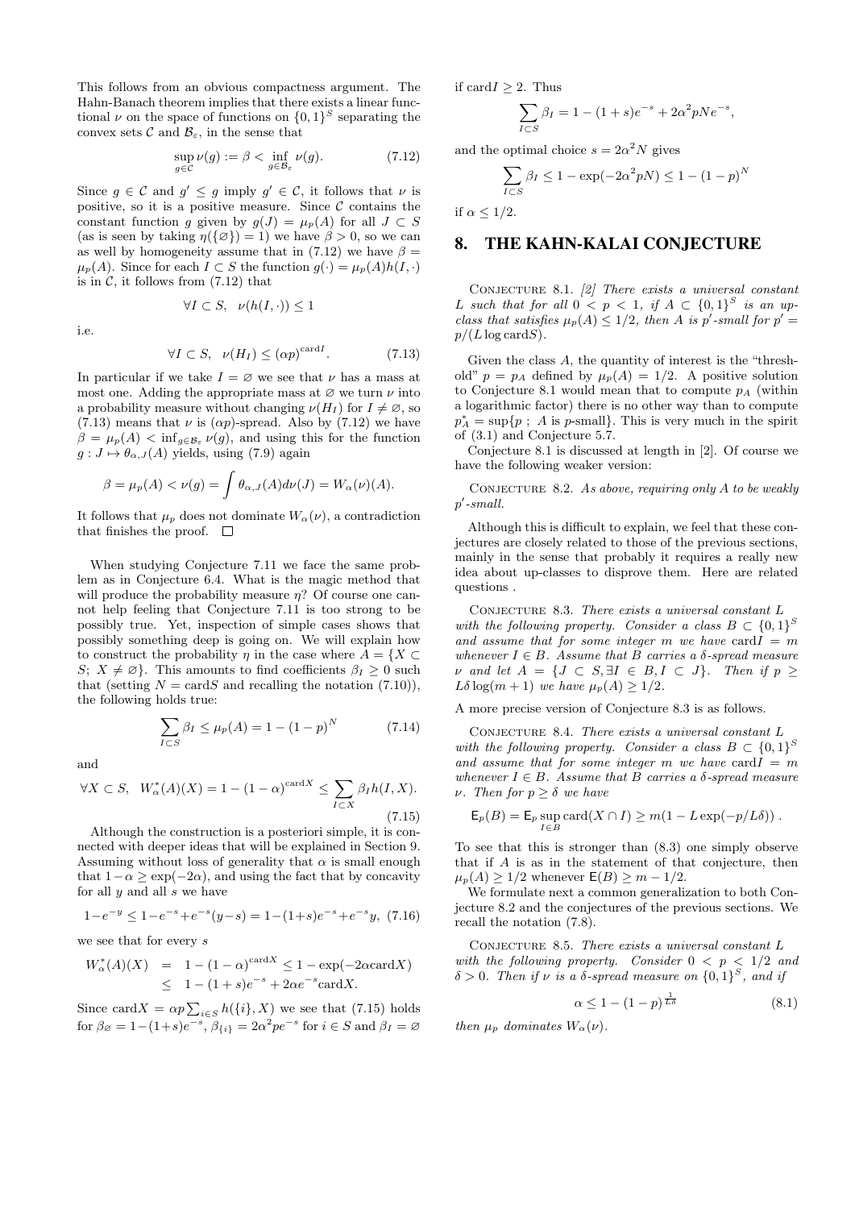This follows from an obvious compactness argument. The Hahn-Banach theorem implies that there exists a linear functional $\nu$ on the space of functions on $\{0,1\}^S$ separating the convex sets $\mathcal{C}$ and $\mathcal{B}_\varepsilon$, in the sense that

$$\sup_{g\in\mathcal{C}} \nu(g) := \beta < \inf_{g\in\mathcal{B}_\varepsilon} \nu(g). \tag{7.12}$$

Since $g \in \mathcal{C}$ and $g' \leq g$ imply $g' \in \mathcal{C}$, it follows that $\nu$ is positive, so it is a positive measure. Since $\mathcal{C}$ contains the constant function $g$ given by $g(J) = \mu_p(A)$ for all $J \subset S$ (as is seen by taking $\eta(\{\varnothing\}) = 1$) we have $\beta > 0$, so we can as well by homogeneity assume that in (7.12) we have $\beta = \mu_p(A)$. Since for each $I \subset S$ the function $g(\cdot) = \mu_p(A)h(I,\cdot)$ is in $\mathcal{C}$, it follows from (7.12) that

$$\forall I \subset S, \quad \nu(h(I,\cdot)) \leq 1$$

i.e.

$$\forall I \subset S, \quad \nu(H_I) \leq (\alpha p)^{\mathrm{card} I}. \tag{7.13}$$

In particular if we take $I = \varnothing$ we see that $\nu$ has a mass at most one. Adding the appropriate mass at $\varnothing$ we turn $\nu$ into a probability measure without changing $\nu(H_I)$ for $I \neq \varnothing$, so (7.13) means that $\nu$ is $(\alpha p)$-spread. Also by (7.12) we have $\beta = \mu_p(A) < \inf_{g\in\mathcal{B}_\varepsilon} \nu(g)$, and using this for the function $g : J \mapsto \theta_{\alpha,J}(A)$ yields, using (7.9) again

$$\beta = \mu_p(A) < \nu(g) = \int \theta_{\alpha,J}(A) d\nu(J) = W_\alpha(\nu)(A).$$

It follows that $\mu_p$ does not dominate $W_\alpha(\nu)$, a contradiction that finishes the proof. $\square$

When studying Conjecture 7.11 we face the same problem as in Conjecture 6.4. What is the magic method that will produce the probability measure $\eta$? Of course one cannot help feeling that Conjecture 7.11 is too strong to be possibly true. Yet, inspection of simple cases shows that possibly something deep is going on. We will explain how to construct the probability $\eta$ in the case where $A = \{X \subset S;\ X \neq \varnothing\}$. This amounts to find coefficients $\beta_I \geq 0$ such that (setting $N = \mathrm{card} S$ and recalling the notation (7.10)), the following holds true:

$$\sum_{I\subset S} \beta_I \leq \mu_p(A) = 1 - (1-p)^N \tag{7.14}$$

and

$$\forall X \subset S, \quad W^*_\alpha(A)(X) = 1 - (1-\alpha)^{\mathrm{card} X} \leq \sum_{I\subset X} \beta_I h(I, X). \tag{7.15}$$

Although the construction is a posteriori simple, it is connected with deeper ideas that will be explained in Section 9. Assuming without loss of generality that $\alpha$ is small enough that $1-\alpha \geq \exp(-2\alpha)$, and using the fact that by concavity for all $y$ and all $s$ we have

$$1-e^{-y} \leq 1-e^{-s}+e^{-s}(y-s) = 1-(1+s)e^{-s}+e^{-s}y, \tag{7.16}$$

we see that for every $s$

$$\begin{aligned} W^*_\alpha(A)(X) &= 1-(1-\alpha)^{\mathrm{card} X} \leq 1-\exp(-2\alpha \mathrm{card} X) \\ &\leq 1-(1+s)e^{-s} + 2\alpha e^{-s}\mathrm{card} X. \end{aligned}$$

Since $\mathrm{card} X = \alpha p \sum_{i\in S} h(\{i\}, X)$ we see that (7.15) holds for $\beta_\varnothing = 1-(1+s)e^{-s}$, $\beta_{\{i\}} = 2\alpha^2 p e^{-s}$ for $i \in S$ and $\beta_I = \varnothing$ if $\mathrm{card} I \geq 2$. Thus

$$\sum_{I\subset S} \beta_I = 1-(1+s)e^{-s} + 2\alpha^2 pNe^{-s},$$

and the optimal choice $s = 2\alpha^2 N$ gives

$$\sum_{I\subset S} \beta_I \leq 1 - \exp(-2\alpha^2 pN) \leq 1-(1-p)^N$$

if $\alpha \leq 1/2$.

## 8. THE KAHN-KALAI CONJECTURE

CONJECTURE 8.1. *[2] There exists a universal constant $L$ such that for all $0 < p < 1$, if $A \subset \{0,1\}^S$ is an up-class that satisfies $\mu_p(A) \leq 1/2$, then $A$ is $p'$-small for $p' = p/(L \log \mathrm{card} S)$.*

Given the class $A$, the quantity of interest is the "threshold" $p = p_A$ defined by $\mu_p(A) = 1/2$. A positive solution to Conjecture 8.1 would mean that to compute $p_A$ (within a logarithmic factor) there is no other way than to compute $p^*_A = \sup\{p\ ;\ A \text{ is } p\text{-small}\}$. This is very much in the spirit of (3.1) and Conjecture 5.7.

Conjecture 8.1 is discussed at length in [2]. Of course we have the following weaker version:

CONJECTURE 8.2. *As above, requiring only $A$ to be weakly $p'$-small.*

Although this is difficult to explain, we feel that these conjectures are closely related to those of the previous sections, mainly in the sense that probably it requires a really new idea about up-classes to disprove them. Here are related questions .

CONJECTURE 8.3. *There exists a universal constant $L$ with the following property. Consider a class $B \subset \{0,1\}^S$ and assume that for some integer $m$ we have $\mathrm{card} I = m$ whenever $I \in B$. Assume that $B$ carries a $\delta$-spread measure $\nu$ and let $A = \{J \subset S, \exists I \in B, I \subset J\}$. Then if $p \geq L\delta \log(m+1)$ we have $\mu_p(A) \geq 1/2$.*

A more precise version of Conjecture 8.3 is as follows.

CONJECTURE 8.4. *There exists a universal constant $L$ with the following property. Consider a class $B \subset \{0,1\}^S$ and assume that for some integer $m$ we have $\mathrm{card} I = m$ whenever $I \in B$. Assume that $B$ carries a $\delta$-spread measure $\nu$. Then for $p \geq \delta$ we have*

$$\mathsf{E}_p(B) = \mathsf{E}_p \sup_{I\in B} \mathrm{card}(X \cap I) \geq m(1 - L\exp(-p/L\delta)) .$$

To see that this is stronger than (8.3) one simply observe that if $A$ is as in the statement of that conjecture, then $\mu_p(A) \geq 1/2$ whenever $\mathsf{E}(B) \geq m - 1/2$.

We formulate next a common generalization to both Conjecture 8.2 and the conjectures of the previous sections. We recall the notation (7.8).

CONJECTURE 8.5. *There exists a universal constant $L$ with the following property. Consider $0 < p < 1/2$ and $\delta > 0$. Then if $\nu$ is a $\delta$-spread measure on $\{0,1\}^S$, and if*

$$\alpha \leq 1-(1-p)^{\frac{1}{L\delta}} \tag{8.1}$$

*then $\mu_p$ dominates $W_\alpha(\nu)$.*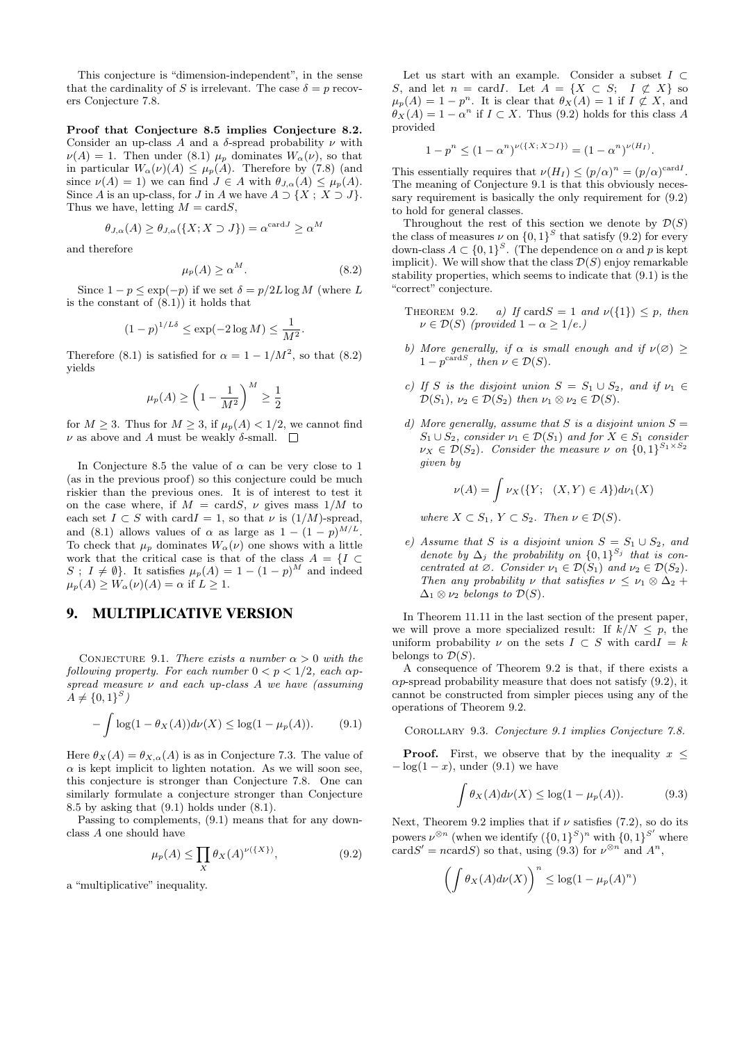This conjecture is "dimension-independent", in the sense that the cardinality of $S$ is irrelevant. The case $\delta = p$ recovers Conjecture 7.8.

**Proof that Conjecture 8.5 implies Conjecture 8.2.** Consider an up-class $A$ and a $\delta$-spread probability $\nu$ with $\nu(A) = 1$. Then under (8.1) $\mu_p$ dominates $W_\alpha(\nu)$, so that in particular $W_\alpha(\nu)(A) \le \mu_p(A)$. Therefore by (7.8) (and since $\nu(A) = 1$) we can find $J \in A$ with $\theta_{J,\alpha}(A) \le \mu_p(A)$. Since $A$ is an up-class, for $J$ in $A$ we have $A \supset \{X\,;\,X \supset J\}$. Thus we have, letting $M = \operatorname{card} S$,

$$\theta_{J,\alpha}(A) \ge \theta_{J,\alpha}(\{X; X \supset J\}) = \alpha^{\operatorname{card} J} \ge \alpha^M$$

and therefore

$$\mu_p(A) \ge \alpha^M. \tag{8.2}$$

Since $1 - p \le \exp(-p)$ if we set $\delta = p/2L \log M$ (where $L$ is the constant of (8.1)) it holds that

$$(1-p)^{1/L\delta} \le \exp(-2\log M) \le \frac{1}{M^2}.$$

Therefore (8.1) is satisfied for $\alpha = 1 - 1/M^2$, so that (8.2) yields

$$\mu_p(A) \ge \left(1 - \frac{1}{M^2}\right)^M \ge \frac{1}{2}$$

for $M \ge 3$. Thus for $M \ge 3$, if $\mu_p(A) < 1/2$, we cannot find $\nu$ as above and $A$ must be weakly $\delta$-small. $\square$

In Conjecture 8.5 the value of $\alpha$ can be very close to 1 (as in the previous proof) so this conjecture could be much riskier than the previous ones. It is of interest to test it on the case where, if $M = \operatorname{card} S$, $\nu$ gives mass $1/M$ to each set $I \subset S$ with $\operatorname{card} I = 1$, so that $\nu$ is $(1/M)$-spread, and (8.1) allows values of $\alpha$ as large as $1 - (1-p)^{M/L}$. To check that $\mu_p$ dominates $W_\alpha(\nu)$ one shows with a little work that the critical case is that of the class $A = \{I \subset S\,;\, I \ne \emptyset\}$. It satisfies $\mu_p(A) = 1 - (1-p)^M$ and indeed $\mu_p(A) \ge W_\alpha(\nu)(A) = \alpha$ if $L \ge 1$.

## 9. MULTIPLICATIVE VERSION

Conjecture 9.1. *There exists a number $\alpha > 0$ with the following property. For each number $0 < p < 1/2$, each $\alpha p$-spread measure $\nu$ and each up-class $A$ we have (assuming $A \ne \{0,1\}^S$)*

$$-\int \log(1 - \theta_X(A))d\nu(X) \le \log(1 - \mu_p(A)). \tag{9.1}$$

Here $\theta_X(A) = \theta_{X,\alpha}(A)$ is as in Conjecture 7.3. The value of $\alpha$ is kept implicit to lighten notation. As we will soon see, this conjecture is stronger than Conjecture 7.8. One can similarly formulate a conjecture stronger than Conjecture 8.5 by asking that (9.1) holds under (8.1).

Passing to complements, (9.1) means that for any down-class $A$ one should have

$$\mu_p(A) \le \prod_X \theta_X(A)^{\nu(\{X\})}, \tag{9.2}$$

a "multiplicative" inequality.

Let us start with an example. Consider a subset $I \subset S$, and let $n = \operatorname{card} I$. Let $A = \{X \subset S;\ \ I \not\subset X\}$ so $\mu_p(A) = 1 - p^n$. It is clear that $\theta_X(A) = 1$ if $I \not\subset X$, and $\theta_X(A) = 1 - \alpha^n$ if $I \subset X$. Thus (9.2) holds for this class $A$ provided

$$1 - p^n \le (1-\alpha^n)^{\nu(\{X;\, X \supset I\})} = (1-\alpha^n)^{\nu(H_I)}.$$

This essentially requires that $\nu(H_I) \le (p/\alpha)^n = (p/\alpha)^{\operatorname{card} I}$. The meaning of Conjecture 9.1 is that this obviously necessary requirement is basically the only requirement for (9.2) to hold for general classes.

Throughout the rest of this section we denote by $\mathcal{D}(S)$ the class of measures $\nu$ on $\{0,1\}^S$ that satisfy (9.2) for every down-class $A \subset \{0,1\}^S$. (The dependence on $\alpha$ and $p$ is kept implicit). We will show that the class $\mathcal{D}(S)$ enjoy remarkable stability properties, which seems to indicate that (9.1) is the "correct" conjecture.

Theorem 9.2. *a) If $\operatorname{card} S = 1$ and $\nu(\{1\}) \le p$, then $\nu \in \mathcal{D}(S)$ (provided $1 - \alpha \ge 1/e$.)*

*b) More generally, if $\alpha$ is small enough and if $\nu(\emptyset) \ge 1 - p^{\operatorname{card} S}$, then $\nu \in \mathcal{D}(S)$.*

*c) If $S$ is the disjoint union $S = S_1 \cup S_2$, and if $\nu_1 \in \mathcal{D}(S_1)$, $\nu_2 \in \mathcal{D}(S_2)$ then $\nu_1 \otimes \nu_2 \in \mathcal{D}(S)$.*

*d) More generally, assume that $S$ is a disjoint union $S = S_1 \cup S_2$, consider $\nu_1 \in \mathcal{D}(S_1)$ and for $X \in S_1$ consider $\nu_X \in \mathcal{D}(S_2)$. Consider the measure $\nu$ on $\{0,1\}^{S_1 \times S_2}$ given by*

$$\nu(A) = \int \nu_X(\{Y;\ \ (X,Y) \in A\})d\nu_1(X)$$

*where $X \subset S_1$, $Y \subset S_2$. Then $\nu \in \mathcal{D}(S)$.*

*e) Assume that $S$ is a disjoint union $S = S_1 \cup S_2$, and denote by $\Delta_j$ the probability on $\{0,1\}^{S_j}$ that is concentrated at $\emptyset$. Consider $\nu_1 \in \mathcal{D}(S_1)$ and $\nu_2 \in \mathcal{D}(S_2)$. Then any probability $\nu$ that satisfies $\nu \le \nu_1 \otimes \Delta_2 + \Delta_1 \otimes \nu_2$ belongs to $\mathcal{D}(S)$.*

In Theorem 11.11 in the last section of the present paper, we will prove a more specialized result: If $k/N \le p$, the uniform probability $\nu$ on the sets $I \subset S$ with $\operatorname{card} I = k$ belongs to $\mathcal{D}(S)$.

A consequence of Theorem 9.2 is that, if there exists a $\alpha p$-spread probability measure that does not satisfy (9.2), it cannot be constructed from simpler pieces using any of the operations of Theorem 9.2.

Corollary 9.3. *Conjecture 9.1 implies Conjecture 7.8.*

**Proof.** First, we observe that by the inequality $x \le -\log(1-x)$, under (9.1) we have

$$\int \theta_X(A)d\nu(X) \le \log(1 - \mu_p(A)). \tag{9.3}$$

Next, Theorem 9.2 implies that if $\nu$ satisfies (7.2), so do its powers $\nu^{\otimes n}$ (when we identify $(\{0,1\}^S)^n$ with $\{0,1\}^{S'}$ where $\operatorname{card} S' = n \operatorname{card} S$) so that, using (9.3) for $\nu^{\otimes n}$ and $A^n$,

$$\left(\int \theta_X(A)d\nu(X)\right)^n \le \log(1 - \mu_p(A)^n)$$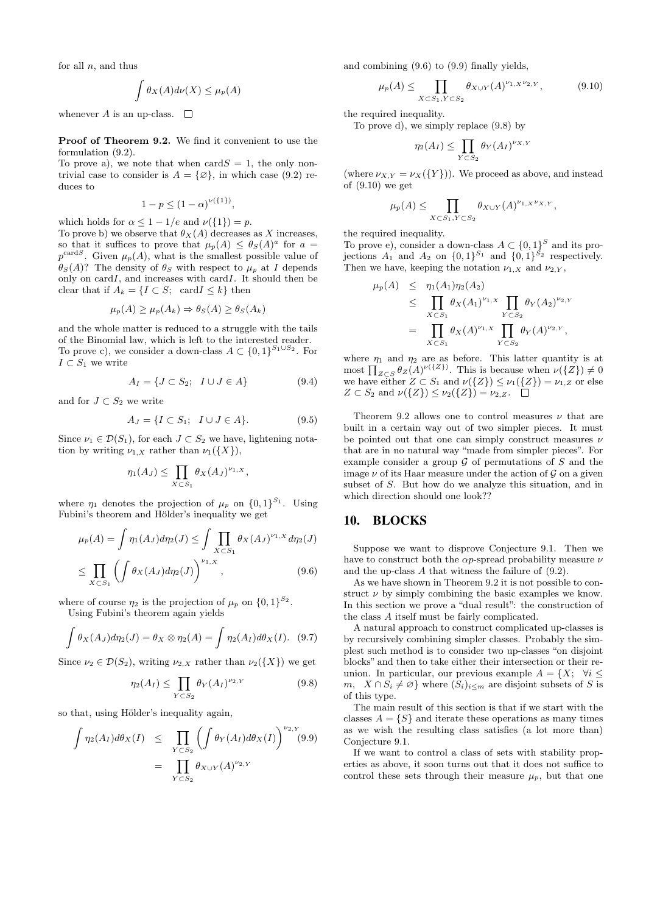for all $n$, and thus

$$\int \theta_X(A) d\nu(X) \leq \mu_p(A)$$

whenever $A$ is an up-class. $\square$

**Proof of Theorem 9.2.** We find it convenient to use the formulation (9.2).

To prove a), we note that when $\mathrm{card} S = 1$, the only non-trivial case to consider is $A = \{\varnothing\}$, in which case (9.2) reduces to

$$1 - p \leq (1-\alpha)^{\nu(\{1\})},$$

which holds for $\alpha \leq 1 - 1/e$ and $\nu(\{1\}) = p$.

To prove b) we observe that $\theta_X(A)$ decreases as $X$ increases, so that it suffices to prove that $\mu_p(A) \leq \theta_S(A)^a$ for $a = p^{\mathrm{card} S}$. Given $\mu_p(A)$, what is the smallest possible value of $\theta_S(A)$? The density of $\theta_S$ with respect to $\mu_p$ at $I$ depends only on $\mathrm{card} I$, and increases with $\mathrm{card} I$. It should then be clear that if $A_k = \{I \subset S;\ \mathrm{card} I \leq k\}$ then

$$\mu_p(A) \geq \mu_p(A_k) \Rightarrow \theta_S(A) \geq \theta_S(A_k)$$

and the whole matter is reduced to a struggle with the tails of the Binomial law, which is left to the interested reader.

To prove c), we consider a down-class $A \subset \{0,1\}^{S_1 \cup S_2}$. For $I \subset S_1$ we write

$$A_I = \{J \subset S_2;\ I \cup J \in A\} \tag{9.4}$$

and for $J \subset S_2$ we write

$$A_J = \{I \subset S_1;\ I \cup J \in A\}. \tag{9.5}$$

Since $\nu_1 \in \mathcal{D}(S_1)$, for each $J \subset S_2$ we have, lightening notation by writing $\nu_{1,X}$ rather than $\nu_1(\{X\})$,

$$\eta_1(A_J) \leq \prod_{X \subset S_1} \theta_X(A_J)^{\nu_{1,X}},$$

where $\eta_1$ denotes the projection of $\mu_p$ on $\{0,1\}^{S_1}$. Using Fubini's theorem and Hölder's inequality we get

$$\mu_p(A) = \int \eta_1(A_J) d\eta_2(J) \leq \int \prod_{X \subset S_1} \theta_X(A_J)^{\nu_{1,X}} d\eta_2(J)$$
$$\leq \prod_{X \subset S_1} \left( \int \theta_X(A_J) d\eta_2(J) \right)^{\nu_{1,X}}, \tag{9.6}$$

where of course $\eta_2$ is the projection of $\mu_p$ on $\{0,1\}^{S_2}$.

Using Fubini's theorem again yields

$$\int \theta_X(A_J) d\eta_2(J) = \theta_X \otimes \eta_2(A) = \int \eta_2(A_I) d\theta_X(I). \tag{9.7}$$

Since $\nu_2 \in \mathcal{D}(S_2)$, writing $\nu_{2,X}$ rather than $\nu_2(\{X\})$ we get

$$\eta_2(A_I) \leq \prod_{Y \subset S_2} \theta_Y(A_I)^{\nu_{2,Y}} \tag{9.8}$$

so that, using Hölder's inequality again,

$$\begin{aligned} \int \eta_2(A_I) d\theta_X(I) &\leq \prod_{Y \subset S_2} \left( \int \theta_Y(A_I) d\theta_X(I) \right)^{\nu_{2,Y}} \\ &= \prod_{Y \subset S_2} \theta_{X \cup Y}(A)^{\nu_{2,Y}} \end{aligned} \tag{9.9}$$

and combining (9.6) to (9.9) finally yields,

$$\mu_p(A) \leq \prod_{X \subset S_1, Y \subset S_2} \theta_{X \cup Y}(A)^{\nu_{1,X}\nu_{2,Y}}, \tag{9.10}$$

the required inequality.

To prove d), we simply replace (9.8) by

$$\eta_2(A_I) \leq \prod_{Y \subset S_2} \theta_Y(A_I)^{\nu_{X,Y}}$$

(where $\nu_{X,Y} = \nu_X(\{Y\})$). We proceed as above, and instead of (9.10) we get

$$\mu_p(A) \leq \prod_{X \subset S_1, Y \subset S_2} \theta_{X \cup Y}(A)^{\nu_{1,X}\nu_{X,Y}},$$

the required inequality.

To prove e), consider a down-class $A \subset \{0,1\}^S$ and its projections $A_1$ and $A_2$ on $\{0,1\}^{S_1}$ and $\{0,1\}^{S_2}$ respectively. Then we have, keeping the notation $\nu_{1,X}$ and $\nu_{2,Y}$,

$$\begin{aligned} \mu_p(A) &\leq \eta_1(A_1)\eta_2(A_2) \\ &\leq \prod_{X \subset S_1} \theta_X(A_1)^{\nu_{1,X}} \prod_{Y \subset S_2} \theta_Y(A_2)^{\nu_{2,Y}} \\ &= \prod_{X \subset S_1} \theta_X(A)^{\nu_{1,X}} \prod_{Y \subset S_2} \theta_Y(A)^{\nu_{2,Y}}, \end{aligned}$$

where $\eta_1$ and $\eta_2$ are as before. This latter quantity is at most $\prod_{Z \subset S} \theta_Z(A)^{\nu(\{Z\})}$. This is because when $\nu(\{Z\}) \neq 0$ we have either $Z \subset S_1$ and $\nu(\{Z\}) \leq \nu_1(\{Z\}) = \nu_{1,Z}$ or else $Z \subset S_2$ and $\nu(\{Z\}) \leq \nu_2(\{Z\}) = \nu_{2,Z}$. $\square$

Theorem 9.2 allows one to control measures $\nu$ that are built in a certain way out of two simpler pieces. It must be pointed out that one can simply construct measures $\nu$ that are in no natural way "made from simpler pieces". For example consider a group $\mathcal{G}$ of permutations of $S$ and the image $\nu$ of its Haar measure under the action of $\mathcal{G}$ on a given subset of $S$. But how do we analyze this situation, and in which direction should one look??

## 10. BLOCKS

Suppose we want to disprove Conjecture 9.1. Then we have to construct both the $\alpha p$-spread probability measure $\nu$ and the up-class $A$ that witness the failure of (9.2).

As we have shown in Theorem 9.2 it is not possible to construct $\nu$ by simply combining the basic examples we know. In this section we prove a "dual result": the construction of the class $A$ itself must be fairly complicated.

A natural approach to construct complicated up-classes is by recursively combining simpler classes. Probably the simplest such method is to consider two up-classes "on disjoint blocks" and then to take either their intersection or their reunion. In particular, our previous example $A = \{X;\ \forall i \leq m,\ \ X \cap S_i \neq \varnothing\}$ where $(S_i)_{i \leq m}$ are disjoint subsets of $S$ is of this type.

The main result of this section is that if we start with the classes $A = \{S\}$ and iterate these operations as many times as we wish the resulting class satisfies (a lot more than) Conjecture 9.1.

If we want to control a class of sets with stability properties as above, it soon turns out that it does not suffice to control these sets through their measure $\mu_p$, but that one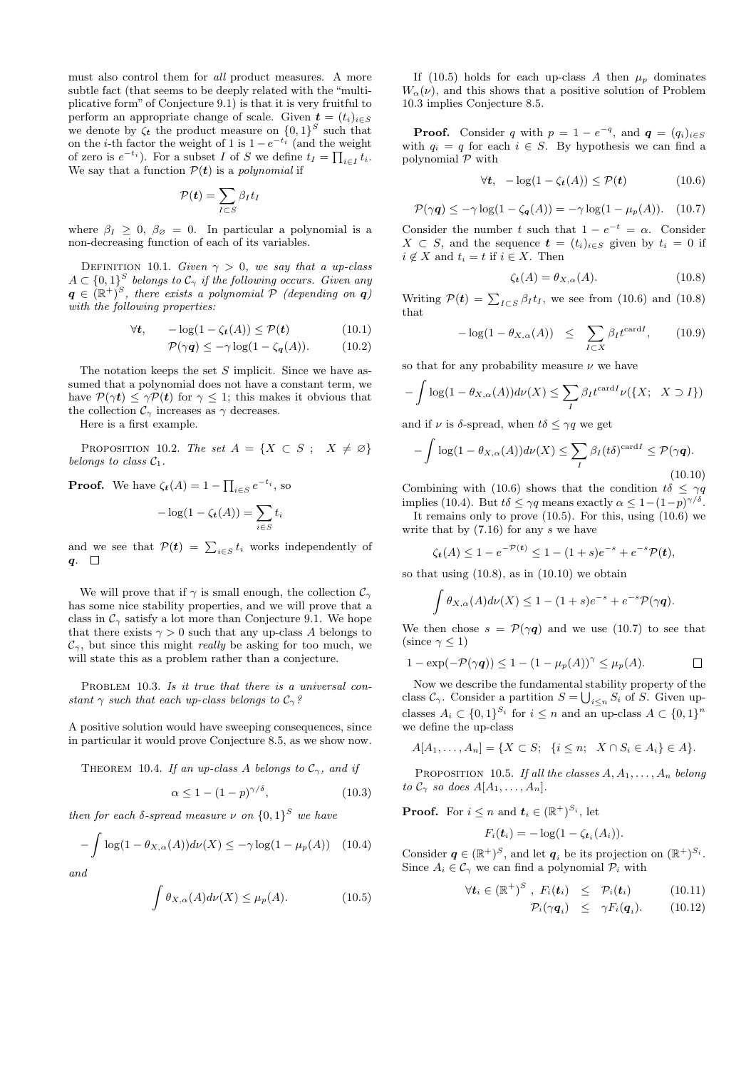must also control them for *all* product measures. A more subtle fact (that seems to be deeply related with the "multiplicative form" of Conjecture 9.1) is that it is very fruitful to perform an appropriate change of scale. Given $\boldsymbol{t} = (t_i)_{i\in S}$ we denote by $\zeta_{\boldsymbol{t}}$ the product measure on $\{0,1\}^S$ such that on the $i$-th factor the weight of 1 is $1-e^{-t_i}$ (and the weight of zero is $e^{-t_i}$). For a subset $I$ of $S$ we define $t_I = \prod_{i\in I} t_i$. We say that a function $\mathcal{P}(\boldsymbol{t})$ is a *polynomial* if

$$\mathcal{P}(\boldsymbol{t}) = \sum_{I\subset S} \beta_I t_I$$

where $\beta_I \geq 0$, $\beta_\varnothing = 0$. In particular a polynomial is a non-decreasing function of each of its variables.

Definition 10.1. *Given $\gamma > 0$, we say that a up-class $A \subset \{0,1\}^S$ belongs to $\mathcal{C}_\gamma$ if the following occurs. Given any $\boldsymbol{q} \in (\mathbb{R}^+)^S$, there exists a polynomial $\mathcal{P}$ (depending on $\boldsymbol{q}$) with the following properties:*

$$\forall \boldsymbol{t}, \quad -\log(1-\zeta_{\boldsymbol{t}}(A)) \leq \mathcal{P}(\boldsymbol{t}) \tag{10.1}$$

$$\mathcal{P}(\gamma\boldsymbol{q}) \leq -\gamma\log(1-\zeta_{\boldsymbol{q}}(A)). \tag{10.2}$$

The notation keeps the set $S$ implicit. Since we have assumed that a polynomial does not have a constant term, we have $\mathcal{P}(\gamma\boldsymbol{t}) \leq \gamma\mathcal{P}(\boldsymbol{t})$ for $\gamma \leq 1$; this makes it obvious that the collection $\mathcal{C}_\gamma$ increases as $\gamma$ decreases.

Here is a first example.

Proposition 10.2. *The set $A = \{X \subset S\ ;\ \ X \neq \varnothing\}$ belongs to class $\mathcal{C}_1$.*

**Proof.** We have $\zeta_{\boldsymbol{t}}(A) = 1 - \prod_{i\in S} e^{-t_i}$, so

$$-\log(1-\zeta_{\boldsymbol{t}}(A)) = \sum_{i\in S} t_i$$

and we see that $\mathcal{P}(\boldsymbol{t}) = \sum_{i\in S} t_i$ works independently of $\boldsymbol{q}$. □

We will prove that if $\gamma$ is small enough, the collection $\mathcal{C}_\gamma$ has some nice stability properties, and we will prove that a class in $\mathcal{C}_\gamma$ satisfy a lot more than Conjecture 9.1. We hope that there exists $\gamma > 0$ such that any up-class $A$ belongs to $\mathcal{C}_\gamma$, but since this might *really* be asking for too much, we will state this as a problem rather than a conjecture.

Problem 10.3. *Is it true that there is a universal constant $\gamma$ such that each up-class belongs to $\mathcal{C}_\gamma$?*

A positive solution would have sweeping consequences, since in particular it would prove Conjecture 8.5, as we show now.

Theorem 10.4. *If an up-class $A$ belongs to $\mathcal{C}_\gamma$, and if*

$$\alpha \leq 1-(1-p)^{\gamma/\delta}, \tag{10.3}$$

*then for each $\delta$-spread measure $\nu$ on $\{0,1\}^S$ we have*

$$-\int \log(1-\theta_{X,\alpha}(A))d\nu(X) \leq -\gamma\log(1-\mu_p(A)) \tag{10.4}$$

*and*

$$\int \theta_{X,\alpha}(A)d\nu(X) \leq \mu_p(A). \tag{10.5}$$

If (10.5) holds for each up-class $A$ then $\mu_p$ dominates $W_\alpha(\nu)$, and this shows that a positive solution of Problem 10.3 implies Conjecture 8.5.

**Proof.** Consider $q$ with $p = 1-e^{-q}$, and $\boldsymbol{q} = (q_i)_{i\in S}$ with $q_i = q$ for each $i \in S$. By hypothesis we can find a polynomial $\mathcal{P}$ with

$$\forall \boldsymbol{t}, \quad -\log(1-\zeta_{\boldsymbol{t}}(A)) \leq \mathcal{P}(\boldsymbol{t}) \tag{10.6}$$

$$\mathcal{P}(\gamma\boldsymbol{q}) \leq -\gamma\log(1-\zeta_{\boldsymbol{q}}(A)) = -\gamma\log(1-\mu_p(A)). \tag{10.7}$$

Consider the number $t$ such that $1-e^{-t} = \alpha$. Consider $X \subset S$, and the sequence $\boldsymbol{t} = (t_i)_{i\in S}$ given by $t_i = 0$ if $i \notin X$ and $t_i = t$ if $i \in X$. Then

$$\zeta_{\boldsymbol{t}}(A) = \theta_{X,\alpha}(A). \tag{10.8}$$

Writing $\mathcal{P}(\boldsymbol{t}) = \sum_{I\subset S} \beta_I t_I$, we see from (10.6) and (10.8) that

$$-\log(1-\theta_{X,\alpha}(A)) \quad \leq \quad \sum_{I\subset X} \beta_I t^{\operatorname{card} I}, \tag{10.9}$$

so that for any probability measure $\nu$ we have

$$-\int \log(1-\theta_{X,\alpha}(A))d\nu(X) \leq \sum_I \beta_I t^{\operatorname{card} I}\nu(\{X;\ \ X\supset I\})$$

and if $\nu$ is $\delta$-spread, when $t\delta \leq \gamma q$ we get

$$-\int \log(1-\theta_{X,\alpha}(A))d\nu(X) \leq \sum_I \beta_I(t\delta)^{\operatorname{card} I} \leq \mathcal{P}(\gamma\boldsymbol{q}). \tag{10.10}$$

Combining with (10.6) shows that the condition $t\delta \leq \gamma q$ implies (10.4). But $t\delta \leq \gamma q$ means exactly $\alpha \leq 1-(1-p)^{\gamma/\delta}$.

It remains only to prove (10.5). For this, using (10.6) we write that by (7.16) for any $s$ we have

$$\zeta_{\boldsymbol{t}}(A) \leq 1-e^{-\mathcal{P}(\boldsymbol{t})} \leq 1-(1+s)e^{-s} + e^{-s}\mathcal{P}(\boldsymbol{t}),$$

so that using (10.8), as in (10.10) we obtain

$$\int \theta_{X,\alpha}(A)d\nu(X) \leq 1-(1+s)e^{-s} + e^{-s}\mathcal{P}(\gamma\boldsymbol{q}).$$

We then chose $s = \mathcal{P}(\gamma\boldsymbol{q})$ and we use (10.7) to see that (since $\gamma \leq 1$)

$$1-\exp(-\mathcal{P}(\gamma\boldsymbol{q})) \leq 1-(1-\mu_p(A))^\gamma \leq \mu_p(A). \qquad \square$$

Now we describe the fundamental stability property of the class $\mathcal{C}_\gamma$. Consider a partition $S = \bigcup_{i\leq n} S_i$ of $S$. Given up-classes $A_i \subset \{0,1\}^{S_i}$ for $i \leq n$ and an up-class $A \subset \{0,1\}^n$ we define the up-class

$$A[A_1,\ldots,A_n] = \{X \subset S;\ \ \{i \leq n;\ \ X \cap S_i \in A_i\} \in A\}.$$

Proposition 10.5. *If all the classes $A, A_1, \ldots, A_n$ belong to $\mathcal{C}_\gamma$ so does $A[A_1,\ldots,A_n]$.*

**Proof.** For $i \leq n$ and $\boldsymbol{t}_i \in (\mathbb{R}^+)^{S_i}$, let

$$F_i(\boldsymbol{t}_i) = -\log(1-\zeta_{\boldsymbol{t}_i}(A_i)).$$

Consider $\boldsymbol{q} \in (\mathbb{R}^+)^S$, and let $\boldsymbol{q}_i$ be its projection on $(\mathbb{R}^+)^{S_i}$. Since $A_i \in \mathcal{C}_\gamma$ we can find a polynomial $\mathcal{P}_i$ with

$$\forall \boldsymbol{t}_i \in (\mathbb{R}^+)^S\ ,\ F_i(\boldsymbol{t}_i) \quad \leq \quad \mathcal{P}_i(\boldsymbol{t}_i) \tag{10.11}$$

$$\mathcal{P}_i(\gamma\boldsymbol{q}_i) \quad \leq \quad \gamma F_i(\boldsymbol{q}_i). \tag{10.12}$$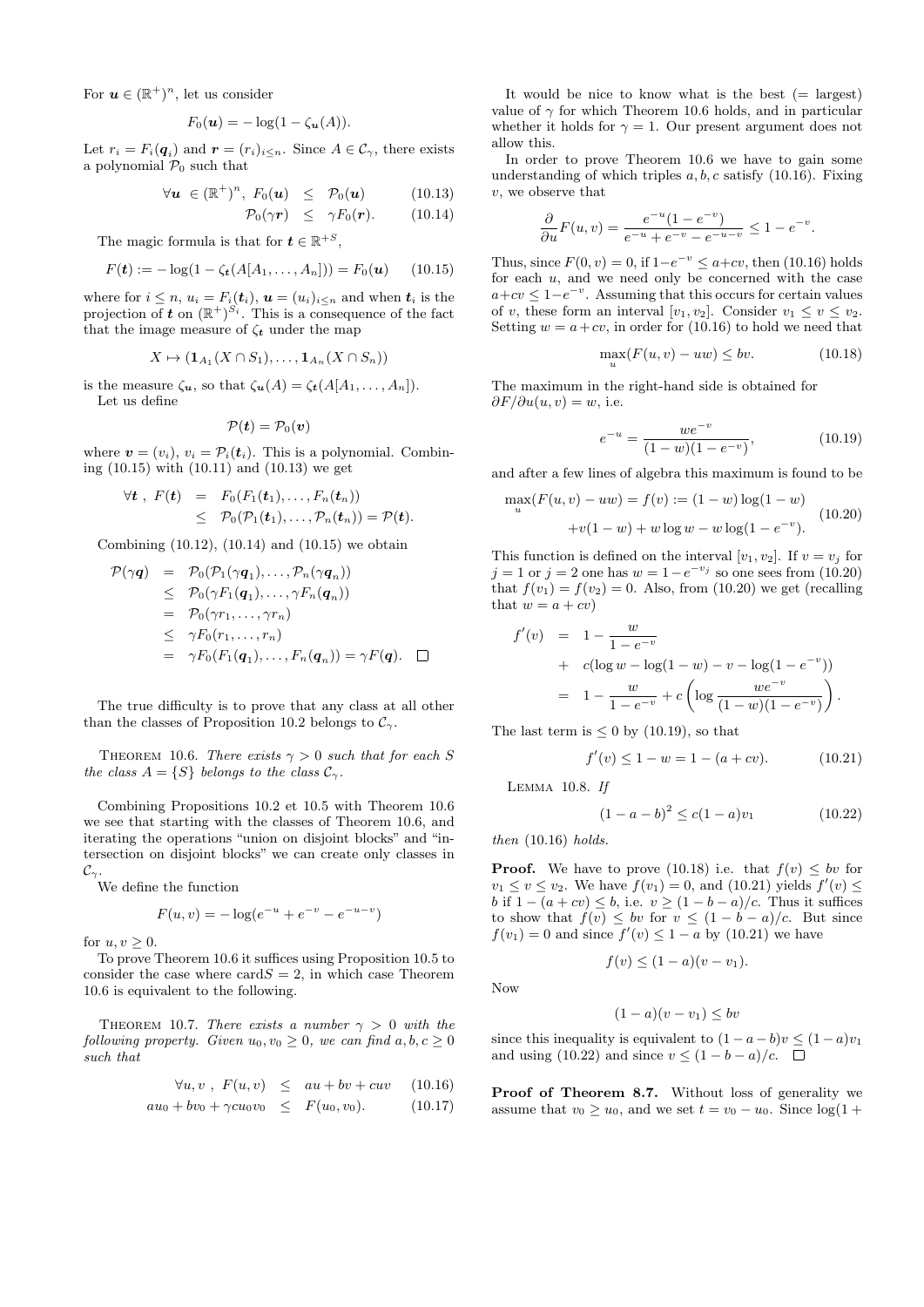For $\boldsymbol{u} \in (\mathbb{R}^+)^n$, let us consider

$$F_0(\boldsymbol{u}) = -\log(1 - \zeta_{\boldsymbol{u}}(A)).$$

Let $r_i = F_i(\boldsymbol{q}_i)$ and $\boldsymbol{r} = (r_i)_{i \le n}$. Since $A \in \mathcal{C}_\gamma$, there exists a polynomial $\mathcal{P}_0$ such that

$$\begin{aligned} \forall \boldsymbol{u} \ \in (\mathbb{R}^+)^n, \ F_0(\boldsymbol{u}) &\le \mathcal{P}_0(\boldsymbol{u}) \qquad (10.13)\\ \mathcal{P}_0(\gamma \boldsymbol{r}) &\le \gamma F_0(\boldsymbol{r}). \qquad (10.14)\end{aligned}$$

The magic formula is that for $\boldsymbol{t} \in \mathbb{R}^{+S}$,

$$F(\boldsymbol{t}) := -\log(1 - \zeta_{\boldsymbol{t}}(A[A_1, \ldots, A_n])) = F_0(\boldsymbol{u}) \qquad (10.15)$$

where for $i \le n$, $u_i = F_i(\boldsymbol{t}_i)$, $\boldsymbol{u} = (u_i)_{i \le n}$ and when $\boldsymbol{t}_i$ is the projection of $\boldsymbol{t}$ on $(\mathbb{R}^+)^{S_i}$. This is a consequence of the fact that the image measure of $\zeta_{\boldsymbol{t}}$ under the map

$$X \mapsto (\mathbf{1}_{A_1}(X \cap S_1), \ldots, \mathbf{1}_{A_n}(X \cap S_n))$$

is the measure $\zeta_{\boldsymbol{u}}$, so that $\zeta_{\boldsymbol{u}}(A) = \zeta_{\boldsymbol{t}}(A[A_1, \ldots, A_n])$.

Let us define

$$\mathcal{P}(\boldsymbol{t}) = \mathcal{P}_0(\boldsymbol{v})$$

where $\boldsymbol{v} = (v_i)$, $v_i = \mathcal{P}_i(\boldsymbol{t}_i)$. This is a polynomial. Combining (10.15) with (10.11) and (10.13) we get

$$\begin{aligned}\forall \boldsymbol{t} \ , \ F(\boldsymbol{t}) &= F_0(F_1(\boldsymbol{t}_1), \ldots, F_n(\boldsymbol{t}_n))\\ &\le \mathcal{P}_0(\mathcal{P}_1(\boldsymbol{t}_1), \ldots, \mathcal{P}_n(\boldsymbol{t}_n)) = \mathcal{P}(\boldsymbol{t}).\end{aligned}$$

Combining (10.12), (10.14) and (10.15) we obtain

$$\begin{aligned}\mathcal{P}(\gamma \boldsymbol{q}) &= \mathcal{P}_0(\mathcal{P}_1(\gamma \boldsymbol{q}_1), \ldots, \mathcal{P}_n(\gamma \boldsymbol{q}_n))\\ &\le \mathcal{P}_0(\gamma F_1(\boldsymbol{q}_1), \ldots, \gamma F_n(\boldsymbol{q}_n))\\ &= \mathcal{P}_0(\gamma r_1, \ldots, \gamma r_n)\\ &\le \gamma F_0(r_1, \ldots, r_n)\\ &= \gamma F_0(F_1(\boldsymbol{q}_1), \ldots, F_n(\boldsymbol{q}_n)) = \gamma F(\boldsymbol{q}). \quad \square\end{aligned}$$

The true difficulty is to prove that any class at all other than the classes of Proposition 10.2 belongs to $\mathcal{C}_\gamma$.

Theorem 10.6. *There exists $\gamma > 0$ such that for each $S$ the class $A = \{S\}$ belongs to the class $\mathcal{C}_\gamma$.*

Combining Propositions 10.2 et 10.5 with Theorem 10.6 we see that starting with the classes of Theorem 10.6, and iterating the operations "union on disjoint blocks" and "intersection on disjoint blocks" we can create only classes in $\mathcal{C}_\gamma$.

We define the function

$$F(u, v) = -\log(e^{-u} + e^{-v} - e^{-u-v})$$

for $u, v \ge 0$.

To prove Theorem 10.6 it suffices using Proposition 10.5 to consider the case where $\mathrm{card} S = 2$, in which case Theorem 10.6 is equivalent to the following.

Theorem 10.7. *There exists a number $\gamma > 0$ with the following property. Given $u_0, v_0 \ge 0$, we can find $a, b, c \ge 0$ such that*

$$\begin{aligned}\forall u, v \ , \ F(u, v) &\le au + bv + cuv \qquad (10.16)\\ au_0 + bv_0 + \gamma c u_0 v_0 &\le F(u_0, v_0). \qquad (10.17)\end{aligned}$$

It would be nice to know what is the best (= largest) value of $\gamma$ for which Theorem 10.6 holds, and in particular whether it holds for $\gamma = 1$. Our present argument does not allow this.

In order to prove Theorem 10.6 we have to gain some understanding of which triples $a, b, c$ satisfy (10.16). Fixing $v$, we observe that

$$\frac{\partial}{\partial u} F(u, v) = \frac{e^{-u}(1 - e^{-v})}{e^{-u} + e^{-v} - e^{-u-v}} \le 1 - e^{-v}.$$

Thus, since $F(0, v) = 0$, if $1 - e^{-v} \le a + cv$, then (10.16) holds for each $u$, and we need only be concerned with the case $a + cv \le 1 - e^{-v}$. Assuming that this occurs for certain values of $v$, these form an interval $[v_1, v_2]$. Consider $v_1 \le v \le v_2$. Setting $w = a + cv$, in order for (10.16) to hold we need that

$$\max_u (F(u, v) - uw) \le bv. \qquad (10.18)$$

The maximum in the right-hand side is obtained for $\partial F / \partial u(u, v) = w$, i.e.

$$e^{-u} = \frac{we^{-v}}{(1 - w)(1 - e^{-v})}, \qquad (10.19)$$

and after a few lines of algebra this maximum is found to be

$$\begin{aligned}\max_u (F(u, v) - uw) = f(v) := (1 - w)\log(1 - w)\\ + v(1 - w) + w\log w - w\log(1 - e^{-v}).\end{aligned} \qquad (10.20)$$

This function is defined on the interval $[v_1, v_2]$. If $v = v_j$ for $j = 1$ or $j = 2$ one has $w = 1 - e^{-v_j}$ so one sees from (10.20) that $f(v_1) = f(v_2) = 0$. Also, from (10.20) we get (recalling that $w = a + cv$)

$$\begin{aligned}f'(v) &= 1 - \frac{w}{1 - e^{-v}}\\ &+ c(\log w - \log(1 - w) - v - \log(1 - e^{-v}))\\ &= 1 - \frac{w}{1 - e^{-v}} + c\left(\log \frac{we^{-v}}{(1 - w)(1 - e^{-v})}\right).\end{aligned}$$

The last term is $\le 0$ by (10.19), so that

$$f'(v) \le 1 - w = 1 - (a + cv). \qquad (10.21)$$

Lemma 10.8. *If*

$$(1 - a - b)^2 \le c(1 - a)v_1 \qquad (10.22)$$

*then* (10.16) *holds.*

**Proof.** We have to prove (10.18) i.e. that $f(v) \le bv$ for $v_1 \le v \le v_2$. We have $f(v_1) = 0$, and (10.21) yields $f'(v) \le b$ if $1 - (a + cv) \le b$, i.e. $v \ge (1 - b - a)/c$. Thus it suffices to show that $f(v) \le bv$ for $v \le (1 - b - a)/c$. But since $f(v_1) = 0$ and since $f'(v) \le 1 - a$ by (10.21) we have

$$f(v) \le (1 - a)(v - v_1).$$

Now

$$(1 - a)(v - v_1) \le bv$$

since this inequality is equivalent to $(1 - a - b)v \le (1 - a)v_1$ and using (10.22) and since $v \le (1 - b - a)/c$. $\square$

**Proof of Theorem 8.7.** Without loss of generality we assume that $v_0 \ge u_0$, and we set $t = v_0 - u_0$. Since $\log(1 +$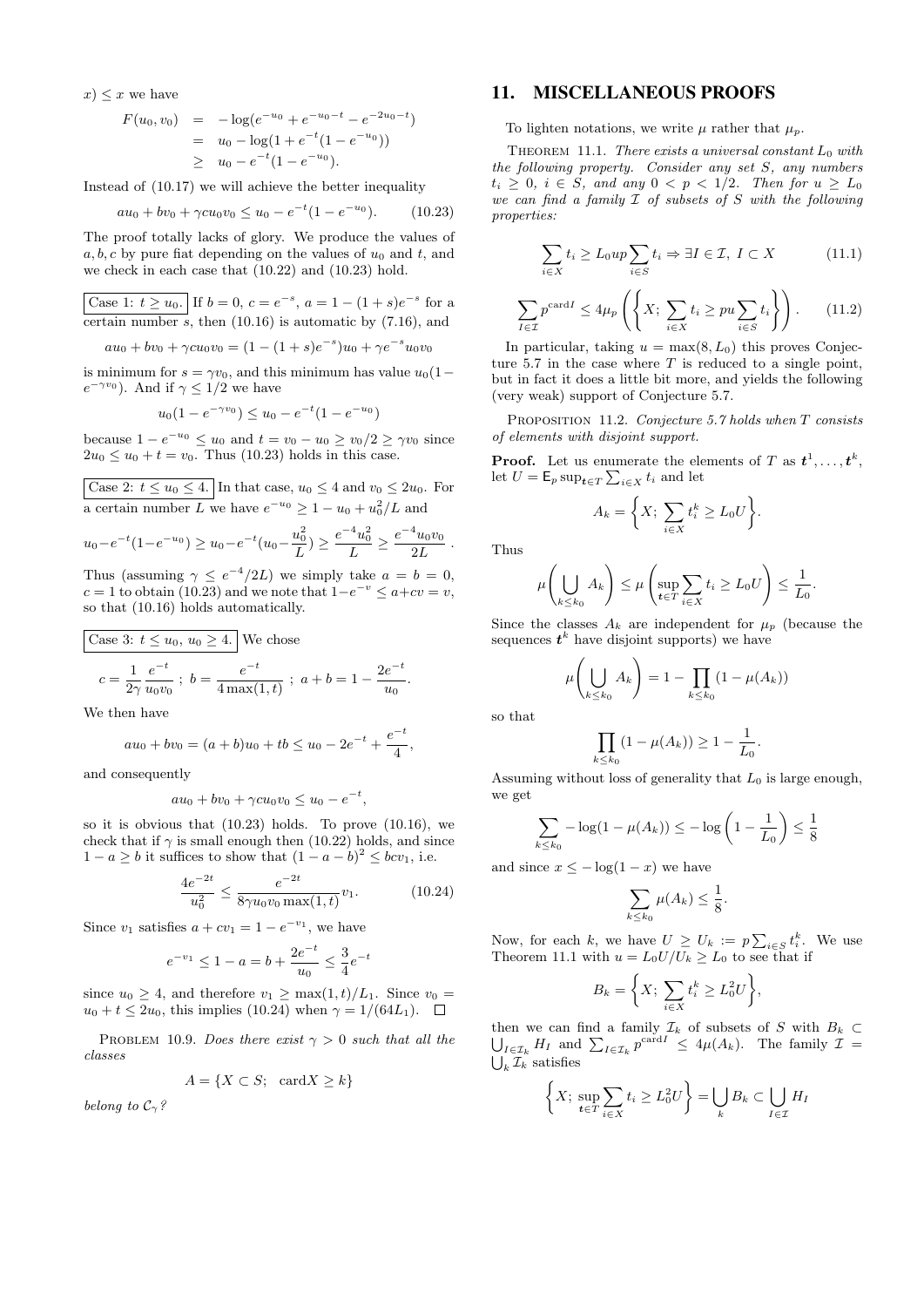$x) \leq x$ we have

$$
\begin{aligned}
F(u_0, v_0) &= -\log(e^{-u_0} + e^{-u_0 - t} - e^{-2u_0 - t}) \\
&= u_0 - \log(1 + e^{-t}(1 - e^{-u_0})) \\
&\geq u_0 - e^{-t}(1 - e^{-u_0}).
\end{aligned}
$$

Instead of (10.17) we will achieve the better inequality

$$
au_0 + bv_0 + \gamma c u_0 v_0 \leq u_0 - e^{-t}(1 - e^{-u_0}). \tag{10.23}
$$

The proof totally lacks of glory. We produce the values of $a, b, c$ by pure fiat depending on the values of $u_0$ and $t$, and we check in each case that (10.22) and (10.23) hold.

Case 1: $t \geq u_0$. If $b = 0$, $c = e^{-s}$, $a = 1 - (1+s)e^{-s}$ for a certain number $s$, then (10.16) is automatic by (7.16), and

$$
au_0 + bv_0 + \gamma c u_0 v_0 = (1 - (1+s)e^{-s})u_0 + \gamma e^{-s} u_0 v_0
$$

is minimum for $s = \gamma v_0$, and this minimum has value $u_0(1 - e^{-\gamma v_0})$. And if $\gamma \leq 1/2$ we have

$$
u_0(1 - e^{-\gamma v_0}) \leq u_0 - e^{-t}(1 - e^{-u_0})
$$

because $1 - e^{-u_0} \leq u_0$ and $t = v_0 - u_0 \geq v_0/2 \geq \gamma v_0$ since $2u_0 \leq u_0 + t = v_0$. Thus (10.23) holds in this case.

Case 2: $t \leq u_0 \leq 4$. In that case, $u_0 \leq 4$ and $v_0 \leq 2u_0$. For a certain number $L$ we have $e^{-u_0} \geq 1 - u_0 + u_0^2/L$ and

$$
u_0 - e^{-t}(1 - e^{-u_0}) \geq u_0 - e^{-t}(u_0 - \frac{u_0^2}{L}) \geq \frac{e^{-4}u_0^2}{L} \geq \frac{e^{-4}u_0 v_0}{2L}.
$$

Thus (assuming $\gamma \leq e^{-4}/2L$) we simply take $a = b = 0$, $c = 1$ to obtain (10.23) and we note that $1 - e^{-v} \leq a + cv = v$, so that (10.16) holds automatically.

Case 3: $t \leq u_0$, $u_0 \geq 4$. We chose

$$
c = \frac{1}{2\gamma}\frac{e^{-t}}{u_0 v_0} \; ; \; b = \frac{e^{-t}}{4\max(1,t)} \; ; \; a + b = 1 - \frac{2e^{-t}}{u_0}.
$$

We then have

$$
au_0 + bv_0 = (a+b)u_0 + tb \leq u_0 - 2e^{-t} + \frac{e^{-t}}{4},
$$

and consequently

$$
au_0 + bv_0 + \gamma c u_0 v_0 \leq u_0 - e^{-t},
$$

so it is obvious that (10.23) holds. To prove (10.16), we check that if $\gamma$ is small enough then (10.22) holds, and since $1 - a \geq b$ it suffices to show that $(1 - a - b)^2 \leq bcv_1$, i.e.

$$
\frac{4e^{-2t}}{u_0^2} \leq \frac{e^{-2t}}{8\gamma u_0 v_0 \max(1,t)} v_1. \tag{10.24}
$$

Since $v_1$ satisfies $a + cv_1 = 1 - e^{-v_1}$, we have

$$
e^{-v_1} \leq 1 - a = b + \frac{2e^{-t}}{u_0} \leq \frac{3}{4}e^{-t}
$$

since $u_0 \geq 4$, and therefore $v_1 \geq \max(1,t)/L_1$. Since $v_0 = u_0 + t \leq 2u_0$, this implies (10.24) when $\gamma = 1/(64L_1)$. $\square$

Problem 10.9. *Does there exist $\gamma > 0$ such that all the classes*

$$
A = \{X \subset S; \;\; \mathrm{card} X \geq k\}
$$

*belong to $\mathcal{C}_\gamma$?*

## 11. MISCELLANEOUS PROOFS

To lighten notations, we write $\mu$ rather that $\mu_p$.

Theorem 11.1. *There exists a universal constant $L_0$ with the following property. Consider any set $S$, any numbers $t_i \geq 0$, $i \in S$, and any $0 < p < 1/2$. Then for $u \geq L_0$ we can find a family $\mathcal{I}$ of subsets of $S$ with the following properties:*

$$
\sum_{i \in X} t_i \geq L_0 u p \sum_{i \in S} t_i \Rightarrow \exists I \in \mathcal{I}, \; I \subset X \tag{11.1}
$$

$$
\sum_{I \in \mathcal{I}} p^{\mathrm{card} I} \leq 4\mu_p\left(\left\{X; \; \sum_{i \in X} t_i \geq pu \sum_{i \in S} t_i\right\}\right). \tag{11.2}
$$

In particular, taking $u = \max(8, L_0)$ this proves Conjecture 5.7 in the case where $T$ is reduced to a single point, but in fact it does a little bit more, and yields the following (very weak) support of Conjecture 5.7.

Proposition 11.2. *Conjecture 5.7 holds when $T$ consists of elements with disjoint support.*

**Proof.** Let us enumerate the elements of $T$ as $\boldsymbol{t}^1, \ldots, \boldsymbol{t}^k$, let $U = \mathsf{E}_p \sup_{\boldsymbol{t} \in T} \sum_{i \in X} t_i$ and let

$$
A_k = \left\{X; \; \sum_{i \in X} t_i^k \geq L_0 U\right\}.
$$

Thus

$$
\mu\left(\bigcup_{k \leq k_0} A_k\right) \leq \mu\left(\sup_{\boldsymbol{t} \in T} \sum_{i \in X} t_i \geq L_0 U\right) \leq \frac{1}{L_0}.
$$

Since the classes $A_k$ are independent for $\mu_p$ (because the sequences $\boldsymbol{t}^k$ have disjoint supports) we have

$$
\mu\left(\bigcup_{k \leq k_0} A_k\right) = 1 - \prod_{k \leq k_0}(1 - \mu(A_k))
$$

so that

$$
\prod_{k \leq k_0}(1 - \mu(A_k)) \geq 1 - \frac{1}{L_0}.
$$

Assuming without loss of generality that $L_0$ is large enough, we get

$$
\sum_{k \leq k_0} -\log(1 - \mu(A_k)) \leq -\log\left(1 - \frac{1}{L_0}\right) \leq \frac{1}{8}
$$

and since $x \leq -\log(1-x)$ we have

$$
\sum_{k \leq k_0} \mu(A_k) \leq \frac{1}{8}.
$$

Now, for each $k$, we have $U \geq U_k := p\sum_{i \in S} t_i^k$. We use Theorem 11.1 with $u = L_0 U/U_k \geq L_0$ to see that if

$$
B_k = \left\{X; \; \sum_{i \in X} t_i^k \geq L_0^2 U\right\},
$$

then we can find a family $\mathcal{I}_k$ of subsets of $S$ with $B_k \subset \bigcup_{I \in \mathcal{I}_k} H_I$ and $\sum_{I \in \mathcal{I}_k} p^{\mathrm{card} I} \leq 4\mu(A_k)$. The family $\mathcal{I} = \bigcup_k \mathcal{I}_k$ satisfies

$$
\left\{X; \; \sup_{\boldsymbol{t} \in T} \sum_{i \in X} t_i \geq L_0^2 U\right\} = \bigcup_k B_k \subset \bigcup_{I \in \mathcal{I}} H_I
$$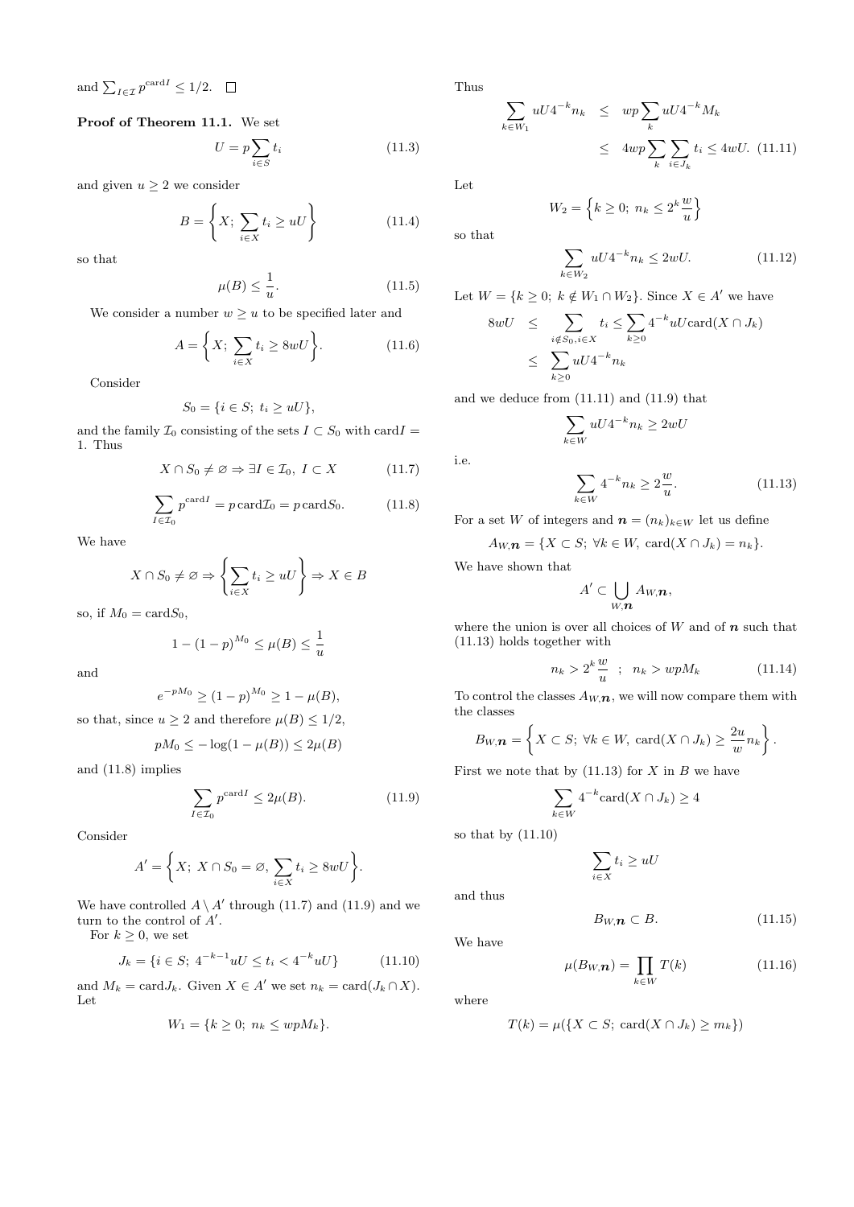and $\sum_{I\in\mathcal{I}} p^{\mathrm{card}I} \le 1/2$. $\square$

**Proof of Theorem 11.1.** We set

$$U = p\sum_{i\in S} t_i \tag{11.3}$$

and given $u \ge 2$ we consider

$$B = \left\{X;\ \sum_{i\in X} t_i \ge uU\right\} \tag{11.4}$$

so that

$$\mu(B) \le \frac{1}{u}. \tag{11.5}$$

We consider a number $w \ge u$ to be specified later and

$$A = \left\{X;\ \sum_{i\in X} t_i \ge 8wU\right\}. \tag{11.6}$$

Consider

$$S_0 = \{i \in S;\ t_i \ge uU\},$$

and the family $\mathcal{I}_0$ consisting of the sets $I \subset S_0$ with $\mathrm{card}I = 1$. Thus

$$X\cap S_0 \ne \varnothing \Rightarrow \exists I \in \mathcal{I}_0,\ I\subset X \tag{11.7}$$

$$\sum_{I\in\mathcal{I}_0} p^{\mathrm{card}I} = p\,\mathrm{card}\mathcal{I}_0 = p\,\mathrm{card}S_0. \tag{11.8}$$

We have

$$X\cap S_0 \ne \varnothing \Rightarrow \left\{\sum_{i\in X} t_i \ge uU\right\} \Rightarrow X\in B$$

so, if $M_0 = \mathrm{card}S_0$,

$$1-(1-p)^{M_0} \le \mu(B) \le \frac{1}{u}$$

and

$$e^{-pM_0} \ge (1-p)^{M_0} \ge 1-\mu(B),$$

so that, since $u\ge 2$ and therefore $\mu(B)\le 1/2$,

$$pM_0 \le -\log(1-\mu(B)) \le 2\mu(B)$$

and (11.8) implies

$$\sum_{I\in\mathcal{I}_0} p^{\mathrm{card}I} \le 2\mu(B). \tag{11.9}$$

Consider

$$A' = \left\{X;\ X\cap S_0 = \varnothing, \sum_{i\in X} t_i \ge 8wU\right\}.$$

We have controlled $A\setminus A'$ through (11.7) and (11.9) and we turn to the control of $A'$.

For $k\ge 0$, we set

$$J_k = \{i\in S;\ 4^{-k-1}uU \le t_i < 4^{-k}uU\} \tag{11.10}$$

and $M_k = \mathrm{card}J_k$. Given $X\in A'$ we set $n_k = \mathrm{card}(J_k\cap X)$. Let

$$W_1 = \{k\ge 0;\ n_k \le wpM_k\}.$$

Thus

$$\begin{aligned}\sum_{k\in W_1} uU4^{-k}n_k &\le wp\sum_k uU4^{-k}M_k \\ &\le 4wp\sum_k\sum_{i\in J_k} t_i \le 4wU. \quad (11.11)\end{aligned}$$

Let

$$W_2 = \left\{k\ge 0;\ n_k \le 2^k\frac{w}{u}\right\}$$

so that

$$\sum_{k\in W_2} uU4^{-k}n_k \le 2wU. \tag{11.12}$$

Let $W = \{k\ge 0;\ k\notin W_1\cap W_2\}$. Since $X\in A'$ we have

$$\begin{aligned}8wU &\le \sum_{i\notin S_0, i\in X} t_i \le \sum_{k\ge 0} 4^{-k}uU\mathrm{card}(X\cap J_k) \\ &\le \sum_{k\ge 0} uU4^{-k}n_k\end{aligned}$$

and we deduce from (11.11) and (11.9) that

$$\sum_{k\in W} uU4^{-k}n_k \ge 2wU$$

i.e.

$$\sum_{k\in W} 4^{-k}n_k \ge 2\frac{w}{u}. \tag{11.13}$$

For a set $W$ of integers and $\boldsymbol{n} = (n_k)_{k\in W}$ let us define

$$A_{W,\boldsymbol{n}} = \{X\subset S;\ \forall k\in W,\ \mathrm{card}(X\cap J_k) = n_k\}.$$

We have shown that

$$A' \subset \bigcup_{W,\boldsymbol{n}} A_{W,\boldsymbol{n}},$$

where the union is over all choices of $W$ and of $\boldsymbol{n}$ such that (11.13) holds together with

$$n_k > 2^k\frac{w}{u} \quad ; \quad n_k > wpM_k \tag{11.14}$$

To control the classes $A_{W,\boldsymbol{n}}$, we will now compare them with the classes

$$B_{W,\boldsymbol{n}} = \left\{X\subset S;\ \forall k\in W,\ \mathrm{card}(X\cap J_k) \ge \frac{2u}{w}n_k\right\}.$$

First we note that by (11.13) for $X$ in $B$ we have

$$\sum_{k\in W} 4^{-k}\mathrm{card}(X\cap J_k) \ge 4$$

so that by (11.10)

$$\sum_{i\in X} t_i \ge uU$$

and thus

$$B_{W,\boldsymbol{n}} \subset B. \tag{11.15}$$

We have

$$\mu(B_{W,\boldsymbol{n}}) = \prod_{k\in W} T(k) \tag{11.16}$$

where

$$T(k) = \mu(\{X\subset S;\ \mathrm{card}(X\cap J_k) \ge m_k\})$$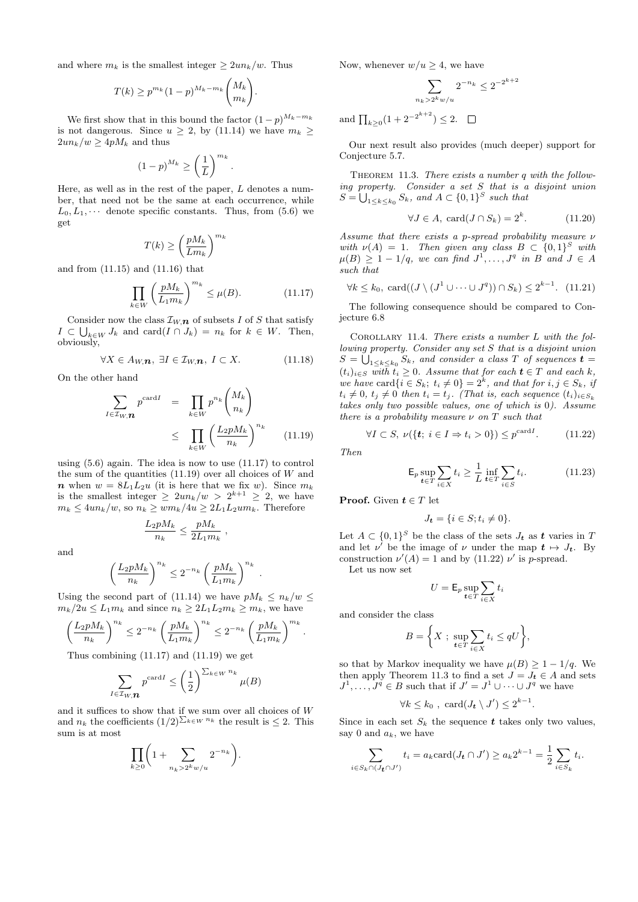and where $m_k$ is the smallest integer $\geq 2un_k/w$. Thus

$$T(k) \geq p^{m_k}(1-p)^{M_k - m_k}\binom{M_k}{m_k}.$$

We first show that in this bound the factor $(1-p)^{M_k-m_k}$ is not dangerous. Since $u \geq 2$, by (11.14) we have $m_k \geq 2un_k/w \geq 4pM_k$ and thus

$$(1-p)^{M_k} \geq \left(\frac{1}{L}\right)^{m_k}.$$

Here, as well as in the rest of the paper, $L$ denotes a number, that need not be the same at each occurrence, while $L_0, L_1, \cdots$ denote specific constants. Thus, from (5.6) we get

$$T(k) \geq \left(\frac{pM_k}{Lm_k}\right)^{m_k}$$

and from (11.15) and (11.16) that

$$\prod_{k\in W}\left(\frac{pM_k}{L_1 m_k}\right)^{m_k} \leq \mu(B). \tag{11.17}$$

Consider now the class $\mathcal{I}_{W,\boldsymbol{n}}$ of subsets $I$ of $S$ that satisfy $I \subset \bigcup_{k\in W} J_k$ and $\mathrm{card}(I \cap J_k) = n_k$ for $k \in W$. Then, obviously,

$$\forall X \in A_{W,\boldsymbol{n}},\ \exists I \in \mathcal{I}_{W,\boldsymbol{n}},\ I \subset X. \tag{11.18}$$

On the other hand

$$\begin{aligned}\sum_{I\in\mathcal{I}_{W,\boldsymbol{n}}} p^{\mathrm{card} I} &= \prod_{k\in W} p^{n_k}\binom{M_k}{n_k} \\ &\leq \prod_{k\in W}\left(\frac{L_2 pM_k}{n_k}\right)^{n_k} \end{aligned}\tag{11.19}$$

using (5.6) again. The idea is now to use (11.17) to control the sum of the quantities (11.19) over all choices of $W$ and $\boldsymbol{n}$ when $w = 8L_1L_2u$ (it is here that we fix $w$). Since $m_k$ is the smallest integer $\geq 2un_k/w > 2^{k+1} \geq 2$, we have $m_k \leq 4un_k/w$, so $n_k \geq wm_k/4u \geq 2L_1L_2um_k$. Therefore

$$\frac{L_2pM_k}{n_k} \leq \frac{pM_k}{2L_1m_k}\ ,$$

and

$$\left(\frac{L_2pM_k}{n_k}\right)^{n_k} \leq 2^{-n_k}\left(\frac{pM_k}{L_1m_k}\right)^{n_k}.$$

Using the second part of (11.14) we have $pM_k \leq n_k/w \leq m_k/2u \leq L_1m_k$ and since $n_k \geq 2L_1L_2m_k \geq m_k$, we have

$$\left(\frac{L_2pM_k}{n_k}\right)^{n_k} \leq 2^{-n_k}\left(\frac{pM_k}{L_1m_k}\right)^{n_k} \leq 2^{-n_k}\left(\frac{pM_k}{L_1m_k}\right)^{m_k}.$$

Thus combining (11.17) and (11.19) we get

$$\sum_{I\in\mathcal{I}_{W,\boldsymbol{n}}} p^{\mathrm{card} I} \leq \left(\frac{1}{2}\right)^{\sum_{k\in W} n_k}\mu(B)$$

and it suffices to show that if we sum over all choices of $W$ and $n_k$ the coefficients $(1/2)^{\sum_{k\in W} n_k}$ the result is $\leq 2$. This sum is at most

$$\prod_{k\geq 0}\left(1 + \sum_{n_k > 2^k w/u} 2^{-n_k}\right).$$

Now, whenever $w/u \geq 4$, we have

$$\sum_{n_k > 2^k w/u} 2^{-n_k} \leq 2^{-2^{k+2}}$$

and $\prod_{k\geq 0}(1 + 2^{-2^{k+2}}) \leq 2$. $\square$

Our next result also provides (much deeper) support for Conjecture 5.7.

**Theorem 11.3.** *There exists a number $q$ with the following property. Consider a set $S$ that is a disjoint union $S = \bigcup_{1\leq k\leq k_0} S_k$, and $A \subset \{0,1\}^S$ such that*

$$\forall J \in A,\ \mathrm{card}(J \cap S_k) = 2^k. \tag{11.20}$$

*Assume that there exists a $p$-spread probability measure $\nu$ with $\nu(A) = 1$. Then given any class $B \subset \{0,1\}^S$ with $\mu(B) \geq 1 - 1/q$, we can find $J^1, \ldots, J^q$ in $B$ and $J \in A$ such that*

$$\forall k \leq k_0,\ \mathrm{card}((J \setminus (J^1 \cup \cdots \cup J^q)) \cap S_k) \leq 2^{k-1}. \tag{11.21}$$

The following consequence should be compared to Conjecture 6.8

**Corollary 11.4.** *There exists a number $L$ with the following property. Consider any set $S$ that is a disjoint union $S = \bigcup_{1\leq k\leq k_0} S_k$, and consider a class $T$ of sequences $\boldsymbol{t} = (t_i)_{i\in S}$ with $t_i \geq 0$. Assume that for each $\boldsymbol{t} \in T$ and each $k$, we have $\mathrm{card}\{i \in S_k;\ t_i \neq 0\} = 2^k$, and that for $i, j \in S_k$, if $t_i \neq 0$, $t_j \neq 0$ then $t_i = t_j$. (That is, each sequence $(t_i)_{i\in S_k}$ takes only two possible values, one of which is 0). Assume there is a probability measure $\nu$ on $T$ such that*

$$\forall I \subset S,\ \nu(\{\boldsymbol{t};\ i \in I \Rightarrow t_i > 0\}) \leq p^{\mathrm{card} I}. \tag{11.22}$$

*Then*

$$\mathsf{E}_p \sup_{\boldsymbol{t}\in T}\sum_{i\in X} t_i \geq \frac{1}{L}\inf_{\boldsymbol{t}\in T}\sum_{i\in S} t_i. \tag{11.23}$$

**Proof.** Given $\boldsymbol{t} \in T$ let

$$J_{\boldsymbol{t}} = \{i \in S; t_i \neq 0\}.$$

Let $A \subset \{0,1\}^S$ be the class of the sets $J_{\boldsymbol{t}}$ as $\boldsymbol{t}$ varies in $T$ and let $\nu'$ be the image of $\nu$ under the map $\boldsymbol{t} \mapsto J_{\boldsymbol{t}}$. By construction $\nu'(A) = 1$ and by (11.22) $\nu'$ is $p$-spread.

Let us now set

$$U = \mathsf{E}_p \sup_{\boldsymbol{t}\in T}\sum_{i\in X} t_i$$

and consider the class

$$B = \left\{X\ ;\ \sup_{\boldsymbol{t}\in T}\sum_{i\in X} t_i \leq qU\right\},$$

so that by Markov inequality we have $\mu(B) \geq 1 - 1/q$. We then apply Theorem 11.3 to find a set $J = J_{\boldsymbol{t}} \in A$ and sets $J^1, \ldots, J^q \in B$ such that if $J' = J^1 \cup \cdots \cup J^q$ we have

$$\forall k \leq k_0\ ,\ \mathrm{card}(J_{\boldsymbol{t}} \setminus J') \leq 2^{k-1}.$$

Since in each set $S_k$ the sequence $\boldsymbol{t}$ takes only two values, say 0 and $a_k$, we have

$$\sum_{i\in S_k\cap(J_{\boldsymbol{t}}\cap J')} t_i = a_k \mathrm{card}(J_{\boldsymbol{t}} \cap J') \geq a_k 2^{k-1} = \frac{1}{2}\sum_{i\in S_k} t_i.$$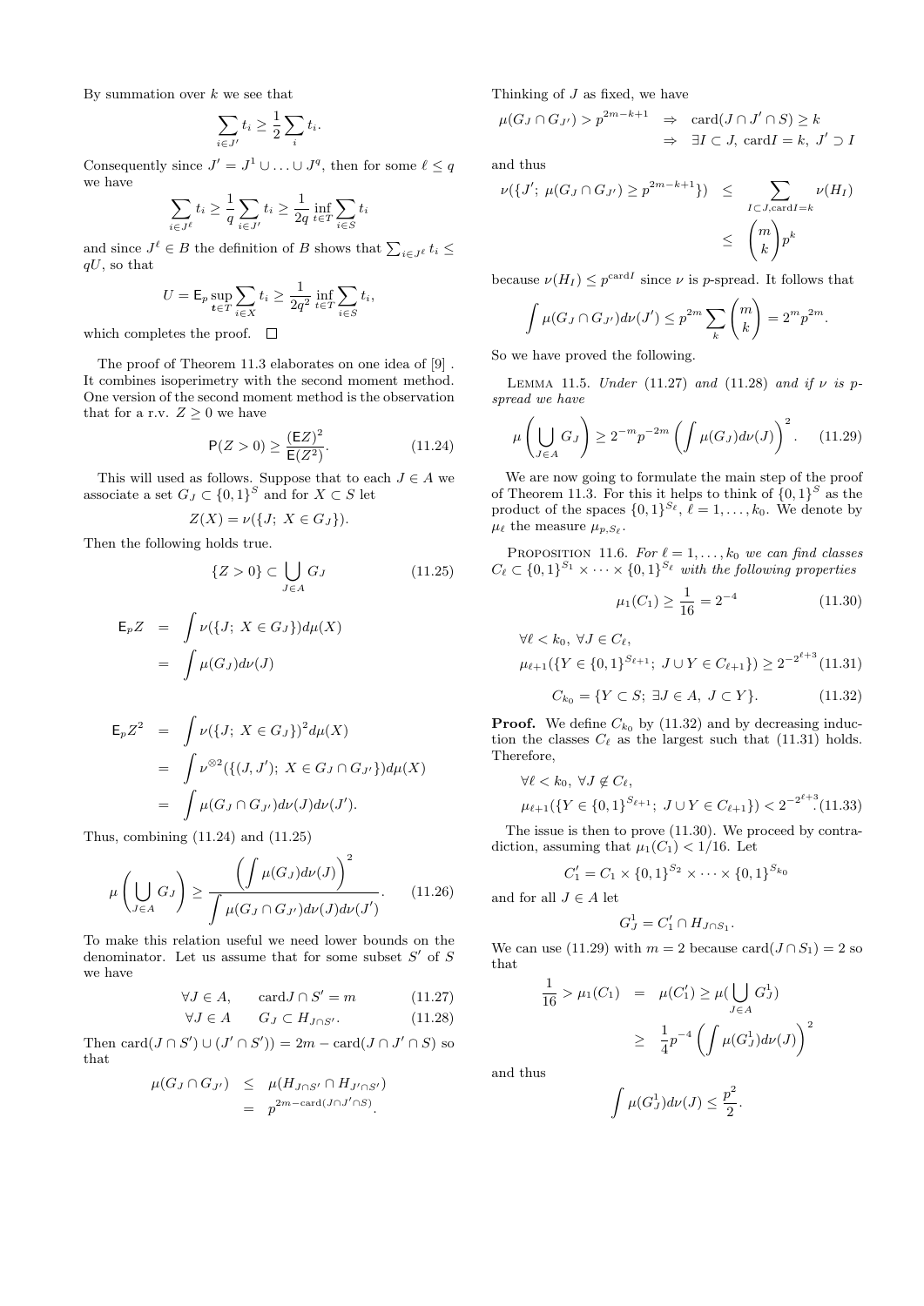By summation over $k$ we see that

$$\sum_{i \in J'} t_i \geq \frac{1}{2} \sum_i t_i.$$

Consequently since $J' = J^1 \cup \ldots \cup J^q$, then for some $\ell \leq q$ we have

$$\sum_{i \in J^\ell} t_i \geq \frac{1}{q} \sum_{i \in J'} t_i \geq \frac{1}{2q} \inf_{t \in T} \sum_{i \in S} t_i$$

and since $J^\ell \in B$ the definition of $B$ shows that $\sum_{i \in J^\ell} t_i \leq qU$, so that

$$U = \mathsf{E}_p \sup_{\boldsymbol{t} \in T} \sum_{i \in X} t_i \geq \frac{1}{2q^2} \inf_{t \in T} \sum_{i \in S} t_i,$$

which completes the proof. $\square$

The proof of Theorem 11.3 elaborates on one idea of [9] . It combines isoperimetry with the second moment method. One version of the second moment method is the observation that for a r.v. $Z \geq 0$ we have

$$\mathsf{P}(Z > 0) \geq \frac{(\mathsf{E}Z)^2}{\mathsf{E}(Z^2)}. \tag{11.24}$$

This will used as follows. Suppose that to each $J \in A$ we associate a set $G_J \subset \{0,1\}^S$ and for $X \subset S$ let

$$Z(X) = \nu(\{J;\ X \in G_J\}).$$

Then the following holds true.

$$\{Z > 0\} \subset \bigcup_{J \in A} G_J \tag{11.25}$$

$$\begin{aligned}
\mathsf{E}_p Z &= \int \nu(\{J;\ X \in G_J\}) d\mu(X) \\
&= \int \mu(G_J) d\nu(J)
\end{aligned}$$

$$\begin{aligned}
\mathsf{E}_p Z^2 &= \int \nu(\{J;\ X \in G_J\})^2 d\mu(X) \\
&= \int \nu^{\otimes 2}(\{(J, J');\ X \in G_J \cap G_{J'}\}) d\mu(X) \\
&= \int \mu(G_J \cap G_{J'}) d\nu(J) d\nu(J').
\end{aligned}$$

Thus, combining (11.24) and (11.25)

$$\mu\left(\bigcup_{J \in A} G_J\right) \geq \frac{\left(\displaystyle\int \mu(G_J) d\nu(J)\right)^2}{\displaystyle\int \mu(G_J \cap G_{J'}) d\nu(J) d\nu(J')}. \tag{11.26}$$

To make this relation useful we need lower bounds on the denominator. Let us assume that for some subset $S'$ of $S$ we have

$$\forall J \in A, \qquad \mathrm{card} J \cap S' = m \tag{11.27}$$

$$\forall J \in A \qquad G_J \subset H_{J \cap S'}. \tag{11.28}$$

Then $\mathrm{card}(J \cap S') \cup (J' \cap S')) = 2m - \mathrm{card}(J \cap J' \cap S)$ so that

$$\begin{aligned}
\mu(G_J \cap G_{J'}) &\leq \mu(H_{J \cap S'} \cap H_{J' \cap S'}) \\
&= p^{2m - \mathrm{card}(J \cap J' \cap S)}.
\end{aligned}$$

Thinking of $J$ as fixed, we have

$$\begin{aligned}
\mu(G_J \cap G_{J'}) > p^{2m-k+1} &\Rightarrow \mathrm{card}(J \cap J' \cap S) \geq k \\
&\Rightarrow \exists I \subset J,\ \mathrm{card} I = k,\ J' \supset I
\end{aligned}$$

and thus

$$\begin{aligned}
\nu(\{J';\ \mu(G_J \cap G_{J'}) \geq p^{2m-k+1}\}) &\leq \sum_{I \subset J, \mathrm{card} I = k} \nu(H_I) \\
&\leq \binom{m}{k} p^k
\end{aligned}$$

because $\nu(H_I) \leq p^{\mathrm{card} I}$ since $\nu$ is $p$-spread. It follows that

$$\int \mu(G_J \cap G_{J'}) d\nu(J') \leq p^{2m} \sum_k \binom{m}{k} = 2^m p^{2m}.$$

So we have proved the following.

Lemma 11.5. *Under* (11.27) *and* (11.28) *and if $\nu$ is $p$-spread we have*

$$\mu\left(\bigcup_{J \in A} G_J\right) \geq 2^{-m} p^{-2m} \left(\int \mu(G_J) d\nu(J)\right)^2. \tag{11.29}$$

We are now going to formulate the main step of the proof of Theorem 11.3. For this it helps to think of $\{0,1\}^S$ as the product of the spaces $\{0,1\}^{S_\ell}$, $\ell = 1, \ldots, k_0$. We denote by $\mu_\ell$ the measure $\mu_{p, S_\ell}$.

Proposition 11.6. *For $\ell = 1, \ldots, k_0$ we can find classes $C_\ell \subset \{0,1\}^{S_1} \times \cdots \times \{0,1\}^{S_\ell}$ with the following properties*

$$\mu_1(C_1) \geq \frac{1}{16} = 2^{-4} \tag{11.30}$$

$$\begin{aligned}
&\forall \ell < k_0,\ \forall J \in C_\ell, \\
&\mu_{\ell+1}(\{Y \in \{0,1\}^{S_{\ell+1}};\ J \cup Y \in C_{\ell+1}\}) \geq 2^{-2^{\ell+3}}
\end{aligned} \tag{11.31}$$

$$C_{k_0} = \{Y \subset S;\ \exists J \in A,\ J \subset Y\}. \tag{11.32}$$

**Proof.** We define $C_{k_0}$ by (11.32) and by decreasing induction the classes $C_\ell$ as the largest such that (11.31) holds. Therefore,

$$\begin{aligned}
&\forall \ell < k_0,\ \forall J \notin C_\ell, \\
&\mu_{\ell+1}(\{Y \in \{0,1\}^{S_{\ell+1}};\ J \cup Y \in C_{\ell+1}\}) < 2^{-2^{\ell+3}}.
\end{aligned} \tag{11.33}$$

The issue is then to prove (11.30). We proceed by contradiction, assuming that $\mu_1(C_1) < 1/16$. Let

$$C_1' = C_1 \times \{0,1\}^{S_2} \times \cdots \{0,1\}^{S_{k_0}}$$

and for all $J \in A$ let

$$G_J^1 = C_1' \cap H_{J \cap S_1}.$$

We can use (11.29) with $m = 2$ because $\mathrm{card}(J \cap S_1) = 2$ so that

$$\begin{aligned}
\frac{1}{16} > \mu_1(C_1) &= \mu(C_1') \geq \mu(\bigcup_{J \in A} G_J^1) \\
&\geq \frac{1}{4} p^{-4} \left(\int \mu(G_J^1) d\nu(J)\right)^2
\end{aligned}$$

and thus

$$\int \mu(G_J^1) d\nu(J) \leq \frac{p^2}{2}.$$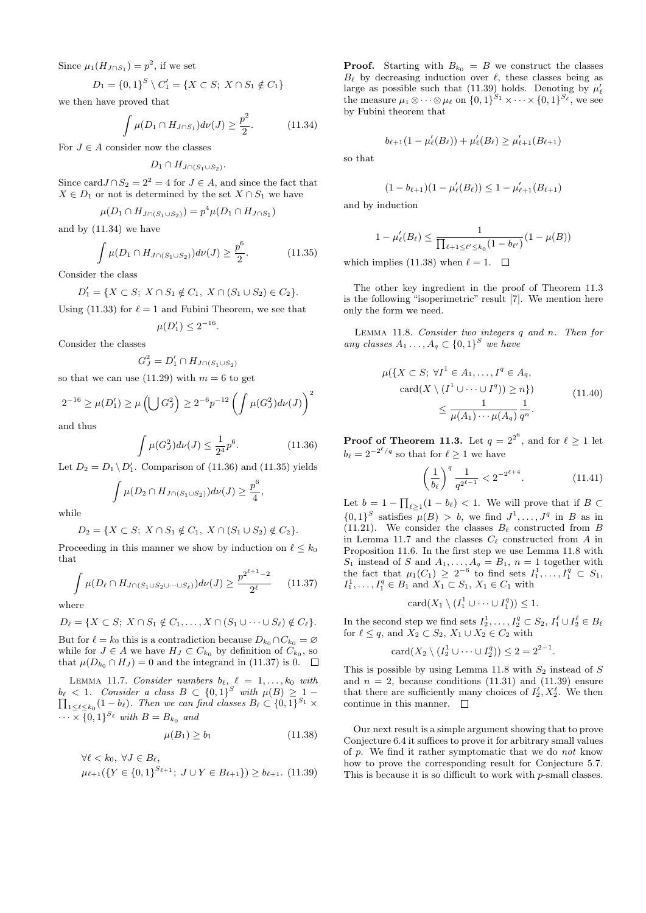Since $\mu_1(H_{J\cap S_1}) = p^2$, if we set

$$D_1 = \{0,1\}^S \setminus C_1' = \{X \subset S;\ X \cap S_1 \notin C_1\}$$

we then have proved that

$$\int \mu(D_1 \cap H_{J\cap S_1}) d\nu(J) \geq \frac{p^2}{2}. \tag{11.34}$$

For $J \in A$ consider now the classes

$$D_1 \cap H_{J\cap(S_1\cup S_2)}.$$

Since $\operatorname{card} J \cap S_2 = 2^2 = 4$ for $J \in A$, and since the fact that $X \in D_1$ or not is determined by the set $X \cap S_1$ we have

$$\mu(D_1 \cap H_{J\cap(S_1\cup S_2)}) = p^4 \mu(D_1 \cap H_{J\cap S_1})$$

and by (11.34) we have

$$\int \mu(D_1 \cap H_{J\cap(S_1\cup S_2)}) d\nu(J) \geq \frac{p^6}{2}. \tag{11.35}$$

Consider the class

$$D_1' = \{X \subset S;\ X \cap S_1 \notin C_1,\ X \cap (S_1 \cup S_2) \in C_2\}.$$

Using (11.33) for $\ell = 1$ and Fubini Theorem, we see that

$$\mu(D_1') \leq 2^{-16}.$$

Consider the classes

$$G_J^2 = D_1' \cap H_{J\cap(S_1\cup S_2)}$$

so that we can use (11.29) with $m = 6$ to get

$$2^{-16} \geq \mu(D_1') \geq \mu\left(\bigcup G_J^2\right) \geq 2^{-6} p^{-12} \left(\int \mu(G_J^2) d\nu(J)\right)^2$$

and thus

$$\int \mu(G_J^2) d\nu(J) \leq \frac{1}{2^4} p^6. \tag{11.36}$$

Let $D_2 = D_1 \setminus D_1'$. Comparison of (11.36) and (11.35) yields

$$\int \mu(D_2 \cap H_{J\cap(S_1\cup S_2)}) d\nu(J) \geq \frac{p^6}{4},$$

while

$$D_2 = \{X \subset S;\ X \cap S_1 \notin C_1,\ X \cap (S_1 \cup S_2) \notin C_2\}.$$

Proceeding in this manner we show by induction on $\ell \leq k_0$ that

$$\int \mu(D_\ell \cap H_{J\cap(S_1\cup S_2\cup\cdots\cup S_\ell)}) d\nu(J) \geq \frac{p^{2^{\ell+1}-2}}{2^\ell} \tag{11.37}$$

where

$$D_\ell = \{X \subset S;\ X \cap S_1 \notin C_1, \ldots, X \cap (S_1 \cup \cdots \cup S_\ell) \notin C_\ell\}.$$

But for $\ell = k_0$ this is a contradiction because $D_{k_0} \cap C_{k_0} = \varnothing$ while for $J \in A$ we have $H_J \subset C_{k_0}$ by definition of $C_{k_0}$, so that $\mu(D_{k_0} \cap H_J) = 0$ and the integrand in (11.37) is 0. □

Lemma 11.7. *Consider numbers $b_\ell$, $\ell = 1, \ldots, k_0$ with $b_\ell < 1$. Consider a class $B \subset \{0,1\}^S$ with $\mu(B) \geq 1 - \prod_{1\leq\ell\leq k_0}(1 - b_\ell)$. Then we can find classes $B_\ell \subset \{0,1\}^{S_1} \times \cdots \times \{0,1\}^{S_\ell}$ with $B = B_{k_0}$ and*

$$\mu(B_1) \geq b_1 \tag{11.38}$$

$$\begin{aligned}&\forall \ell < k_0,\ \forall J \in B_\ell, \\ &\mu_{\ell+1}(\{Y \in \{0,1\}^{S_{\ell+1}};\ J \cup Y \in B_{\ell+1}\}) \geq b_{\ell+1}.\end{aligned} \tag{11.39}$$

**Proof.** Starting with $B_{k_0} = B$ we construct the classes $B_\ell$ by decreasing induction over $\ell$, these classes being as large as possible such that (11.39) holds. Denoting by $\mu_\ell'$ the measure $\mu_1 \otimes \cdots \otimes \mu_\ell$ on $\{0,1\}^{S_1} \times \cdots \times \{0,1\}^{S_\ell}$, we see by Fubini theorem that

$$b_{\ell+1}(1 - \mu_\ell'(B_\ell)) + \mu_\ell'(B_\ell) \geq \mu_{\ell+1}'(B_{\ell+1})$$

so that

$$(1 - b_{\ell+1})(1 - \mu_\ell'(B_\ell)) \leq 1 - \mu_{\ell+1}'(B_{\ell+1})$$

and by induction

$$1 - \mu_\ell'(B_\ell) \leq \frac{1}{\prod_{\ell+1\leq\ell'\leq k_0}(1 - b_{\ell'})}(1 - \mu(B))$$

which implies (11.38) when $\ell = 1$. □

The other key ingredient in the proof of Theorem 11.3 is the following "isoperimetric" result [7]. We mention here only the form we need.

Lemma 11.8. *Consider two integers $q$ and $n$. Then for any classes $A_1 \ldots, A_q \subset \{0,1\}^S$ we have*

$$\begin{aligned}\mu(\{X \subset S;\ &\forall I^1 \in A_1, \ldots, I^q \in A_q, \\ &\operatorname{card}(X \setminus (I^1 \cup \cdots \cup I^q)) \geq n\}) \\ &\leq \frac{1}{\mu(A_1)\cdots\mu(A_q)} \frac{1}{q^n}.\end{aligned} \tag{11.40}$$

**Proof of Theorem 11.3.** Let $q = 2^{2^6}$, and for $\ell \geq 1$ let $b_\ell = 2^{-2^\ell/q}$ so that for $\ell \geq 1$ we have

$$\left(\frac{1}{b_\ell}\right)^q \frac{1}{q^{2^{\ell-1}}} < 2^{-2^{\ell+4}}. \tag{11.41}$$

Let $b = 1 - \prod_{\ell\geq1}(1 - b_\ell) < 1$. We will prove that if $B \subset \{0,1\}^S$ satisfies $\mu(B) > b$, we find $J^1, \ldots, J^q$ in $B$ as in (11.21). We consider the classes $B_\ell$ constructed from $B$ in Lemma 11.7 and the classes $C_\ell$ constructed from $A$ in Proposition 11.6. In the first step we use Lemma 11.8 with $S_1$ instead of $S$ and $A_1, \ldots, A_q = B_1$, $n = 1$ together with the fact that $\mu_1(C_1) \geq 2^{-6}$ to find sets $I_1^1, \ldots, I_1^q \subset S_1$, $I_1^1, \ldots, I_1^q \in B_1$ and $X_1 \subset S_1$, $X_1 \in C_1$ with

$$\operatorname{card}(X_1 \setminus (I_1^1 \cup \cdots \cup I_1^q)) \leq 1.$$

In the second step we find sets $I_2^1, \ldots, I_2^q \subset S_2$, $I_1^\ell \cup I_2^\ell \in B_\ell$ for $\ell \leq q$, and $X_2 \subset S_2$, $X_1 \cup X_2 \in C_2$ with

$$\operatorname{card}(X_2 \setminus (I_2^1 \cup \cdots \cup I_2^q)) \leq 2 = 2^{2-1}.$$

This is possible by using Lemma 11.8 with $S_2$ instead of $S$ and $n = 2$, because conditions (11.31) and (11.39) ensure that there are sufficiently many choices of $I_2^\ell, X_2^\ell$. We then continue in this manner. □

Our next result is a simple argument showing that to prove Conjecture 6.4 it suffices to prove it for arbitrary small values of $p$. We find it rather symptomatic that we do *not* know how to prove the corresponding result for Conjecture 5.7. This is because it is so difficult to work with $p$-small classes.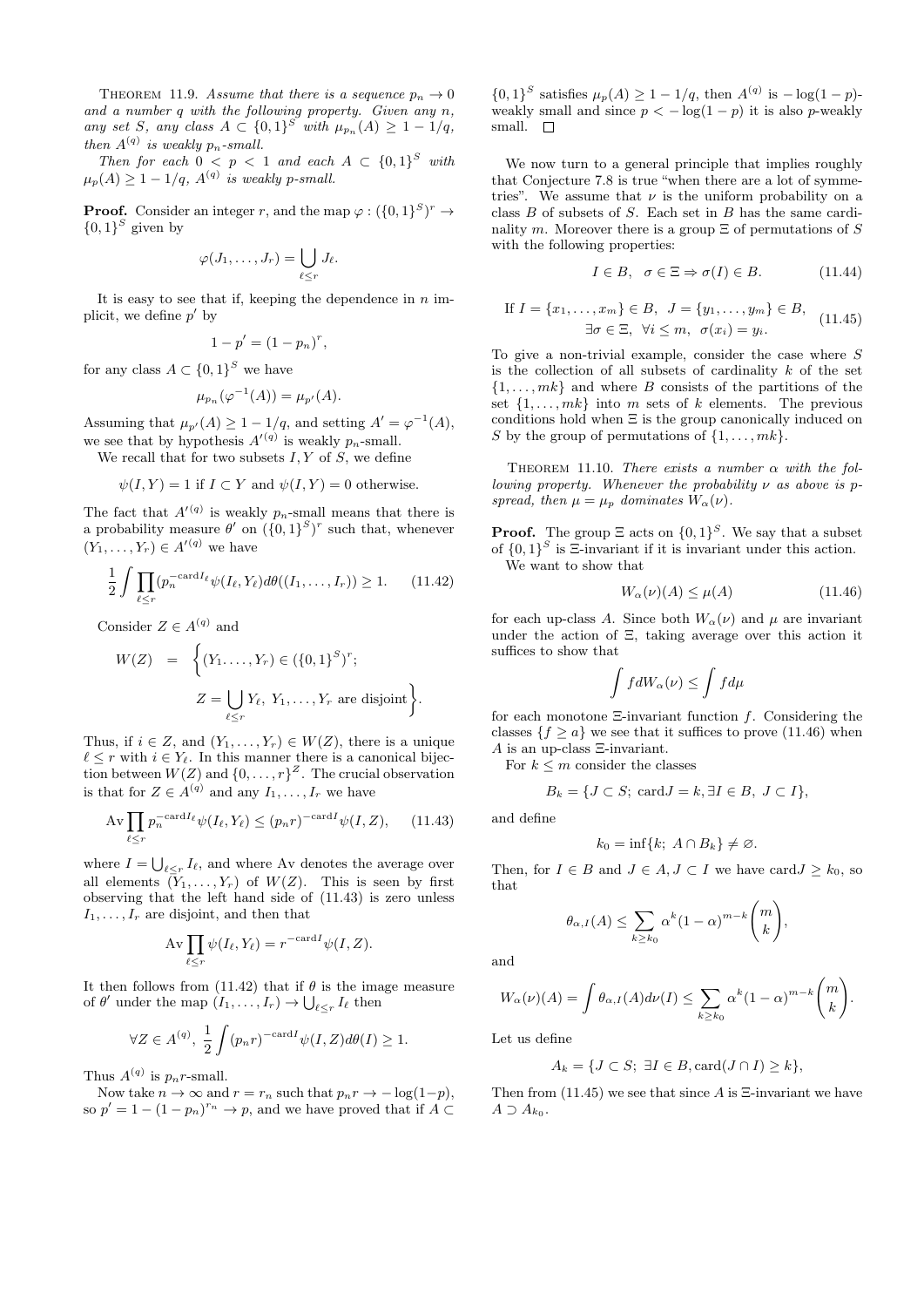THEOREM 11.9. *Assume that there is a sequence $p_n \to 0$ and a number $q$ with the following property. Given any $n$, any set $S$, any class $A \subset \{0,1\}^S$ with $\mu_{p_n}(A) \geq 1 - 1/q$, then $A^{(q)}$ is weakly $p_n$-small.*

*Then for each $0 < p < 1$ and each $A \subset \{0,1\}^S$ with $\mu_p(A) \geq 1 - 1/q$, $A^{(q)}$ is weakly $p$-small.*

**Proof.** Consider an integer $r$, and the map $\varphi : (\{0,1\}^S)^r \to \{0,1\}^S$ given by

$$\varphi(J_1, \dots, J_r) = \bigcup_{\ell \leq r} J_\ell.$$

It is easy to see that if, keeping the dependence in $n$ implicit, we define $p'$ by

$$1 - p' = (1 - p_n)^r,$$

for any class $A \subset \{0,1\}^S$ we have

$$\mu_{p_n}(\varphi^{-1}(A)) = \mu_{p'}(A).$$

Assuming that $\mu_{p'}(A) \geq 1 - 1/q$, and setting $A' = \varphi^{-1}(A)$, we see that by hypothesis $A'^{(q)}$ is weakly $p_n$-small.

We recall that for two subsets $I, Y$ of $S$, we define

$$\psi(I, Y) = 1 \text{ if } I \subset Y \text{ and } \psi(I, Y) = 0 \text{ otherwise.}$$

The fact that $A'^{(q)}$ is weakly $p_n$-small means that there is a probability measure $\theta'$ on $(\{0,1\}^S)^r$ such that, whenever $(Y_1, \dots, Y_r) \in A'^{(q)}$ we have

$$\frac{1}{2} \int \prod_{\ell \leq r} (p_n^{-\text{card} I_\ell} \psi(I_\ell, Y_\ell) d\theta((I_1, \dots, I_r)) \geq 1. \qquad (11.42)$$

Consider $Z \in A^{(q)}$ and

$$W(Z) = \Big\{ (Y_1 \dots, Y_r) \in (\{0,1\}^S)^r; \; Z = \bigcup_{\ell \leq r} Y_\ell, \; Y_1, \dots, Y_r \text{ are disjoint} \Big\}.$$

Thus, if $i \in Z$, and $(Y_1, \dots, Y_r) \in W(Z)$, there is a unique $\ell \leq r$ with $i \in Y_\ell$. In this manner there is a canonical bijection between $W(Z)$ and $\{0, \dots, r\}^Z$. The crucial observation is that for $Z \in A^{(q)}$ and any $I_1, \dots, I_r$ we have

$$\text{Av} \prod_{\ell \leq r} p_n^{-\text{card} I_\ell} \psi(I_\ell, Y_\ell) \leq (p_n r)^{-\text{card} I} \psi(I, Z), \qquad (11.43)$$

where $I = \bigcup_{\ell \leq r} I_\ell$, and where Av denotes the average over all elements $(Y_1, \dots, Y_r)$ of $W(Z)$. This is seen by first observing that the left hand side of (11.43) is zero unless $I_1, \dots, I_r$ are disjoint, and then that

$$\text{Av} \prod_{\ell \leq r} \psi(I_\ell, Y_\ell) = r^{-\text{card} I} \psi(I, Z).$$

It then follows from (11.42) that if $\theta$ is the image measure of $\theta'$ under the map $(I_1, \dots, I_r) \to \bigcup_{\ell \leq r} I_\ell$ then

$$\forall Z \in A^{(q)}, \; \frac{1}{2} \int (p_n r)^{-\text{card} I} \psi(I, Z) d\theta(I) \geq 1.$$

Thus $A^{(q)}$ is $p_n r$-small.

Now take $n \to \infty$ and $r = r_n$ such that $p_n r \to -\log(1-p)$, so $p' = 1 - (1-p_n)^{r_n} \to p$, and we have proved that if $A \subset \{0,1\}^S$ satisfies $\mu_p(A) \geq 1 - 1/q$, then $A^{(q)}$ is $-\log(1-p)$-weakly small and since $p < -\log(1-p)$ it is also $p$-weakly small. $\square$

We now turn to a general principle that implies roughly that Conjecture 7.8 is true "when there are a lot of symmetries". We assume that $\nu$ is the uniform probability on a class $B$ of subsets of $S$. Each set in $B$ has the same cardinality $m$. Moreover there is a group $\Xi$ of permutations of $S$ with the following properties:

$$I \in B, \;\; \sigma \in \Xi \Rightarrow \sigma(I) \in B. \qquad (11.44)$$

$$\text{If } I = \{x_1, \dots, x_m\} \in B, \;\; J = \{y_1, \dots, y_m\} \in B, \;\; \exists \sigma \in \Xi, \;\; \forall i \leq m, \;\; \sigma(x_i) = y_i. \qquad (11.45)$$

To give a non-trivial example, consider the case where $S$ is the collection of all subsets of cardinality $k$ of the set $\{1, \dots, mk\}$ and where $B$ consists of the partitions of the set $\{1, \dots, mk\}$ into $m$ sets of $k$ elements. The previous conditions hold when $\Xi$ is the group canonically induced on $S$ by the group of permutations of $\{1, \dots, mk\}$.

THEOREM 11.10. *There exists a number $\alpha$ with the following property. Whenever the probability $\nu$ as above is $p$-spread, then $\mu = \mu_p$ dominates $W_\alpha(\nu)$.*

**Proof.** The group $\Xi$ acts on $\{0,1\}^S$. We say that a subset of $\{0,1\}^S$ is $\Xi$-invariant if it is invariant under this action.

We want to show that

$$W_\alpha(\nu)(A) \leq \mu(A) \qquad (11.46)$$

for each up-class $A$. Since both $W_\alpha(\nu)$ and $\mu$ are invariant under the action of $\Xi$, taking average over this action it suffices to show that

$$\int f dW_\alpha(\nu) \leq \int f d\mu$$

for each monotone $\Xi$-invariant function $f$. Considering the classes $\{f \geq a\}$ we see that it suffices to prove (11.46) when $A$ is an up-class $\Xi$-invariant.

For $k \leq m$ consider the classes

$$B_k = \{J \subset S; \; \text{card} J = k, \exists I \in B, \; J \subset I\},$$

and define

$$k_0 = \inf\{k; \; A \cap B_k\} \neq \varnothing.$$

Then, for $I \in B$ and $J \in A, J \subset I$ we have $\text{card} J \geq k_0$, so that

$$\theta_{\alpha,I}(A) \leq \sum_{k \geq k_0} \alpha^k (1-\alpha)^{m-k} \binom{m}{k},$$

and

$$W_\alpha(\nu)(A) = \int \theta_{\alpha,I}(A) d\nu(I) \leq \sum_{k \geq k_0} \alpha^k (1-\alpha)^{m-k} \binom{m}{k}.$$

Let us define

$$A_k = \{J \subset S; \; \exists I \in B, \text{card}(J \cap I) \geq k\},$$

Then from (11.45) we see that since $A$ is $\Xi$-invariant we have $A \supset A_{k_0}$.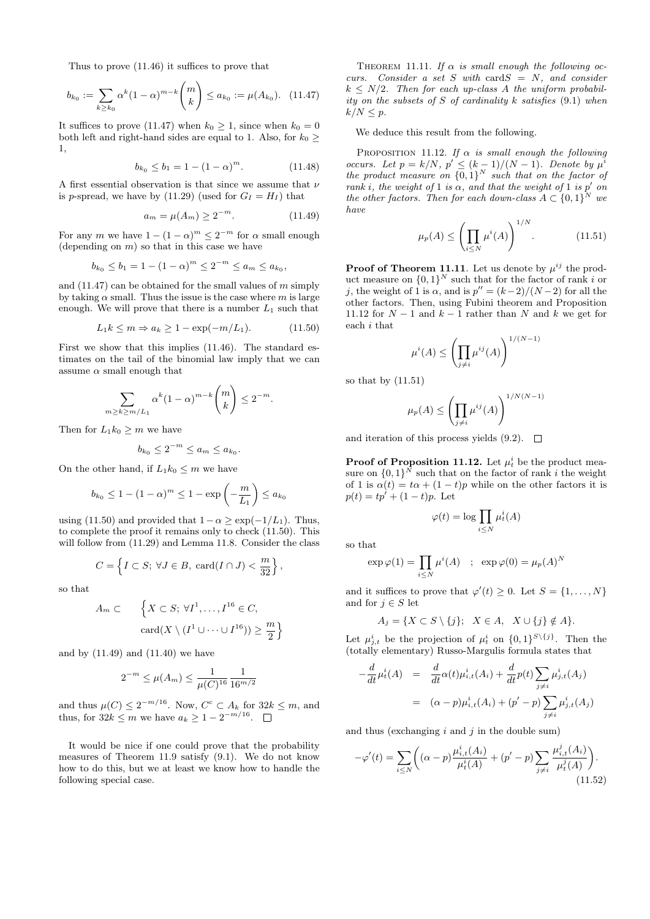Thus to prove (11.46) it suffices to prove that

$$b_{k_0} := \sum_{k \geq k_0} \alpha^k (1-\alpha)^{m-k} \binom{m}{k} \leq a_{k_0} := \mu(A_{k_0}). \quad (11.47)$$

It suffices to prove (11.47) when $k_0 \geq 1$, since when $k_0 = 0$ both left and right-hand sides are equal to 1. Also, for $k_0 \geq 1$,

$$b_{k_0} \leq b_1 = 1 - (1-\alpha)^m. \quad (11.48)$$

A first essential observation is that since we assume that $\nu$ is $p$-spread, we have by (11.29) (used for $G_I = H_I$) that

$$a_m = \mu(A_m) \geq 2^{-m}. \quad (11.49)$$

For any $m$ we have $1-(1-\alpha)^m \leq 2^{-m}$ for $\alpha$ small enough (depending on $m$) so that in this case we have

$$b_{k_0} \leq b_1 = 1-(1-\alpha)^m \leq 2^{-m} \leq a_m \leq a_{k_0},$$

and (11.47) can be obtained for the small values of $m$ simply by taking $\alpha$ small. Thus the issue is the case where $m$ is large enough. We will prove that there is a number $L_1$ such that

$$L_1 k \leq m \Rightarrow a_k \geq 1 - \exp(-m/L_1). \quad (11.50)$$

First we show that this implies (11.46). The standard estimates on the tail of the binomial law imply that we can assume $\alpha$ small enough that

$$\sum_{m \geq k \geq m/L_1} \alpha^k (1-\alpha)^{m-k} \binom{m}{k} \leq 2^{-m}.$$

Then for $L_1 k_0 \geq m$ we have

$$b_{k_0} \leq 2^{-m} \leq a_m \leq a_{k_0}.$$

On the other hand, if $L_1 k_0 \leq m$ we have

$$b_{k_0} \leq 1-(1-\alpha)^m \leq 1 - \exp\left(-\frac{m}{L_1}\right) \leq a_{k_0}$$

using (11.50) and provided that $1-\alpha \geq \exp(-1/L_1)$. Thus, to complete the proof it remains only to check (11.50). This will follow from (11.29) and Lemma 11.8. Consider the class

$$C = \left\{ I \subset S;\ \forall J \in B,\ \mathrm{card}(I \cap J) < \frac{m}{32} \right\},$$

so that

$$A_m \subset \quad \Big\{ X \subset S;\ \forall I^1, \ldots, I^{16} \in C,$$
$$\mathrm{card}(X \setminus (I^1 \cup \cdots \cup I^{16})) \geq \frac{m}{2} \Big\}$$

and by (11.49) and (11.40) we have

$$2^{-m} \leq \mu(A_m) \leq \frac{1}{\mu(C)^{16}} \frac{1}{16^{m/2}}$$

and thus $\mu(C) \leq 2^{-m/16}$. Now, $C^c \subset A_k$ for $32k \leq m$, and thus, for $32k \leq m$ we have $a_k \geq 1 - 2^{-m/16}$. $\square$

It would be nice if one could prove that the probability measures of Theorem 11.9 satisfy (9.1). We do not know how to do this, but we at least we know how to handle the following special case.

Theorem 11.11. *If $\alpha$ is small enough the following occurs. Consider a set $S$ with $\mathrm{card}S = N$, and consider $k \leq N/2$. Then for each up-class $A$ the uniform probability on the subsets of $S$ of cardinality $k$ satisfies (9.1) when $k/N \leq p$.*

We deduce this result from the following.

Proposition 11.12. *If $\alpha$ is small enough the following occurs. Let $p = k/N$, $p' \leq (k-1)/(N-1)$. Denote by $\mu^i$ the product measure on $\{0,1\}^N$ such that on the factor of rank $i$, the weight of 1 is $\alpha$, and that the weight of 1 is $p'$ on the other factors. Then for each down-class $A \subset \{0,1\}^N$ we have*

$$\mu_p(A) \leq \left( \prod_{i \leq N} \mu^i(A) \right)^{1/N}. \quad (11.51)$$

**Proof of Theorem 11.11**. Let us denote by $\mu^{ij}$ the product measure on $\{0,1\}^N$ such that for the factor of rank $i$ or $j$, the weight of 1 is $\alpha$, and is $p'' = (k-2)/(N-2)$ for all the other factors. Then, using Fubini theorem and Proposition 11.12 for $N-1$ and $k-1$ rather than $N$ and $k$ we get for each $i$ that

$$\mu^i(A) \leq \left( \prod_{j \neq i} \mu^{ij}(A) \right)^{1/(N-1)}$$

so that by (11.51)

$$\mu_p(A) \leq \left( \prod_{j \neq i} \mu^{ij}(A) \right)^{1/N(N-1)}$$

and iteration of this process yields (9.2). $\square$

**Proof of Proposition 11.12.** Let $\mu_t^i$ be the product measure on $\{0,1\}^N$ such that on the factor of rank $i$ the weight of 1 is $\alpha(t) = t\alpha + (1-t)p$ while on the other factors it is $p(t) = tp' + (1-t)p$. Let

$$\varphi(t) = \log \prod_{i \leq N} \mu_t^i(A)$$

so that

$$\exp \varphi(1) = \prod_{i \leq N} \mu^i(A) \quad ; \quad \exp \varphi(0) = \mu_p(A)^N$$

and it suffices to prove that $\varphi'(t) \geq 0$. Let $S = \{1, \ldots, N\}$ and for $j \in S$ let

$$A_j = \{X \subset S \setminus \{j\};\ \ X \in A,\ \ X \cup \{j\} \notin A\}.$$

Let $\mu_{j,t}^i$ be the projection of $\mu_t^i$ on $\{0,1\}^{S \setminus \{j\}}$. Then the (totally elementary) Russo-Margulis formula states that

$$\begin{aligned} -\frac{d}{dt}\mu_t^i(A) &= \frac{d}{dt}\alpha(t)\mu_{i,t}^i(A_i) + \frac{d}{dt}p(t)\sum_{j \neq i} \mu_{j,t}^i(A_j) \\ &= (\alpha - p)\mu_{i,t}^i(A_i) + (p' - p)\sum_{j \neq i} \mu_{j,t}^i(A_j) \end{aligned}$$

and thus (exchanging $i$ and $j$ in the double sum)

$$-\varphi'(t) = \sum_{i \leq N} \left( (\alpha - p)\frac{\mu_{i,t}^i(A_i)}{\mu_t^i(A)} + (p' - p)\sum_{j \neq i} \frac{\mu_{i,t}^j(A_i)}{\mu_t^j(A)} \right). \quad (11.52)$$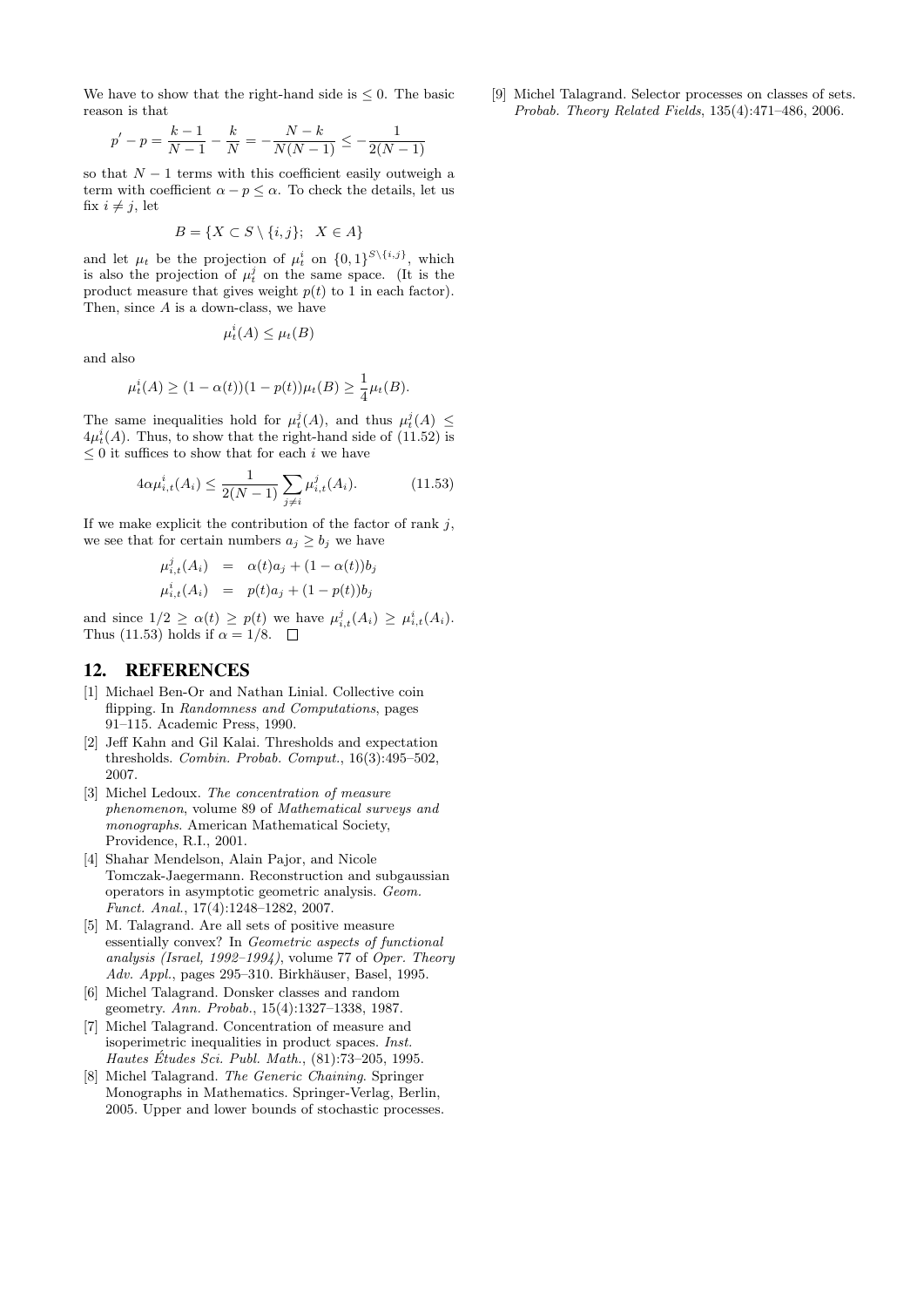We have to show that the right-hand side is $\leq 0$. The basic reason is that

$$p' - p = \frac{k-1}{N-1} - \frac{k}{N} = -\frac{N-k}{N(N-1)} \leq -\frac{1}{2(N-1)}$$

so that $N-1$ terms with this coefficient easily outweigh a term with coefficient $\alpha - p \leq \alpha$. To check the details, let us fix $i \neq j$, let

$$B = \{X \subset S \setminus \{i,j\};\ \ X \in A\}$$

and let $\mu_t$ be the projection of $\mu_t^i$ on $\{0,1\}^{S\setminus\{i,j\}}$, which is also the projection of $\mu_t^j$ on the same space. (It is the product measure that gives weight $p(t)$ to 1 in each factor). Then, since $A$ is a down-class, we have

$$\mu_t^i(A) \leq \mu_t(B)$$

and also

$$\mu_t^i(A) \geq (1-\alpha(t))(1-p(t))\mu_t(B) \geq \frac{1}{4}\mu_t(B).$$

The same inequalities hold for $\mu_t^j(A)$, and thus $\mu_t^j(A) \leq 4\mu_t^i(A)$. Thus, to show that the right-hand side of (11.52) is $\leq 0$ it suffices to show that for each $i$ we have

$$4\alpha\mu_{i,t}^i(A_i) \leq \frac{1}{2(N-1)} \sum_{j\neq i} \mu_{i,t}^j(A_i). \tag{11.53}$$

If we make explicit the contribution of the factor of rank $j$, we see that for certain numbers $a_j \geq b_j$ we have

$$\begin{aligned} \mu_{i,t}^j(A_i) &= \alpha(t)a_j + (1-\alpha(t))b_j \\ \mu_{i,t}^i(A_i) &= p(t)a_j + (1-p(t))b_j \end{aligned}$$

and since $1/2 \geq \alpha(t) \geq p(t)$ we have $\mu_{i,t}^j(A_i) \geq \mu_{i,t}^i(A_i)$. Thus (11.53) holds if $\alpha = 1/8$. □

## 12. REFERENCES

[1] Michael Ben-Or and Nathan Linial. Collective coin flipping. In *Randomness and Computations*, pages 91–115. Academic Press, 1990.

[2] Jeff Kahn and Gil Kalai. Thresholds and expectation thresholds. *Combin. Probab. Comput.*, 16(3):495–502, 2007.

[3] Michel Ledoux. *The concentration of measure phenomenon*, volume 89 of *Mathematical surveys and monographs*. American Mathematical Society, Providence, R.I., 2001.

[4] Shahar Mendelson, Alain Pajor, and Nicole Tomczak-Jaegermann. Reconstruction and subgaussian operators in asymptotic geometric analysis. *Geom. Funct. Anal.*, 17(4):1248–1282, 2007.

[5] M. Talagrand. Are all sets of positive measure essentially convex? In *Geometric aspects of functional analysis (Israel, 1992–1994)*, volume 77 of *Oper. Theory Adv. Appl.*, pages 295–310. Birkhäuser, Basel, 1995.

[6] Michel Talagrand. Donsker classes and random geometry. *Ann. Probab.*, 15(4):1327–1338, 1987.

[7] Michel Talagrand. Concentration of measure and isoperimetric inequalities in product spaces. *Inst. Hautes Études Sci. Publ. Math.*, (81):73–205, 1995.

[8] Michel Talagrand. *The Generic Chaining*. Springer Monographs in Mathematics. Springer-Verlag, Berlin, 2005. Upper and lower bounds of stochastic processes.

[9] Michel Talagrand. Selector processes on classes of sets. *Probab. Theory Related Fields*, 135(4):471–486, 2006.